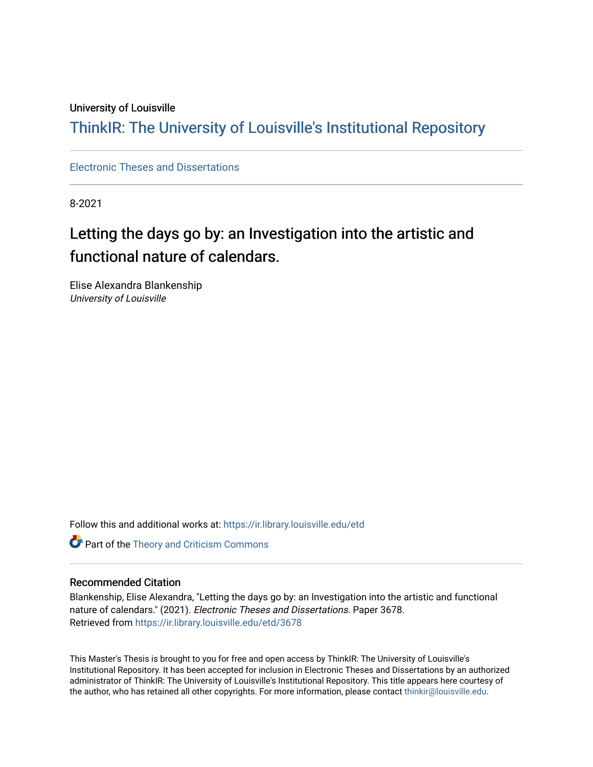University of Louisville

# ThinkIR: The University of Louisville's Institutional Repository

Electronic Theses and Dissertations

8-2021

# Letting the days go by: an Investigation into the artistic and functional nature of calendars.

Elise Alexandra Blankenship
*University of Louisville*

Follow this and additional works at: https://ir.library.louisville.edu/etd

Part of the Theory and Criticism Commons

## Recommended Citation

Blankenship, Elise Alexandra, "Letting the days go by: an Investigation into the artistic and functional nature of calendars." (2021). *Electronic Theses and Dissertations.* Paper 3678.
Retrieved from https://ir.library.louisville.edu/etd/3678

This Master's Thesis is brought to you for free and open access by ThinkIR: The University of Louisville's Institutional Repository. It has been accepted for inclusion in Electronic Theses and Dissertations by an authorized administrator of ThinkIR: The University of Louisville's Institutional Repository. This title appears here courtesy of the author, who has retained all other copyrights. For more information, please contact thinkir@louisville.edu.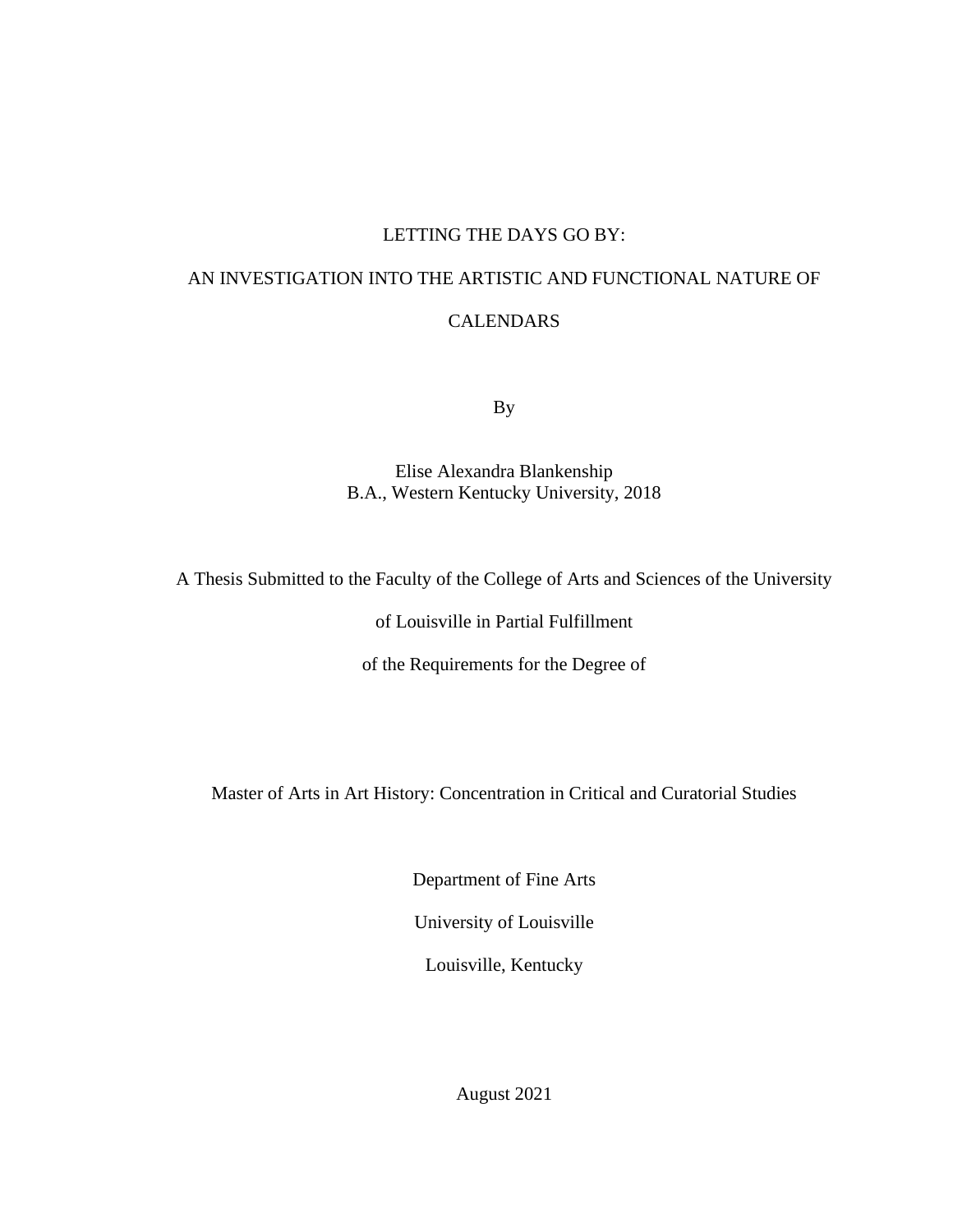LETTING THE DAYS GO BY:

AN INVESTIGATION INTO THE ARTISTIC AND FUNCTIONAL NATURE OF CALENDARS

By

Elise Alexandra Blankenship
B.A., Western Kentucky University, 2018

A Thesis Submitted to the Faculty of the College of Arts and Sciences of the University of Louisville in Partial Fulfillment of the Requirements for the Degree of

Master of Arts in Art History: Concentration in Critical and Curatorial Studies

Department of Fine Arts
University of Louisville
Louisville, Kentucky

August 2021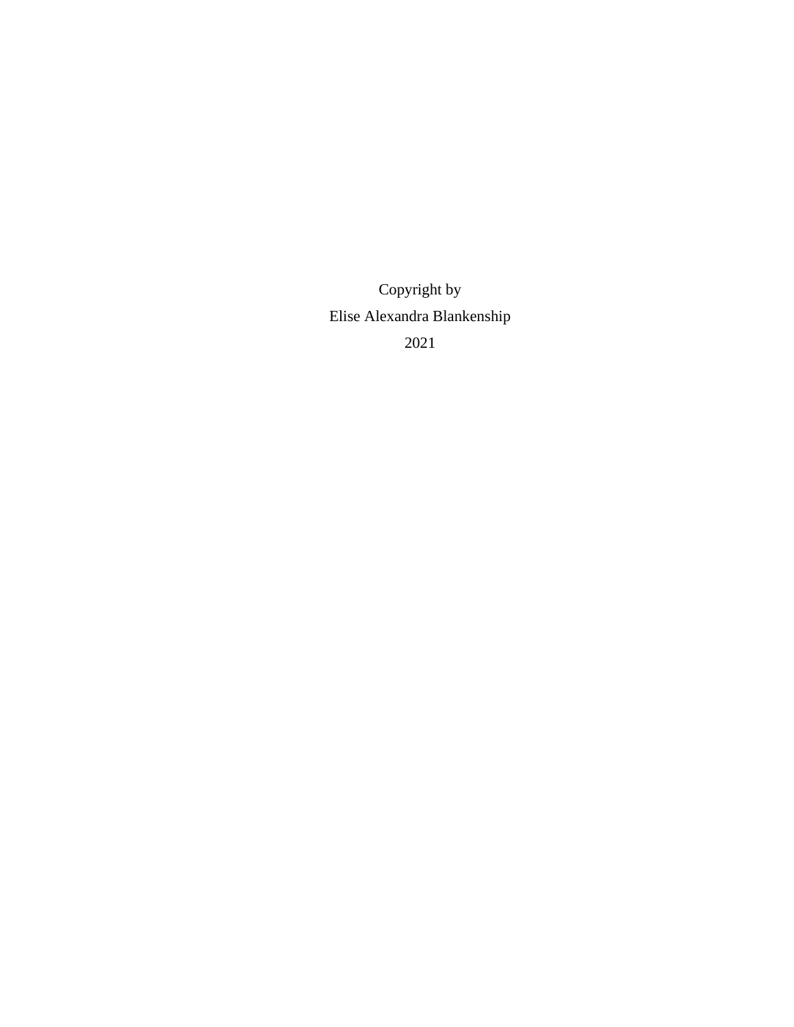Copyright by

Elise Alexandra Blankenship

2021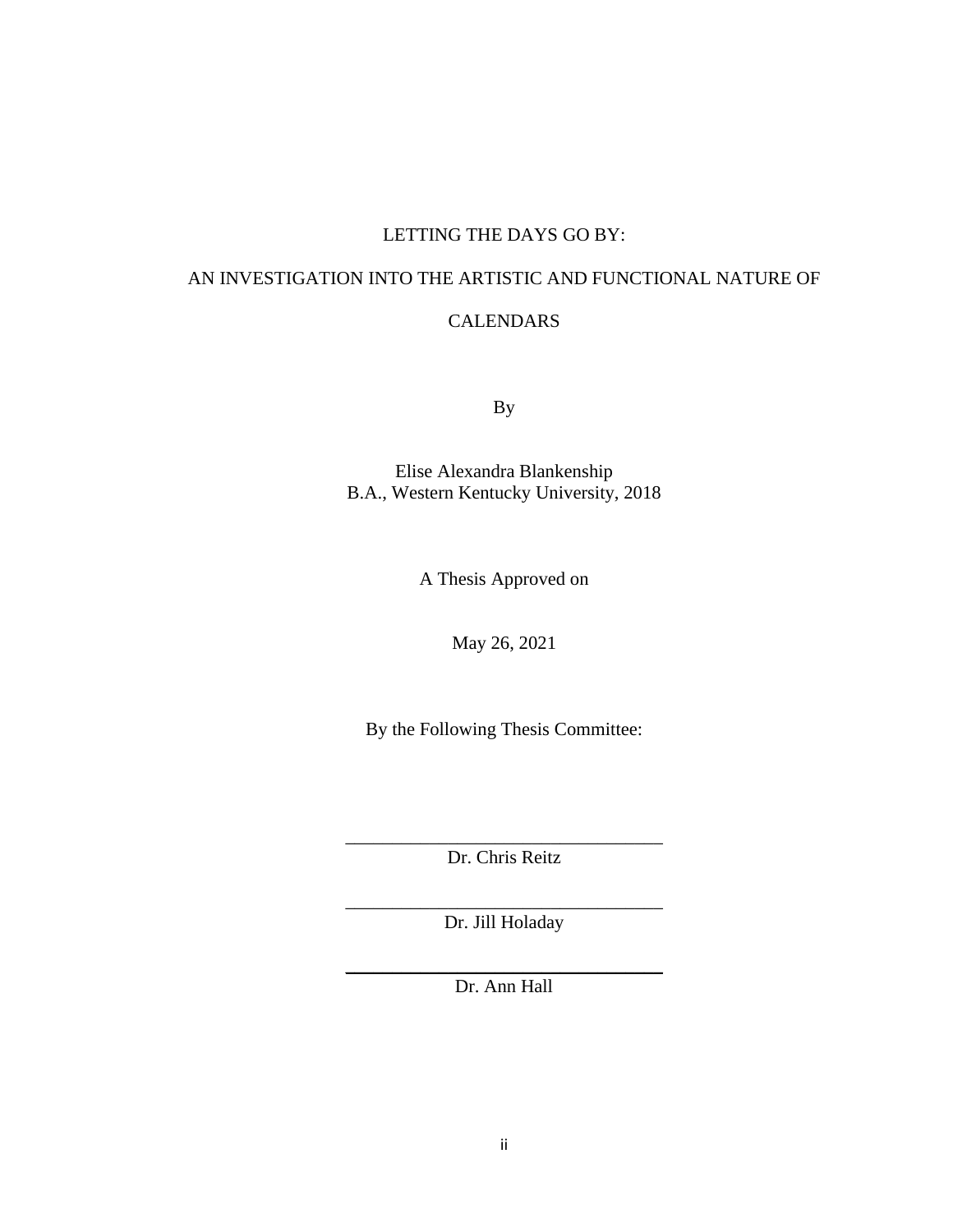LETTING THE DAYS GO BY:

AN INVESTIGATION INTO THE ARTISTIC AND FUNCTIONAL NATURE OF CALENDARS

By

Elise Alexandra Blankenship
B.A., Western Kentucky University, 2018

A Thesis Approved on

May 26, 2021

By the Following Thesis Committee:

\_\_\_\_\_\_\_\_\_\_\_\_\_\_\_\_\_\_\_\_\_\_\_\_\_\_\_\_\_\_\_\_\_\_
Dr. Chris Reitz

\_\_\_\_\_\_\_\_\_\_\_\_\_\_\_\_\_\_\_\_\_\_\_\_\_\_\_\_\_\_\_\_\_\_
Dr. Jill Holaday

\_\_\_\_\_\_\_\_\_\_\_\_\_\_\_\_\_\_\_\_\_\_\_\_\_\_\_\_\_\_\_\_\_\_
Dr. Ann Hall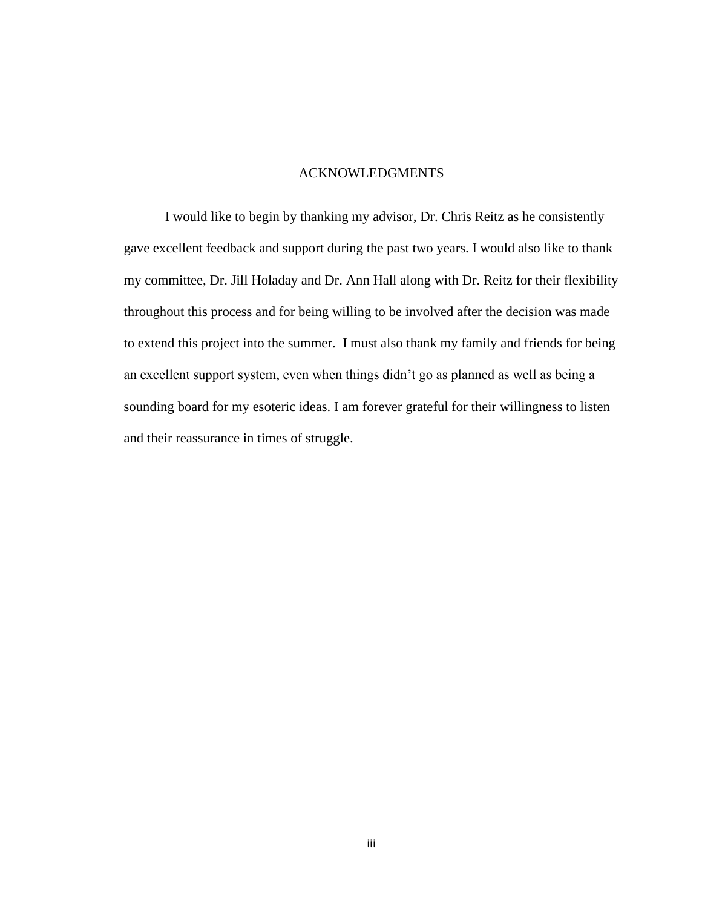# ACKNOWLEDGMENTS

I would like to begin by thanking my advisor, Dr. Chris Reitz as he consistently gave excellent feedback and support during the past two years. I would also like to thank my committee, Dr. Jill Holaday and Dr. Ann Hall along with Dr. Reitz for their flexibility throughout this process and for being willing to be involved after the decision was made to extend this project into the summer. I must also thank my family and friends for being an excellent support system, even when things didn't go as planned as well as being a sounding board for my esoteric ideas. I am forever grateful for their willingness to listen and their reassurance in times of struggle.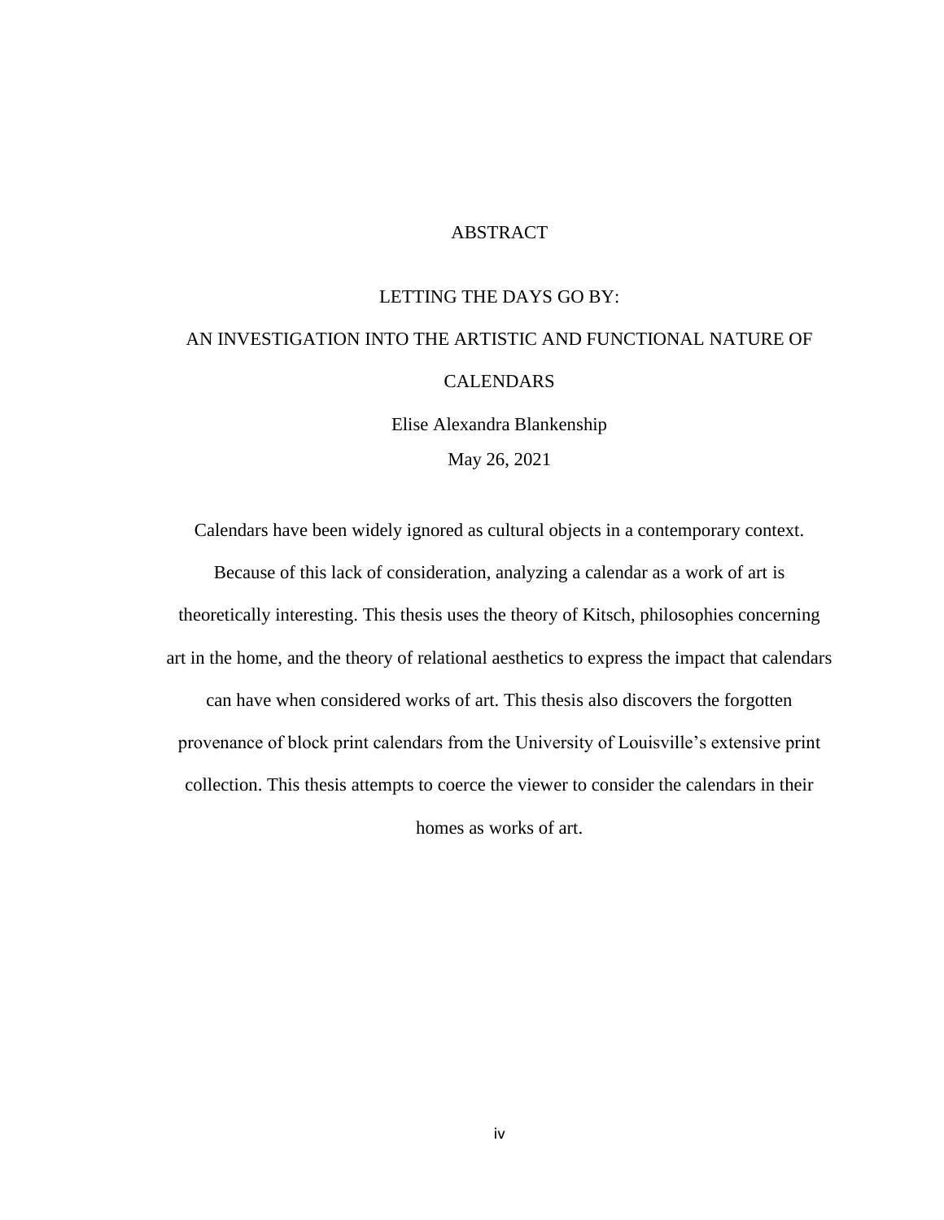# ABSTRACT

## LETTING THE DAYS GO BY:

## AN INVESTIGATION INTO THE ARTISTIC AND FUNCTIONAL NATURE OF CALENDARS

Elise Alexandra Blankenship

May 26, 2021

Calendars have been widely ignored as cultural objects in a contemporary context. Because of this lack of consideration, analyzing a calendar as a work of art is theoretically interesting. This thesis uses the theory of Kitsch, philosophies concerning art in the home, and the theory of relational aesthetics to express the impact that calendars can have when considered works of art. This thesis also discovers the forgotten provenance of block print calendars from the University of Louisville's extensive print collection. This thesis attempts to coerce the viewer to consider the calendars in their homes as works of art.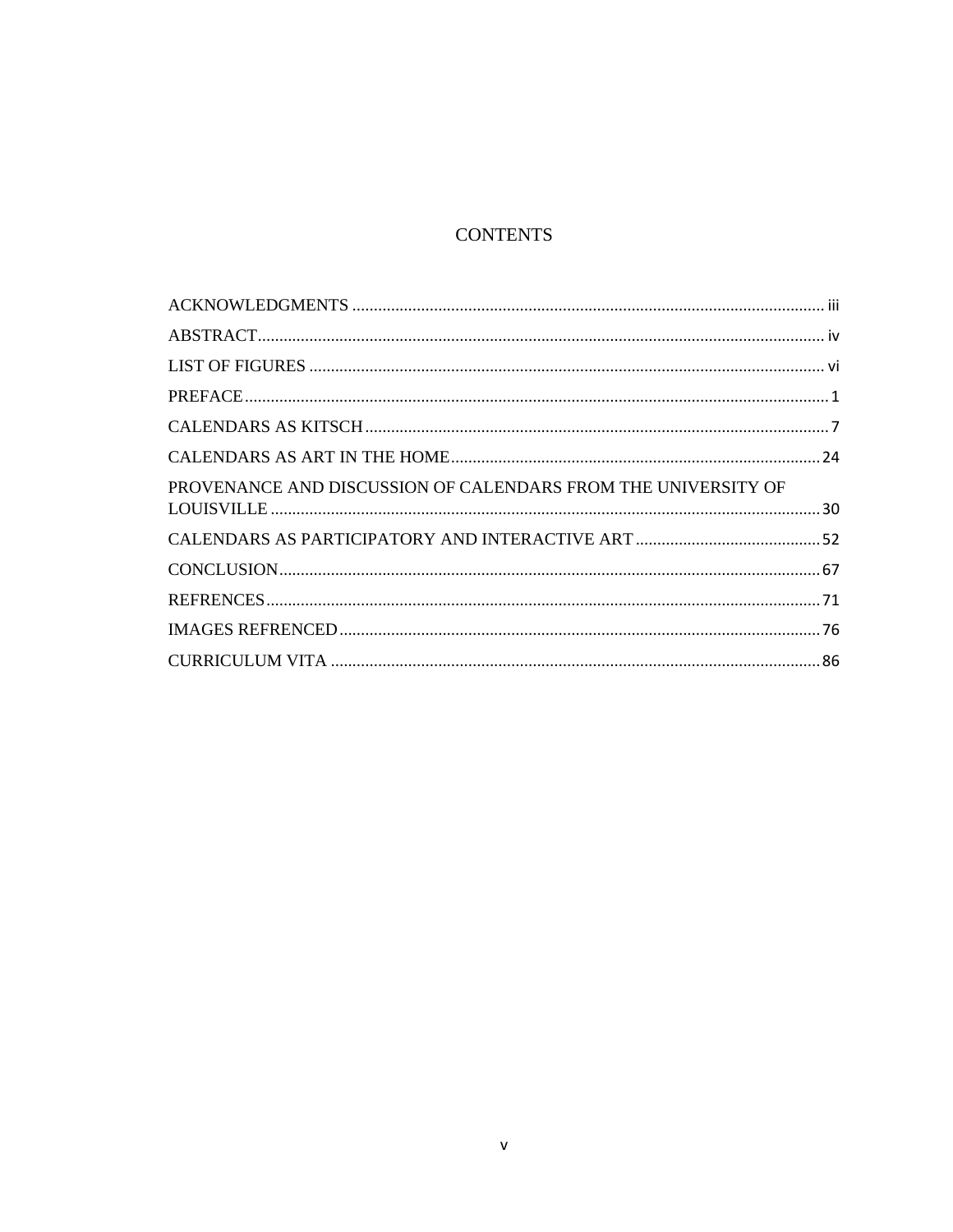# CONTENTS

ACKNOWLEDGMENTS ............................................................................................................. iii

ABSTRACT.................................................................................................................................. iv

LIST OF FIGURES ....................................................................................................................... vi

PREFACE....................................................................................................................................... 1

CALENDARS AS KITSCH ........................................................................................................... 7

CALENDARS AS ART IN THE HOME..................................................................................... 24

PROVENANCE AND DISCUSSION OF CALENDARS FROM THE UNIVERSITY OF LOUISVILLE ............................................................................................................................... 30

CALENDARS AS PARTICIPATORY AND INTERACTIVE ART ........................................... 52

CONCLUSION............................................................................................................................. 67

REFRENCES................................................................................................................................ 71

IMAGES REFRENCED............................................................................................................... 76

CURRICULUM VITA ................................................................................................................. 86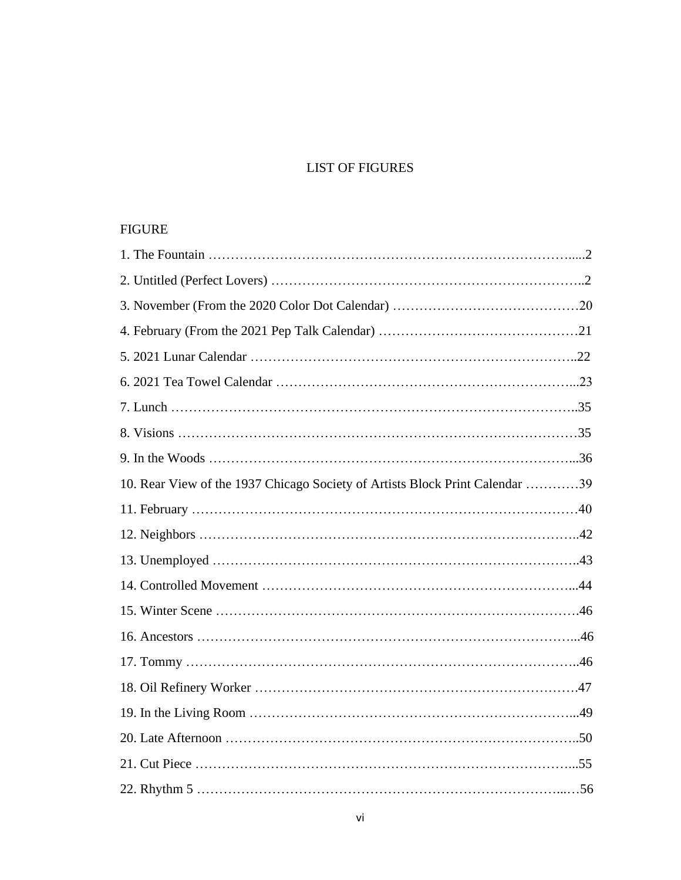# LIST OF FIGURES

FIGURE

1. The Fountain .....2
2. Untitled (Perfect Lovers) .....2
3. November (From the 2020 Color Dot Calendar) .....20
4. February (From the 2021 Pep Talk Calendar) .....21
5. 2021 Lunar Calendar .....22
6. 2021 Tea Towel Calendar .....23
7. Lunch .....35
8. Visions .....35
9. In the Woods .....36
10. Rear View of the 1937 Chicago Society of Artists Block Print Calendar .....39
11. February .....40
12. Neighbors .....42
13. Unemployed .....43
14. Controlled Movement .....44
15. Winter Scene .....46
16. Ancestors .....46
17. Tommy .....46
18. Oil Refinery Worker .....47
19. In the Living Room .....49
20. Late Afternoon .....50
21. Cut Piece .....55
22. Rhythm 5 .....56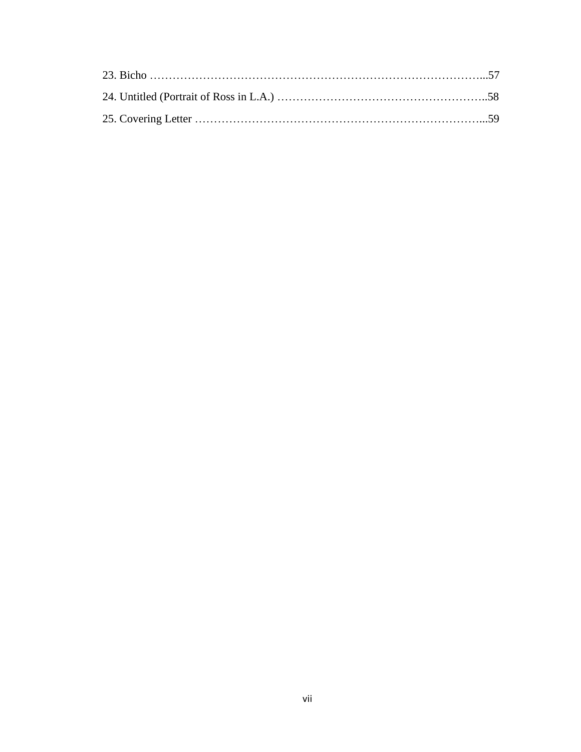23. Bicho …………………………………………………………………………………...57

24. Untitled (Portrait of Ross in L.A.) ………………………………………………..58

25. Covering Letter …………………………………………………………………...59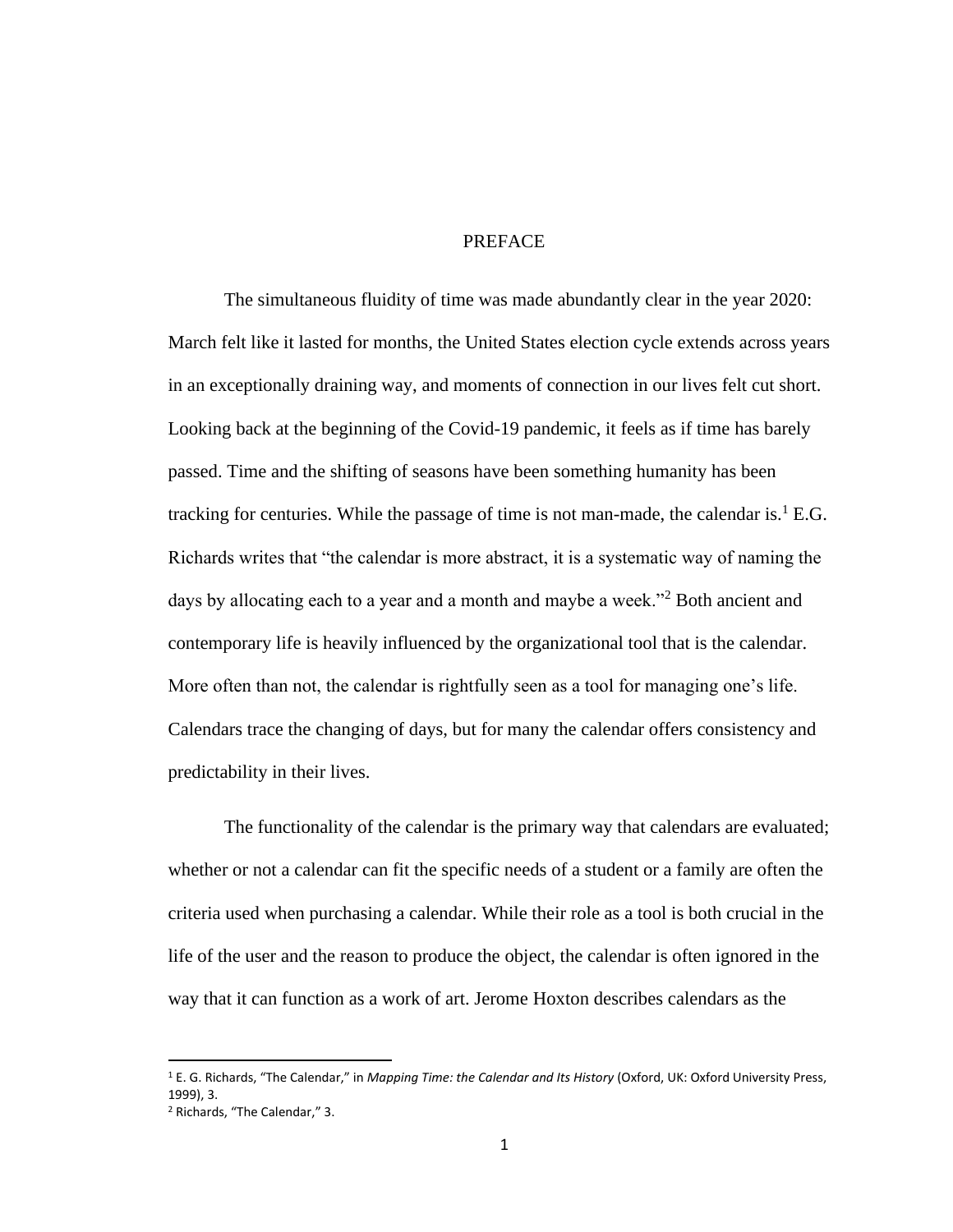# PREFACE

The simultaneous fluidity of time was made abundantly clear in the year 2020: March felt like it lasted for months, the United States election cycle extends across years in an exceptionally draining way, and moments of connection in our lives felt cut short. Looking back at the beginning of the Covid-19 pandemic, it feels as if time has barely passed. Time and the shifting of seasons have been something humanity has been tracking for centuries. While the passage of time is not man-made, the calendar is.[1] E.G. Richards writes that "the calendar is more abstract, it is a systematic way of naming the days by allocating each to a year and a month and maybe a week."[2] Both ancient and contemporary life is heavily influenced by the organizational tool that is the calendar. More often than not, the calendar is rightfully seen as a tool for managing one's life. Calendars trace the changing of days, but for many the calendar offers consistency and predictability in their lives.

The functionality of the calendar is the primary way that calendars are evaluated; whether or not a calendar can fit the specific needs of a student or a family are often the criteria used when purchasing a calendar. While their role as a tool is both crucial in the life of the user and the reason to produce the object, the calendar is often ignored in the way that it can function as a work of art. Jerome Hoxton describes calendars as the

---

[1] E. G. Richards, "The Calendar," in *Mapping Time: the Calendar and Its History* (Oxford, UK: Oxford University Press, 1999), 3.

[2] Richards, "The Calendar," 3.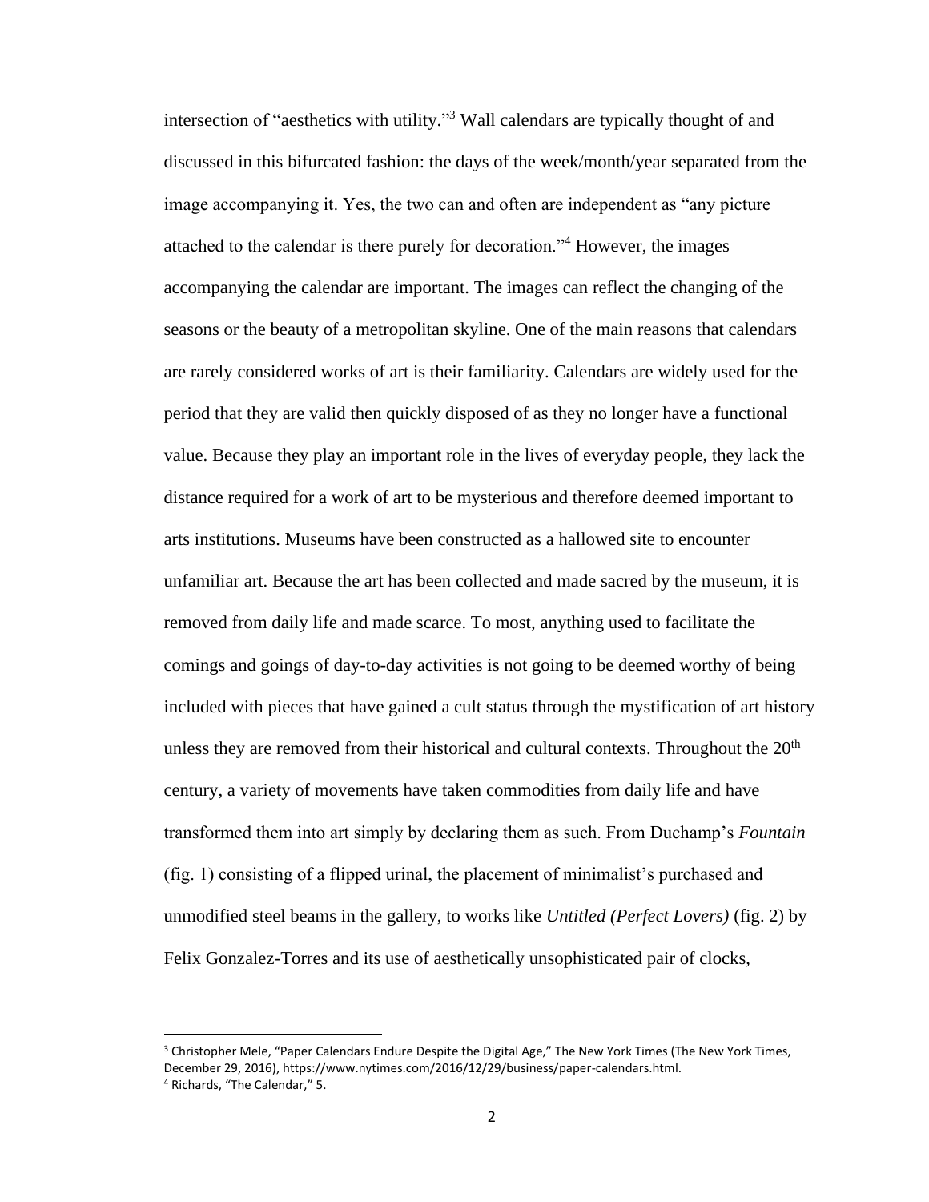intersection of "aesthetics with utility."[3] Wall calendars are typically thought of and discussed in this bifurcated fashion: the days of the week/month/year separated from the image accompanying it. Yes, the two can and often are independent as "any picture attached to the calendar is there purely for decoration."[4] However, the images accompanying the calendar are important. The images can reflect the changing of the seasons or the beauty of a metropolitan skyline. One of the main reasons that calendars are rarely considered works of art is their familiarity. Calendars are widely used for the period that they are valid then quickly disposed of as they no longer have a functional value. Because they play an important role in the lives of everyday people, they lack the distance required for a work of art to be mysterious and therefore deemed important to arts institutions. Museums have been constructed as a hallowed site to encounter unfamiliar art. Because the art has been collected and made sacred by the museum, it is removed from daily life and made scarce. To most, anything used to facilitate the comings and goings of day-to-day activities is not going to be deemed worthy of being included with pieces that have gained a cult status through the mystification of art history unless they are removed from their historical and cultural contexts. Throughout the 20th century, a variety of movements have taken commodities from daily life and have transformed them into art simply by declaring them as such. From Duchamp's *Fountain* (fig. 1) consisting of a flipped urinal, the placement of minimalist's purchased and unmodified steel beams in the gallery, to works like *Untitled (Perfect Lovers)* (fig. 2) by Felix Gonzalez-Torres and its use of aesthetically unsophisticated pair of clocks,

---

[3] Christopher Mele, "Paper Calendars Endure Despite the Digital Age," The New York Times (The New York Times, December 29, 2016), https://www.nytimes.com/2016/12/29/business/paper-calendars.html.

[4] Richards, "The Calendar," 5.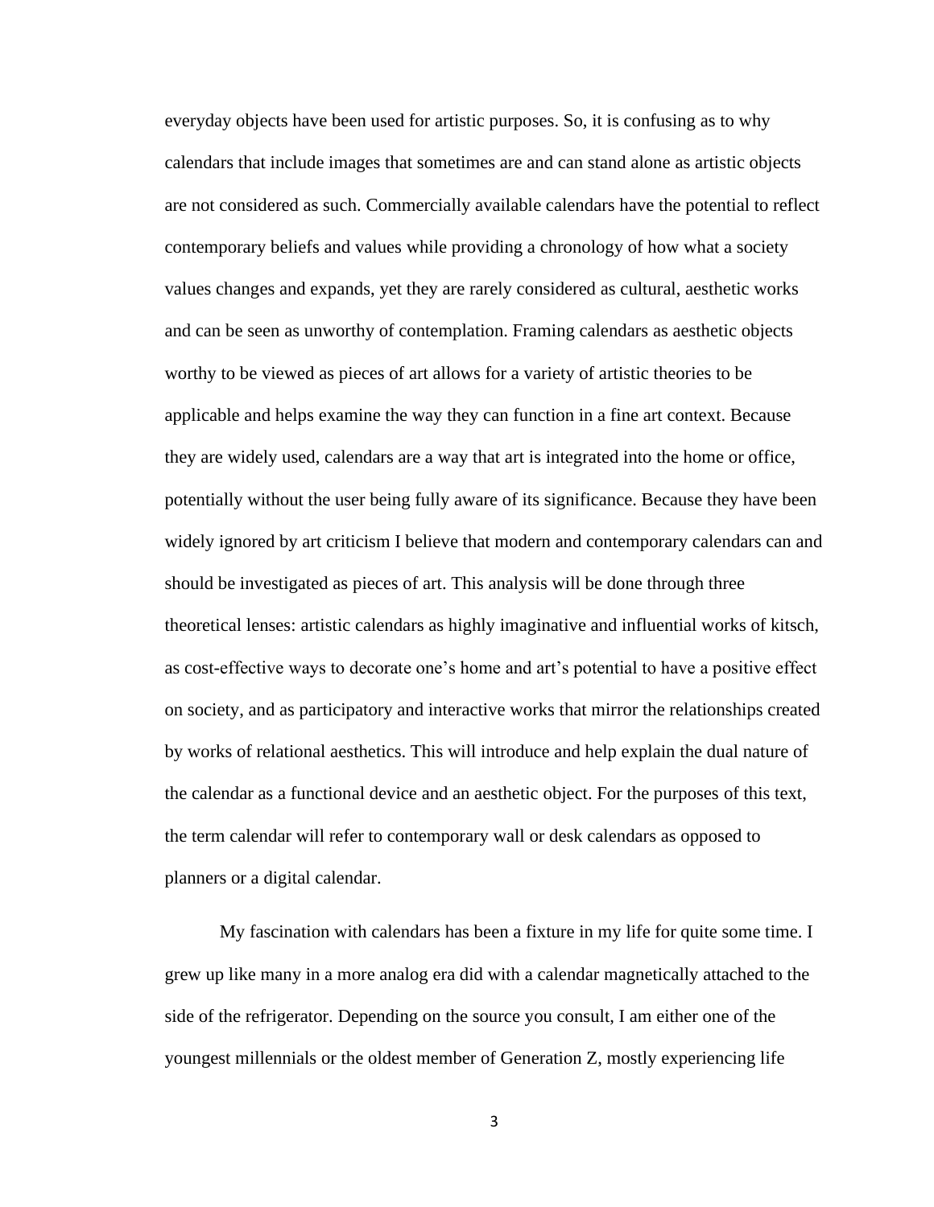everyday objects have been used for artistic purposes. So, it is confusing as to why calendars that include images that sometimes are and can stand alone as artistic objects are not considered as such. Commercially available calendars have the potential to reflect contemporary beliefs and values while providing a chronology of how what a society values changes and expands, yet they are rarely considered as cultural, aesthetic works and can be seen as unworthy of contemplation. Framing calendars as aesthetic objects worthy to be viewed as pieces of art allows for a variety of artistic theories to be applicable and helps examine the way they can function in a fine art context. Because they are widely used, calendars are a way that art is integrated into the home or office, potentially without the user being fully aware of its significance. Because they have been widely ignored by art criticism I believe that modern and contemporary calendars can and should be investigated as pieces of art. This analysis will be done through three theoretical lenses: artistic calendars as highly imaginative and influential works of kitsch, as cost-effective ways to decorate one's home and art's potential to have a positive effect on society, and as participatory and interactive works that mirror the relationships created by works of relational aesthetics. This will introduce and help explain the dual nature of the calendar as a functional device and an aesthetic object. For the purposes of this text, the term calendar will refer to contemporary wall or desk calendars as opposed to planners or a digital calendar.

My fascination with calendars has been a fixture in my life for quite some time. I grew up like many in a more analog era did with a calendar magnetically attached to the side of the refrigerator. Depending on the source you consult, I am either one of the youngest millennials or the oldest member of Generation Z, mostly experiencing life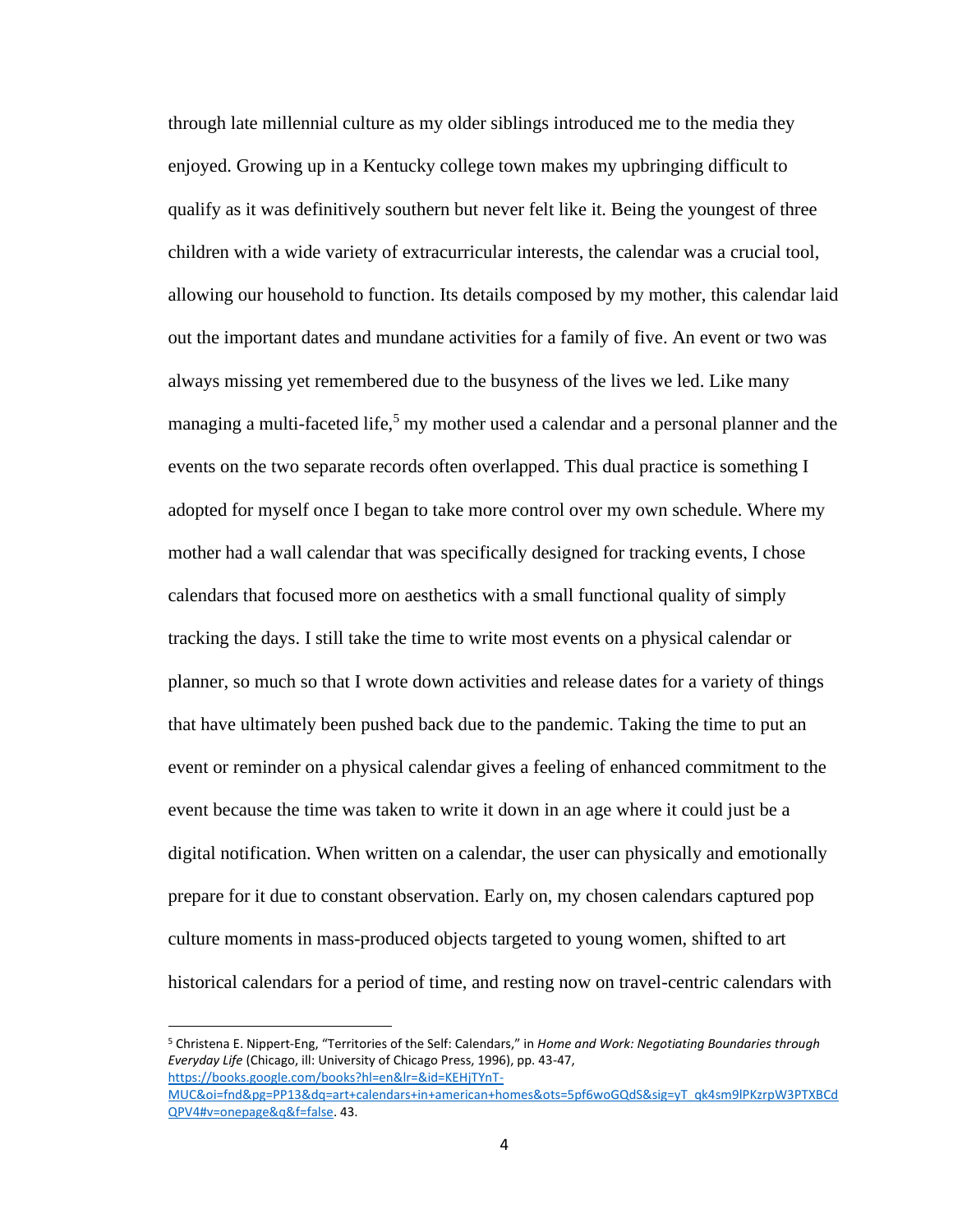through late millennial culture as my older siblings introduced me to the media they enjoyed. Growing up in a Kentucky college town makes my upbringing difficult to qualify as it was definitively southern but never felt like it. Being the youngest of three children with a wide variety of extracurricular interests, the calendar was a crucial tool, allowing our household to function. Its details composed by my mother, this calendar laid out the important dates and mundane activities for a family of five. An event or two was always missing yet remembered due to the busyness of the lives we led. Like many managing a multi-faceted life,[5] my mother used a calendar and a personal planner and the events on the two separate records often overlapped. This dual practice is something I adopted for myself once I began to take more control over my own schedule. Where my mother had a wall calendar that was specifically designed for tracking events, I chose calendars that focused more on aesthetics with a small functional quality of simply tracking the days. I still take the time to write most events on a physical calendar or planner, so much so that I wrote down activities and release dates for a variety of things that have ultimately been pushed back due to the pandemic. Taking the time to put an event or reminder on a physical calendar gives a feeling of enhanced commitment to the event because the time was taken to write it down in an age where it could just be a digital notification. When written on a calendar, the user can physically and emotionally prepare for it due to constant observation. Early on, my chosen calendars captured pop culture moments in mass-produced objects targeted to young women, shifted to art historical calendars for a period of time, and resting now on travel-centric calendars with

---

[5] Christena E. Nippert-Eng, "Territories of the Self: Calendars," in *Home and Work: Negotiating Boundaries through Everyday Life* (Chicago, ill: University of Chicago Press, 1996), pp. 43-47, https://books.google.com/books?hl=en&lr=&id=KEHjTYnT-MUC&oi=fnd&pg=PP13&dq=art+calendars+in+american+homes&ots=5pf6woGQdS&sig=yT_qk4sm9lPKzrpW3PTXBCdQPV4#v=onepage&q&f=false. 43.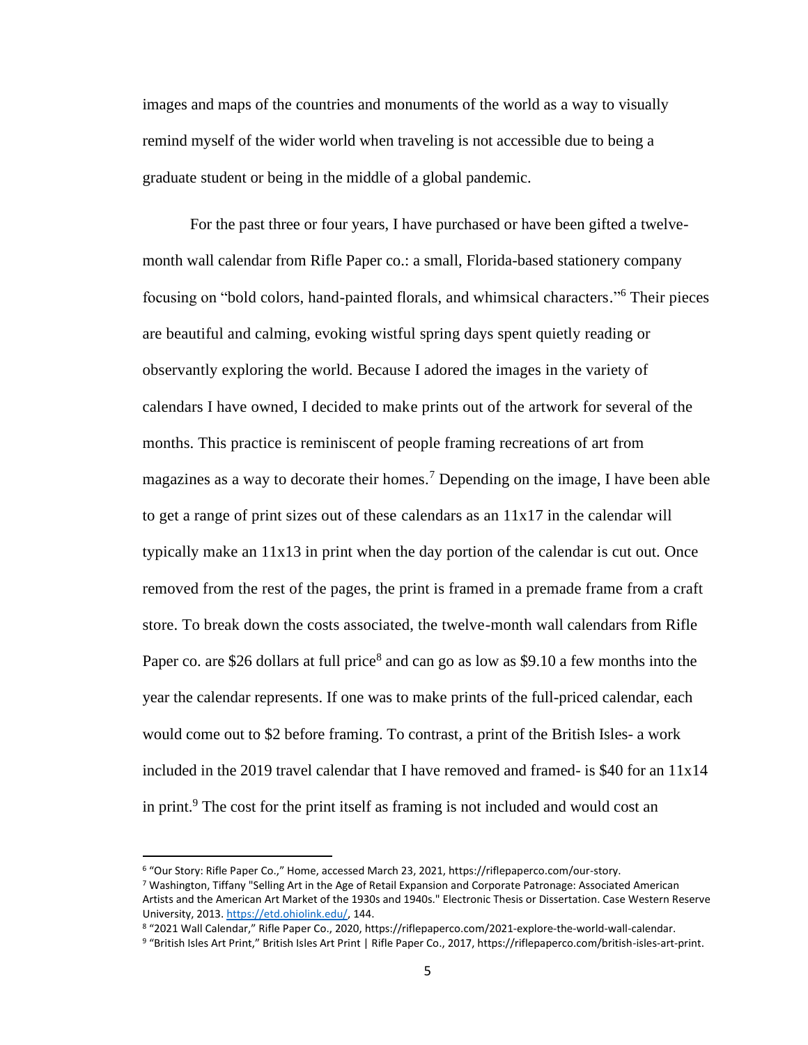images and maps of the countries and monuments of the world as a way to visually remind myself of the wider world when traveling is not accessible due to being a graduate student or being in the middle of a global pandemic.

For the past three or four years, I have purchased or have been gifted a twelve-month wall calendar from Rifle Paper co.: a small, Florida-based stationery company focusing on "bold colors, hand-painted florals, and whimsical characters."[6] Their pieces are beautiful and calming, evoking wistful spring days spent quietly reading or observantly exploring the world. Because I adored the images in the variety of calendars I have owned, I decided to make prints out of the artwork for several of the months. This practice is reminiscent of people framing recreations of art from magazines as a way to decorate their homes.[7] Depending on the image, I have been able to get a range of print sizes out of these calendars as an 11x17 in the calendar will typically make an 11x13 in print when the day portion of the calendar is cut out. Once removed from the rest of the pages, the print is framed in a premade frame from a craft store. To break down the costs associated, the twelve-month wall calendars from Rifle Paper co. are $26 dollars at full price[8] and can go as low as $9.10 a few months into the year the calendar represents. If one was to make prints of the full-priced calendar, each would come out to $2 before framing. To contrast, a print of the British Isles- a work included in the 2019 travel calendar that I have removed and framed- is $40 for an 11x14 in print.[9] The cost for the print itself as framing is not included and would cost an

---

[6] "Our Story: Rifle Paper Co.," Home, accessed March 23, 2021, https://riflepaperco.com/our-story.

[7] Washington, Tiffany "Selling Art in the Age of Retail Expansion and Corporate Patronage: Associated American Artists and the American Art Market of the 1930s and 1940s." Electronic Thesis or Dissertation. Case Western Reserve University, 2013. https://etd.ohiolink.edu/, 144.

[8] "2021 Wall Calendar," Rifle Paper Co., 2020, https://riflepaperco.com/2021-explore-the-world-wall-calendar.

[9] "British Isles Art Print," British Isles Art Print | Rifle Paper Co., 2017, https://riflepaperco.com/british-isles-art-print.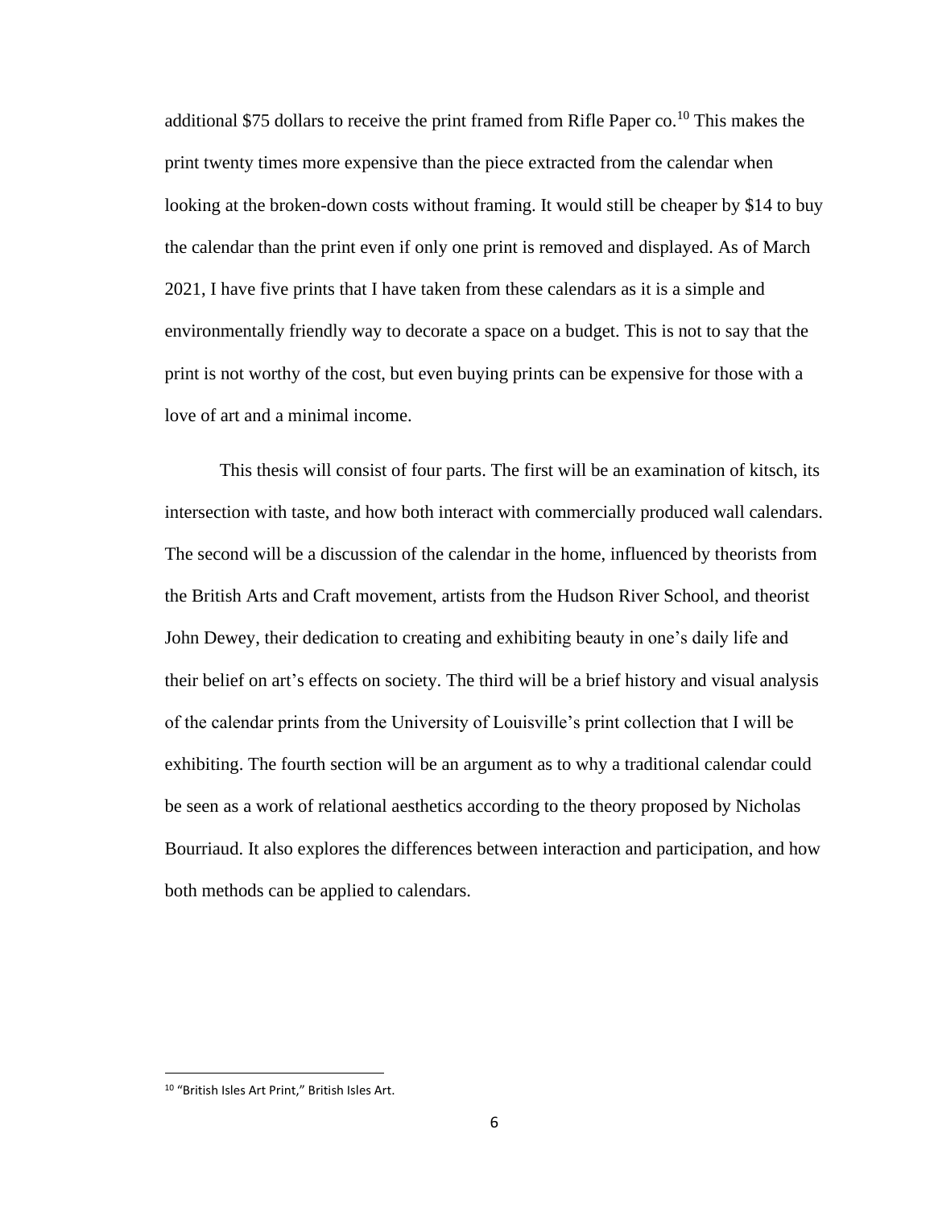additional $75 dollars to receive the print framed from Rifle Paper co.[10] This makes the print twenty times more expensive than the piece extracted from the calendar when looking at the broken-down costs without framing. It would still be cheaper by $14 to buy the calendar than the print even if only one print is removed and displayed. As of March 2021, I have five prints that I have taken from these calendars as it is a simple and environmentally friendly way to decorate a space on a budget. This is not to say that the print is not worthy of the cost, but even buying prints can be expensive for those with a love of art and a minimal income.

This thesis will consist of four parts. The first will be an examination of kitsch, its intersection with taste, and how both interact with commercially produced wall calendars. The second will be a discussion of the calendar in the home, influenced by theorists from the British Arts and Craft movement, artists from the Hudson River School, and theorist John Dewey, their dedication to creating and exhibiting beauty in one's daily life and their belief on art's effects on society. The third will be a brief history and visual analysis of the calendar prints from the University of Louisville's print collection that I will be exhibiting. The fourth section will be an argument as to why a traditional calendar could be seen as a work of relational aesthetics according to the theory proposed by Nicholas Bourriaud. It also explores the differences between interaction and participation, and how both methods can be applied to calendars.

[10] "British Isles Art Print," British Isles Art.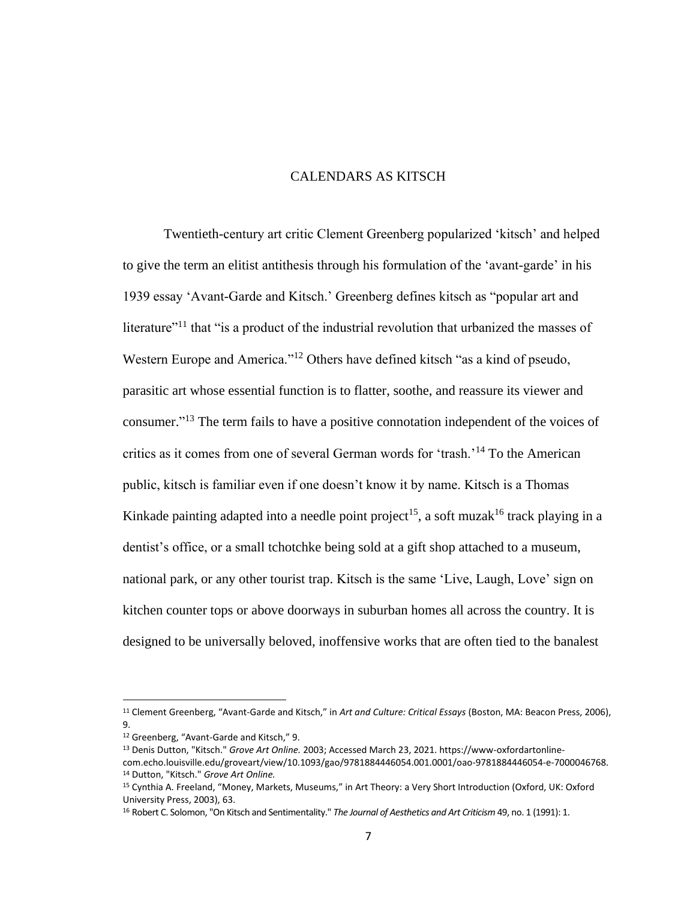## CALENDARS AS KITSCH

Twentieth-century art critic Clement Greenberg popularized 'kitsch' and helped to give the term an elitist antithesis through his formulation of the 'avant-garde' in his 1939 essay 'Avant-Garde and Kitsch.' Greenberg defines kitsch as "popular art and literature"[11] that "is a product of the industrial revolution that urbanized the masses of Western Europe and America."[12] Others have defined kitsch "as a kind of pseudo, parasitic art whose essential function is to flatter, soothe, and reassure its viewer and consumer."[13] The term fails to have a positive connotation independent of the voices of critics as it comes from one of several German words for 'trash.'[14] To the American public, kitsch is familiar even if one doesn't know it by name. Kitsch is a Thomas Kinkade painting adapted into a needle point project[15], a soft muzak[16] track playing in a dentist's office, or a small tchotchke being sold at a gift shop attached to a museum, national park, or any other tourist trap. Kitsch is the same 'Live, Laugh, Love' sign on kitchen counter tops or above doorways in suburban homes all across the country. It is designed to be universally beloved, inoffensive works that are often tied to the banalest

---

[11] Clement Greenberg, "Avant-Garde and Kitsch," in *Art and Culture: Critical Essays* (Boston, MA: Beacon Press, 2006), 9.

[12] Greenberg, "Avant-Garde and Kitsch," 9.

[13] Denis Dutton, "Kitsch." *Grove Art Online.* 2003; Accessed March 23, 2021. https://www-oxfordartonline-com.echo.louisville.edu/groveart/view/10.1093/gao/9781884446054.001.0001/oao-9781884446054-e-7000046768.

[14] Dutton, "Kitsch." *Grove Art Online.*

[15] Cynthia A. Freeland, "Money, Markets, Museums," in Art Theory: a Very Short Introduction (Oxford, UK: Oxford University Press, 2003), 63.

[16] Robert C. Solomon, "On Kitsch and Sentimentality." *The Journal of Aesthetics and Art Criticism* 49, no. 1 (1991): 1.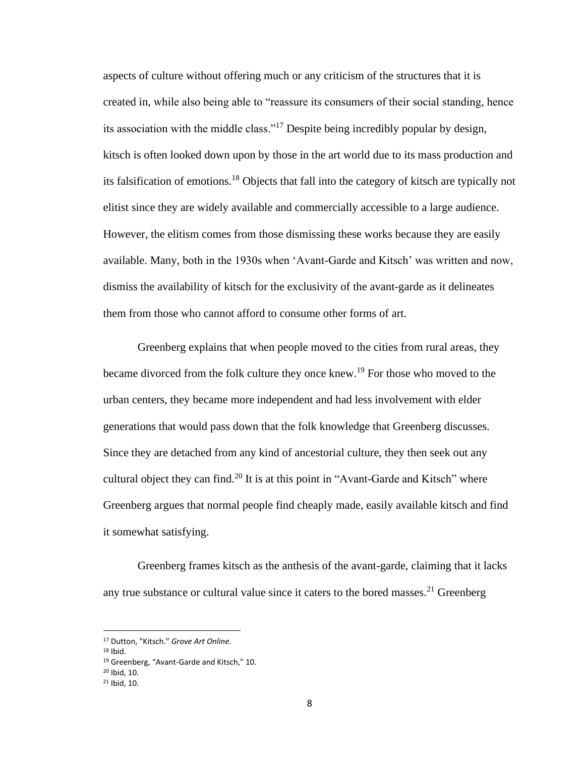aspects of culture without offering much or any criticism of the structures that it is created in, while also being able to "reassure its consumers of their social standing, hence its association with the middle class."[17] Despite being incredibly popular by design, kitsch is often looked down upon by those in the art world due to its mass production and its falsification of emotions.[18] Objects that fall into the category of kitsch are typically not elitist since they are widely available and commercially accessible to a large audience. However, the elitism comes from those dismissing these works because they are easily available. Many, both in the 1930s when 'Avant-Garde and Kitsch' was written and now, dismiss the availability of kitsch for the exclusivity of the avant-garde as it delineates them from those who cannot afford to consume other forms of art.

Greenberg explains that when people moved to the cities from rural areas, they became divorced from the folk culture they once knew.[19] For those who moved to the urban centers, they became more independent and had less involvement with elder generations that would pass down that the folk knowledge that Greenberg discusses. Since they are detached from any kind of ancestorial culture, they then seek out any cultural object they can find.[20] It is at this point in "Avant-Garde and Kitsch" where Greenberg argues that normal people find cheaply made, easily available kitsch and find it somewhat satisfying.

Greenberg frames kitsch as the anthesis of the avant-garde, claiming that it lacks any true substance or cultural value since it caters to the bored masses.[21] Greenberg

---

[17] Dutton, "Kitsch." *Grove Art Online.*

[18] Ibid.

[19] Greenberg, "Avant-Garde and Kitsch," 10.

[20] Ibid, 10.

[21] Ibid, 10.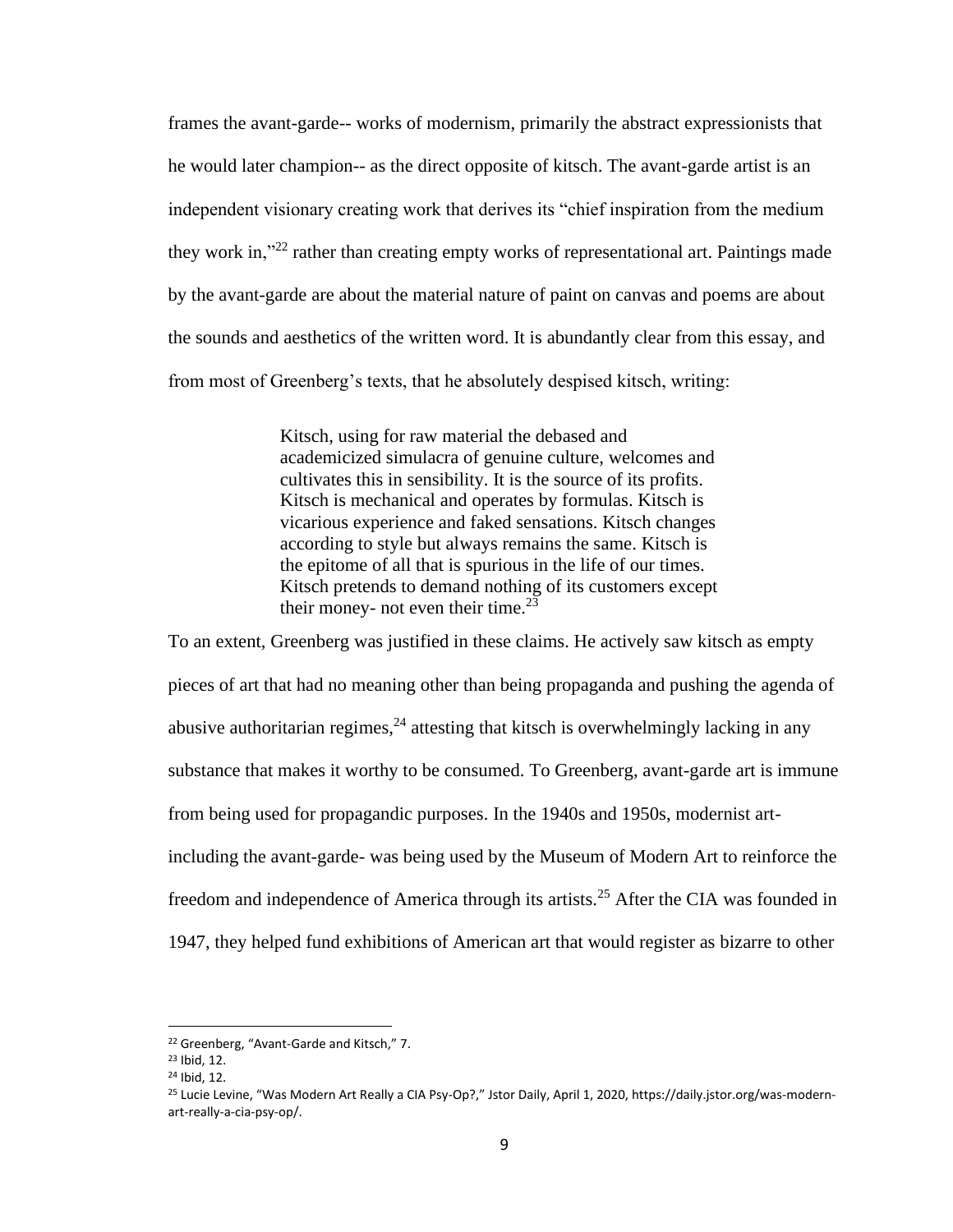frames the avant-garde-- works of modernism, primarily the abstract expressionists that he would later champion-- as the direct opposite of kitsch. The avant-garde artist is an independent visionary creating work that derives its "chief inspiration from the medium they work in,"[22] rather than creating empty works of representational art. Paintings made by the avant-garde are about the material nature of paint on canvas and poems are about the sounds and aesthetics of the written word. It is abundantly clear from this essay, and from most of Greenberg's texts, that he absolutely despised kitsch, writing:

> Kitsch, using for raw material the debased and academicized simulacra of genuine culture, welcomes and cultivates this in sensibility. It is the source of its profits. Kitsch is mechanical and operates by formulas. Kitsch is vicarious experience and faked sensations. Kitsch changes according to style but always remains the same. Kitsch is the epitome of all that is spurious in the life of our times. Kitsch pretends to demand nothing of its customers except their money- not even their time.[23]

To an extent, Greenberg was justified in these claims. He actively saw kitsch as empty pieces of art that had no meaning other than being propaganda and pushing the agenda of abusive authoritarian regimes,[24] attesting that kitsch is overwhelmingly lacking in any substance that makes it worthy to be consumed. To Greenberg, avant-garde art is immune from being used for propagandic purposes. In the 1940s and 1950s, modernist art- including the avant-garde- was being used by the Museum of Modern Art to reinforce the freedom and independence of America through its artists.[25] After the CIA was founded in 1947, they helped fund exhibitions of American art that would register as bizarre to other

---

[22] Greenberg, "Avant-Garde and Kitsch," 7.

[23] Ibid, 12.

[24] Ibid, 12.

[25] Lucie Levine, "Was Modern Art Really a CIA Psy-Op?," Jstor Daily, April 1, 2020, https://daily.jstor.org/was-modern-art-really-a-cia-psy-op/.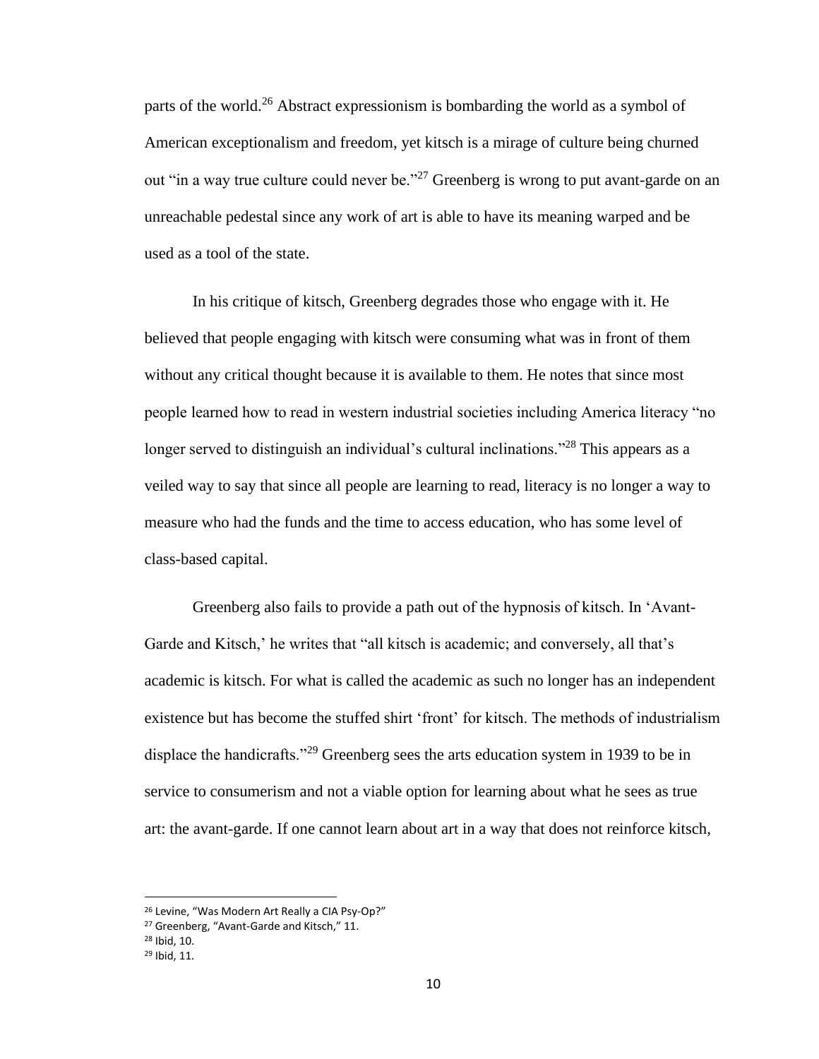parts of the world.[26] Abstract expressionism is bombarding the world as a symbol of American exceptionalism and freedom, yet kitsch is a mirage of culture being churned out "in a way true culture could never be."[27] Greenberg is wrong to put avant-garde on an unreachable pedestal since any work of art is able to have its meaning warped and be used as a tool of the state.

In his critique of kitsch, Greenberg degrades those who engage with it. He believed that people engaging with kitsch were consuming what was in front of them without any critical thought because it is available to them. He notes that since most people learned how to read in western industrial societies including America literacy "no longer served to distinguish an individual's cultural inclinations."[28] This appears as a veiled way to say that since all people are learning to read, literacy is no longer a way to measure who had the funds and the time to access education, who has some level of class-based capital.

Greenberg also fails to provide a path out of the hypnosis of kitsch. In 'Avant-Garde and Kitsch,' he writes that "all kitsch is academic; and conversely, all that's academic is kitsch. For what is called the academic as such no longer has an independent existence but has become the stuffed shirt 'front' for kitsch. The methods of industrialism displace the handicrafts."[29] Greenberg sees the arts education system in 1939 to be in service to consumerism and not a viable option for learning about what he sees as true art: the avant-garde. If one cannot learn about art in a way that does not reinforce kitsch,

---

[26] Levine, "Was Modern Art Really a CIA Psy-Op?"

[27] Greenberg, "Avant-Garde and Kitsch," 11.

[28] Ibid, 10.

[29] Ibid, 11.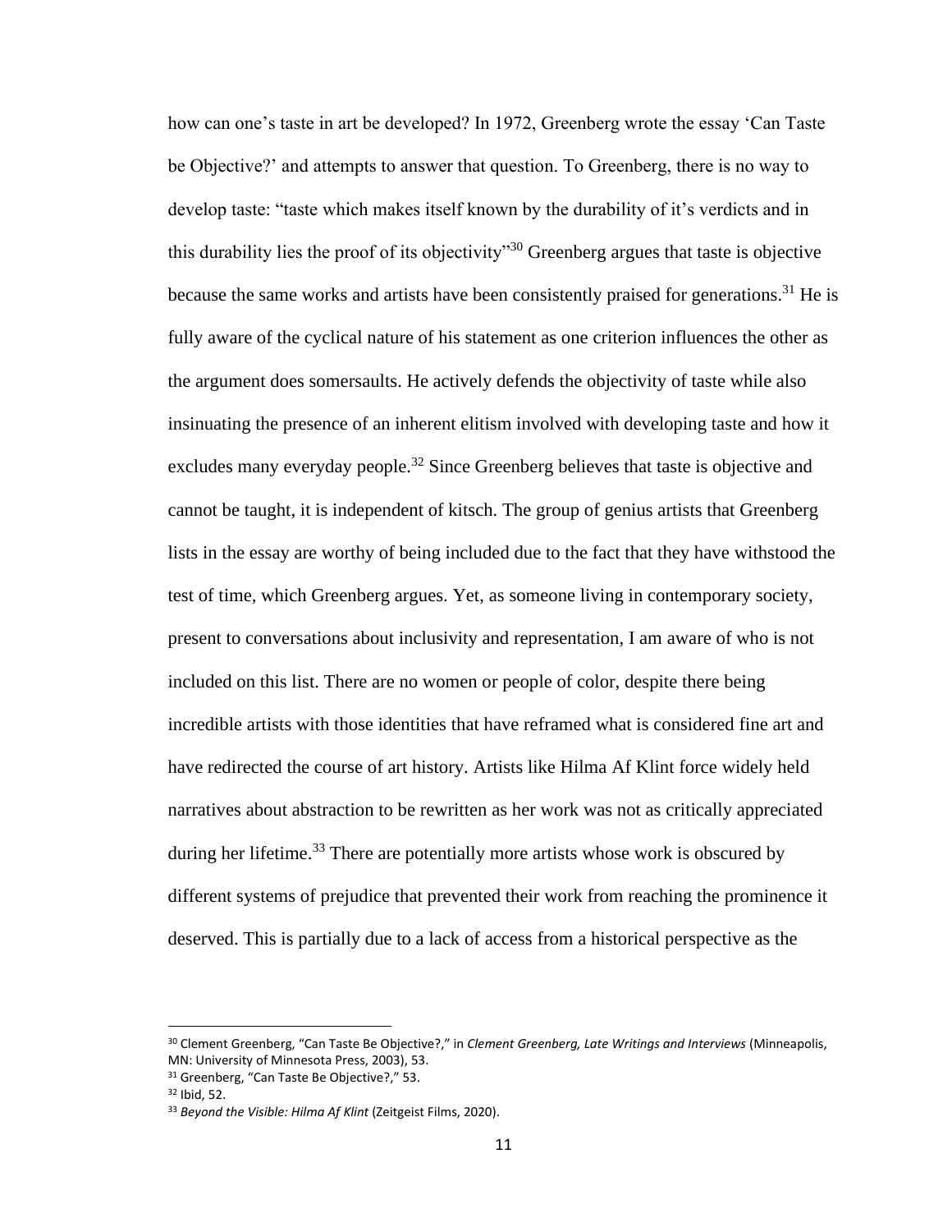how can one's taste in art be developed? In 1972, Greenberg wrote the essay 'Can Taste be Objective?' and attempts to answer that question. To Greenberg, there is no way to develop taste: "taste which makes itself known by the durability of it's verdicts and in this durability lies the proof of its objectivity"[30] Greenberg argues that taste is objective because the same works and artists have been consistently praised for generations.[31] He is fully aware of the cyclical nature of his statement as one criterion influences the other as the argument does somersaults. He actively defends the objectivity of taste while also insinuating the presence of an inherent elitism involved with developing taste and how it excludes many everyday people.[32] Since Greenberg believes that taste is objective and cannot be taught, it is independent of kitsch. The group of genius artists that Greenberg lists in the essay are worthy of being included due to the fact that they have withstood the test of time, which Greenberg argues. Yet, as someone living in contemporary society, present to conversations about inclusivity and representation, I am aware of who is not included on this list. There are no women or people of color, despite there being incredible artists with those identities that have reframed what is considered fine art and have redirected the course of art history. Artists like Hilma Af Klint force widely held narratives about abstraction to be rewritten as her work was not as critically appreciated during her lifetime.[33] There are potentially more artists whose work is obscured by different systems of prejudice that prevented their work from reaching the prominence it deserved. This is partially due to a lack of access from a historical perspective as the

---

[30] Clement Greenberg, "Can Taste Be Objective?," in *Clement Greenberg, Late Writings and Interviews* (Minneapolis, MN: University of Minnesota Press, 2003), 53.

[31] Greenberg, "Can Taste Be Objective?," 53.

[32] Ibid, 52.

[33] *Beyond the Visible: Hilma Af Klint* (Zeitgeist Films, 2020).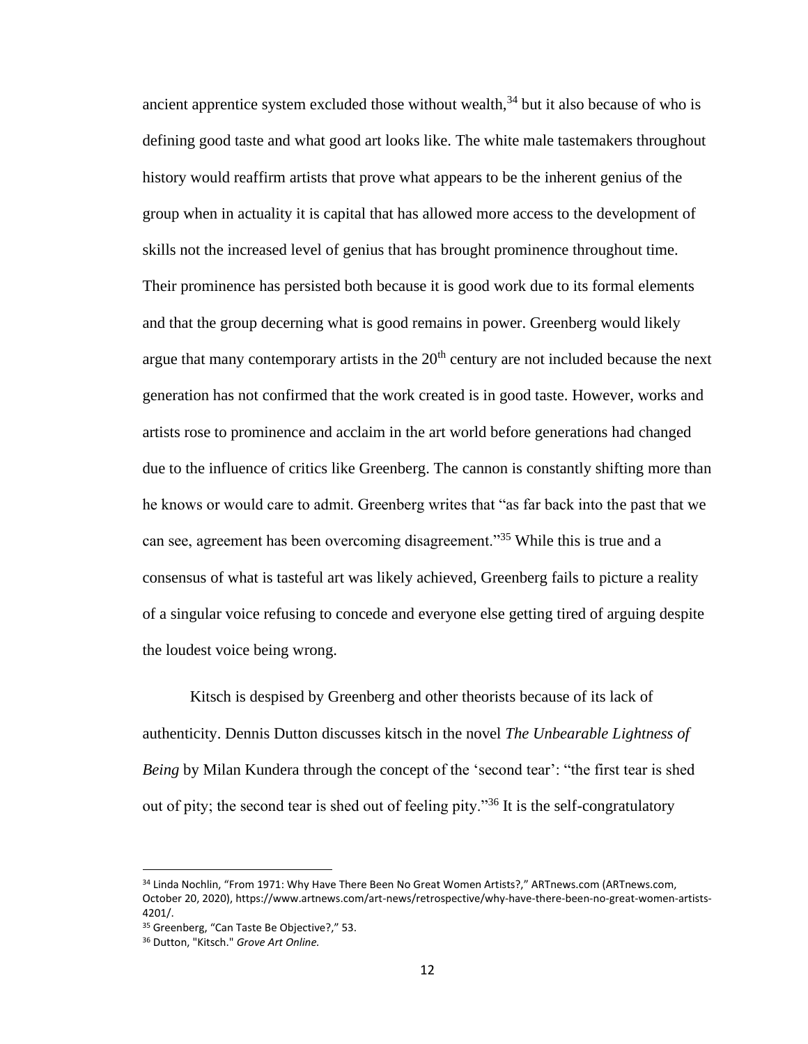ancient apprentice system excluded those without wealth,[34] but it also because of who is defining good taste and what good art looks like. The white male tastemakers throughout history would reaffirm artists that prove what appears to be the inherent genius of the group when in actuality it is capital that has allowed more access to the development of skills not the increased level of genius that has brought prominence throughout time. Their prominence has persisted both because it is good work due to its formal elements and that the group decerning what is good remains in power. Greenberg would likely argue that many contemporary artists in the 20th century are not included because the next generation has not confirmed that the work created is in good taste. However, works and artists rose to prominence and acclaim in the art world before generations had changed due to the influence of critics like Greenberg. The cannon is constantly shifting more than he knows or would care to admit. Greenberg writes that "as far back into the past that we can see, agreement has been overcoming disagreement."[35] While this is true and a consensus of what is tasteful art was likely achieved, Greenberg fails to picture a reality of a singular voice refusing to concede and everyone else getting tired of arguing despite the loudest voice being wrong.

Kitsch is despised by Greenberg and other theorists because of its lack of authenticity. Dennis Dutton discusses kitsch in the novel *The Unbearable Lightness of Being* by Milan Kundera through the concept of the 'second tear': "the first tear is shed out of pity; the second tear is shed out of feeling pity."[36] It is the self-congratulatory

---

[34] Linda Nochlin, "From 1971: Why Have There Been No Great Women Artists?," ARTnews.com (ARTnews.com, October 20, 2020), https://www.artnews.com/art-news/retrospective/why-have-there-been-no-great-women-artists-4201/.

[35] Greenberg, "Can Taste Be Objective?," 53.

[36] Dutton, "Kitsch." *Grove Art Online.*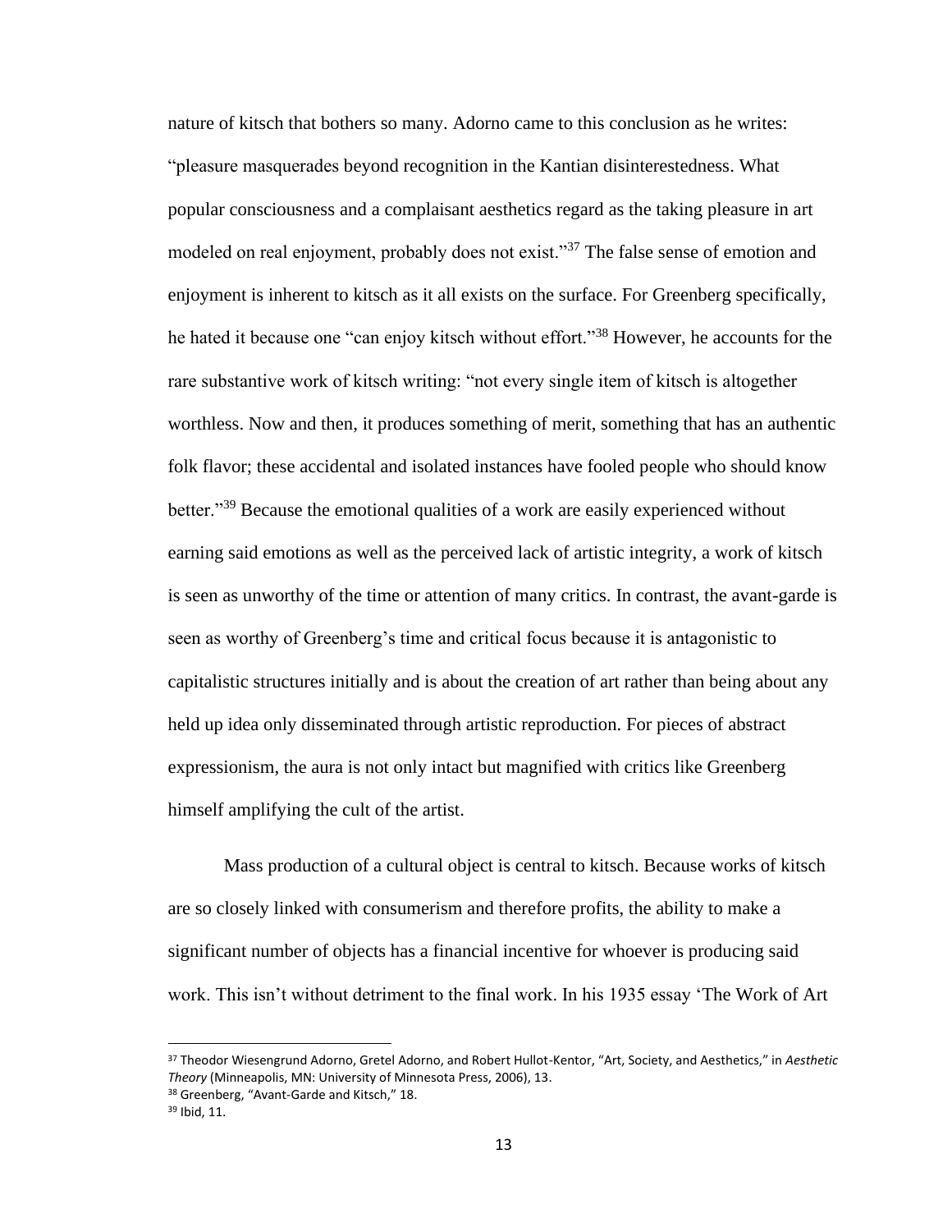nature of kitsch that bothers so many. Adorno came to this conclusion as he writes: "pleasure masquerades beyond recognition in the Kantian disinterestedness. What popular consciousness and a complaisant aesthetics regard as the taking pleasure in art modeled on real enjoyment, probably does not exist."[37] The false sense of emotion and enjoyment is inherent to kitsch as it all exists on the surface. For Greenberg specifically, he hated it because one "can enjoy kitsch without effort."[38] However, he accounts for the rare substantive work of kitsch writing: "not every single item of kitsch is altogether worthless. Now and then, it produces something of merit, something that has an authentic folk flavor; these accidental and isolated instances have fooled people who should know better."[39] Because the emotional qualities of a work are easily experienced without earning said emotions as well as the perceived lack of artistic integrity, a work of kitsch is seen as unworthy of the time or attention of many critics. In contrast, the avant-garde is seen as worthy of Greenberg's time and critical focus because it is antagonistic to capitalistic structures initially and is about the creation of art rather than being about any held up idea only disseminated through artistic reproduction. For pieces of abstract expressionism, the aura is not only intact but magnified with critics like Greenberg himself amplifying the cult of the artist.

Mass production of a cultural object is central to kitsch. Because works of kitsch are so closely linked with consumerism and therefore profits, the ability to make a significant number of objects has a financial incentive for whoever is producing said work. This isn't without detriment to the final work. In his 1935 essay 'The Work of Art

---

[37] Theodor Wiesengrund Adorno, Gretel Adorno, and Robert Hullot-Kentor, "Art, Society, and Aesthetics," in *Aesthetic Theory* (Minneapolis, MN: University of Minnesota Press, 2006), 13.

[38] Greenberg, "Avant-Garde and Kitsch," 18.

[39] Ibid, 11.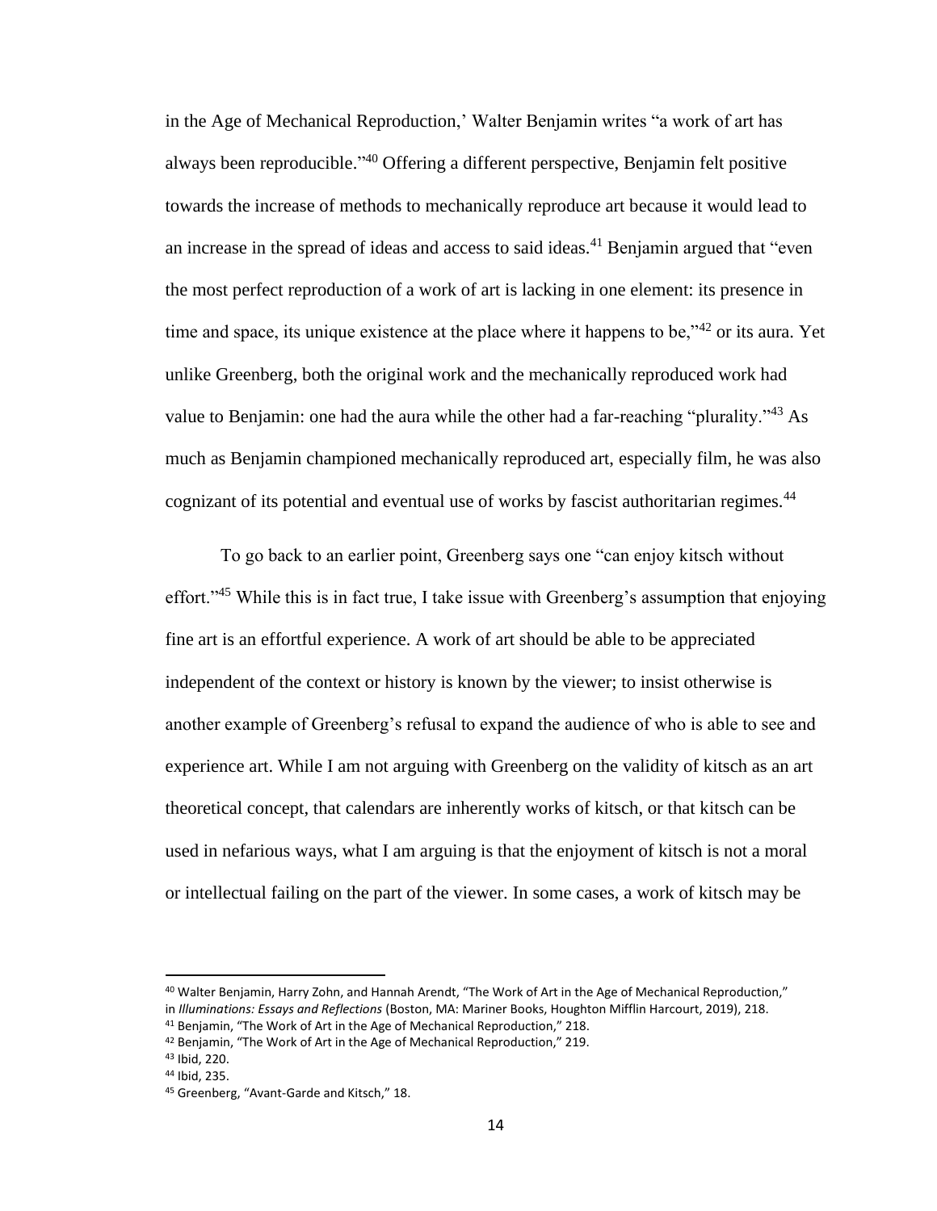in the Age of Mechanical Reproduction,' Walter Benjamin writes "a work of art has always been reproducible."[40] Offering a different perspective, Benjamin felt positive towards the increase of methods to mechanically reproduce art because it would lead to an increase in the spread of ideas and access to said ideas.[41] Benjamin argued that "even the most perfect reproduction of a work of art is lacking in one element: its presence in time and space, its unique existence at the place where it happens to be,"[42] or its aura. Yet unlike Greenberg, both the original work and the mechanically reproduced work had value to Benjamin: one had the aura while the other had a far-reaching "plurality."[43] As much as Benjamin championed mechanically reproduced art, especially film, he was also cognizant of its potential and eventual use of works by fascist authoritarian regimes.[44]

To go back to an earlier point, Greenberg says one "can enjoy kitsch without effort."[45] While this is in fact true, I take issue with Greenberg's assumption that enjoying fine art is an effortful experience. A work of art should be able to be appreciated independent of the context or history is known by the viewer; to insist otherwise is another example of Greenberg's refusal to expand the audience of who is able to see and experience art. While I am not arguing with Greenberg on the validity of kitsch as an art theoretical concept, that calendars are inherently works of kitsch, or that kitsch can be used in nefarious ways, what I am arguing is that the enjoyment of kitsch is not a moral or intellectual failing on the part of the viewer. In some cases, a work of kitsch may be

---

[40] Walter Benjamin, Harry Zohn, and Hannah Arendt, "The Work of Art in the Age of Mechanical Reproduction," in *Illuminations: Essays and Reflections* (Boston, MA: Mariner Books, Houghton Mifflin Harcourt, 2019), 218.

[41] Benjamin, "The Work of Art in the Age of Mechanical Reproduction," 218.

[42] Benjamin, "The Work of Art in the Age of Mechanical Reproduction," 219.

[43] Ibid, 220.

[44] Ibid, 235.

[45] Greenberg, "Avant-Garde and Kitsch," 18.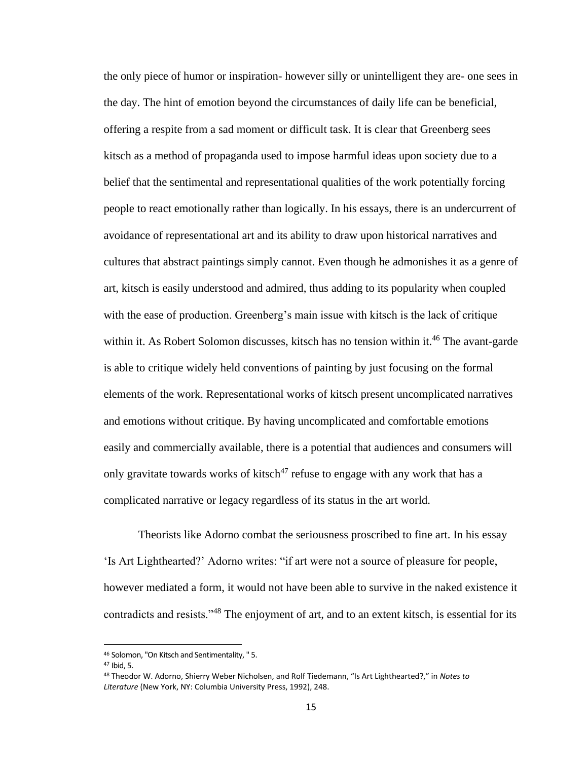the only piece of humor or inspiration- however silly or unintelligent they are- one sees in the day. The hint of emotion beyond the circumstances of daily life can be beneficial, offering a respite from a sad moment or difficult task. It is clear that Greenberg sees kitsch as a method of propaganda used to impose harmful ideas upon society due to a belief that the sentimental and representational qualities of the work potentially forcing people to react emotionally rather than logically. In his essays, there is an undercurrent of avoidance of representational art and its ability to draw upon historical narratives and cultures that abstract paintings simply cannot. Even though he admonishes it as a genre of art, kitsch is easily understood and admired, thus adding to its popularity when coupled with the ease of production. Greenberg's main issue with kitsch is the lack of critique within it. As Robert Solomon discusses, kitsch has no tension within it.[46] The avant-garde is able to critique widely held conventions of painting by just focusing on the formal elements of the work. Representational works of kitsch present uncomplicated narratives and emotions without critique. By having uncomplicated and comfortable emotions easily and commercially available, there is a potential that audiences and consumers will only gravitate towards works of kitsch[47] refuse to engage with any work that has a complicated narrative or legacy regardless of its status in the art world.

Theorists like Adorno combat the seriousness proscribed to fine art. In his essay 'Is Art Lighthearted?' Adorno writes: "if art were not a source of pleasure for people, however mediated a form, it would not have been able to survive in the naked existence it contradicts and resists."[48] The enjoyment of art, and to an extent kitsch, is essential for its

---

[46] Solomon, "On Kitsch and Sentimentality, " 5.

[47] Ibid, 5.

[48] Theodor W. Adorno, Shierry Weber Nicholsen, and Rolf Tiedemann, "Is Art Lighthearted?," in *Notes to Literature* (New York, NY: Columbia University Press, 1992), 248.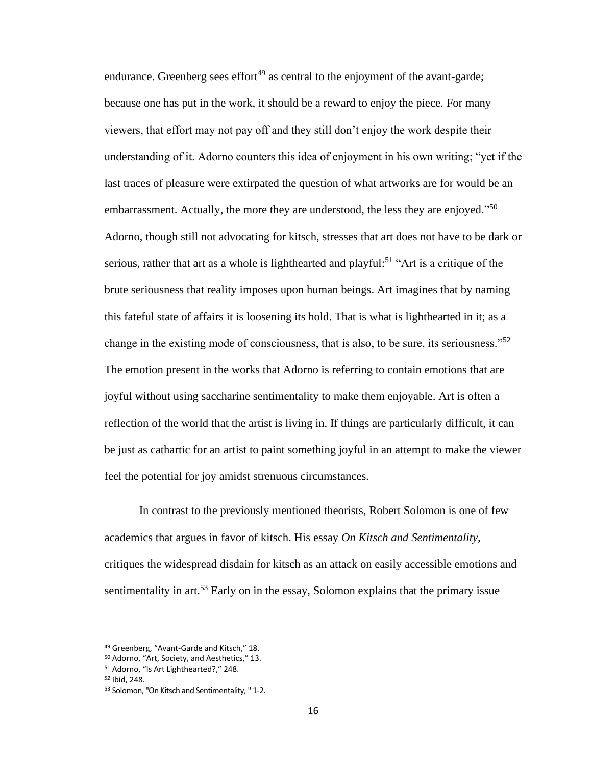endurance. Greenberg sees effort[49] as central to the enjoyment of the avant-garde; because one has put in the work, it should be a reward to enjoy the piece. For many viewers, that effort may not pay off and they still don't enjoy the work despite their understanding of it. Adorno counters this idea of enjoyment in his own writing; "yet if the last traces of pleasure were extirpated the question of what artworks are for would be an embarrassment. Actually, the more they are understood, the less they are enjoyed."[50] Adorno, though still not advocating for kitsch, stresses that art does not have to be dark or serious, rather that art as a whole is lighthearted and playful:[51] "Art is a critique of the brute seriousness that reality imposes upon human beings. Art imagines that by naming this fateful state of affairs it is loosening its hold. That is what is lighthearted in it; as a change in the existing mode of consciousness, that is also, to be sure, its seriousness."[52] The emotion present in the works that Adorno is referring to contain emotions that are joyful without using saccharine sentimentality to make them enjoyable. Art is often a reflection of the world that the artist is living in. If things are particularly difficult, it can be just as cathartic for an artist to paint something joyful in an attempt to make the viewer feel the potential for joy amidst strenuous circumstances.

In contrast to the previously mentioned theorists, Robert Solomon is one of few academics that argues in favor of kitsch. His essay *On Kitsch and Sentimentality,* critiques the widespread disdain for kitsch as an attack on easily accessible emotions and sentimentality in art.[53] Early on in the essay, Solomon explains that the primary issue

---

[49] Greenberg, "Avant-Garde and Kitsch," 18.

[50] Adorno, "Art, Society, and Aesthetics," 13.

[51] Adorno, "Is Art Lighthearted?," 248.

[52] Ibid, 248.

[53] Solomon, "On Kitsch and Sentimentality, " 1-2.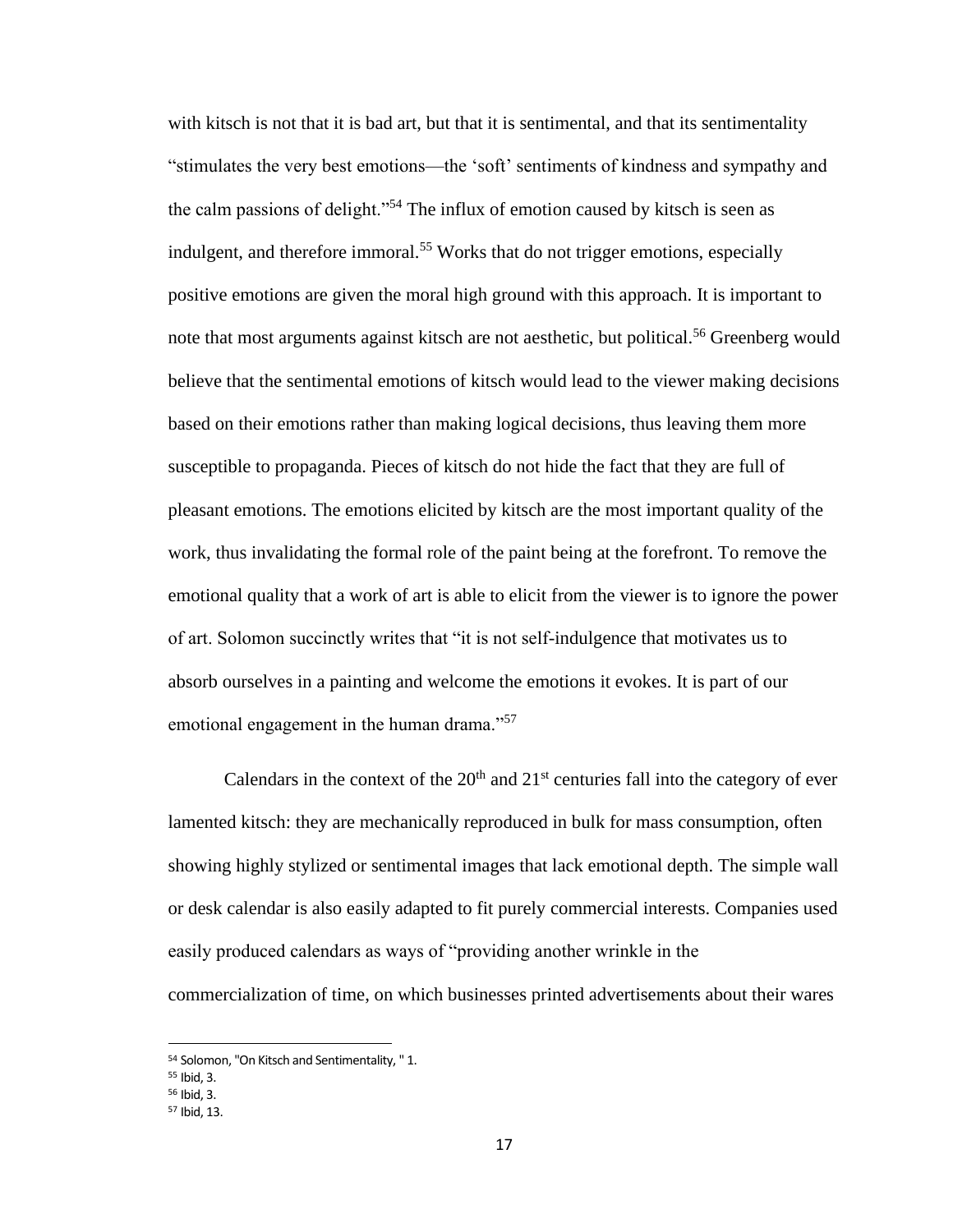with kitsch is not that it is bad art, but that it is sentimental, and that its sentimentality "stimulates the very best emotions—the 'soft' sentiments of kindness and sympathy and the calm passions of delight."[54] The influx of emotion caused by kitsch is seen as indulgent, and therefore immoral.[55] Works that do not trigger emotions, especially positive emotions are given the moral high ground with this approach. It is important to note that most arguments against kitsch are not aesthetic, but political.[56] Greenberg would believe that the sentimental emotions of kitsch would lead to the viewer making decisions based on their emotions rather than making logical decisions, thus leaving them more susceptible to propaganda. Pieces of kitsch do not hide the fact that they are full of pleasant emotions. The emotions elicited by kitsch are the most important quality of the work, thus invalidating the formal role of the paint being at the forefront. To remove the emotional quality that a work of art is able to elicit from the viewer is to ignore the power of art. Solomon succinctly writes that "it is not self-indulgence that motivates us to absorb ourselves in a painting and welcome the emotions it evokes. It is part of our emotional engagement in the human drama."[57]

Calendars in the context of the 20th and 21st centuries fall into the category of ever lamented kitsch: they are mechanically reproduced in bulk for mass consumption, often showing highly stylized or sentimental images that lack emotional depth. The simple wall or desk calendar is also easily adapted to fit purely commercial interests. Companies used easily produced calendars as ways of "providing another wrinkle in the commercialization of time, on which businesses printed advertisements about their wares

---

[54] Solomon, "On Kitsch and Sentimentality, " 1.

[55] Ibid, 3.

[56] Ibid, 3.

[57] Ibid, 13.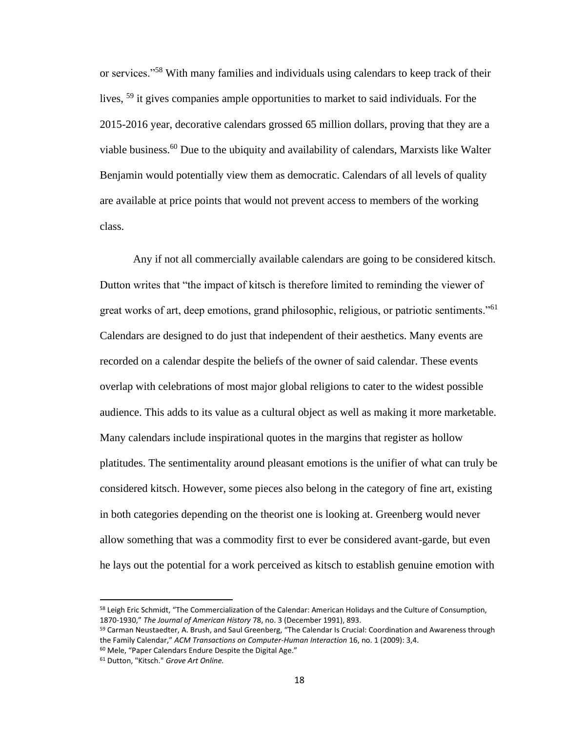or services."[58] With many families and individuals using calendars to keep track of their lives, [59] it gives companies ample opportunities to market to said individuals. For the 2015-2016 year, decorative calendars grossed 65 million dollars, proving that they are a viable business.[60] Due to the ubiquity and availability of calendars, Marxists like Walter Benjamin would potentially view them as democratic. Calendars of all levels of quality are available at price points that would not prevent access to members of the working class.

Any if not all commercially available calendars are going to be considered kitsch. Dutton writes that "the impact of kitsch is therefore limited to reminding the viewer of great works of art, deep emotions, grand philosophic, religious, or patriotic sentiments."[61] Calendars are designed to do just that independent of their aesthetics. Many events are recorded on a calendar despite the beliefs of the owner of said calendar. These events overlap with celebrations of most major global religions to cater to the widest possible audience. This adds to its value as a cultural object as well as making it more marketable. Many calendars include inspirational quotes in the margins that register as hollow platitudes. The sentimentality around pleasant emotions is the unifier of what can truly be considered kitsch. However, some pieces also belong in the category of fine art, existing in both categories depending on the theorist one is looking at. Greenberg would never allow something that was a commodity first to ever be considered avant-garde, but even he lays out the potential for a work perceived as kitsch to establish genuine emotion with

---

[58] Leigh Eric Schmidt, "The Commercialization of the Calendar: American Holidays and the Culture of Consumption, 1870-1930," *The Journal of American History* 78, no. 3 (December 1991), 893.

[59] Carman Neustaedter, A. Brush, and Saul Greenberg, "The Calendar Is Crucial: Coordination and Awareness through the Family Calendar," *ACM Transactions on Computer-Human Interaction* 16, no. 1 (2009): 3,4.

[60] Mele, "Paper Calendars Endure Despite the Digital Age."

[61] Dutton, "Kitsch." *Grove Art Online.*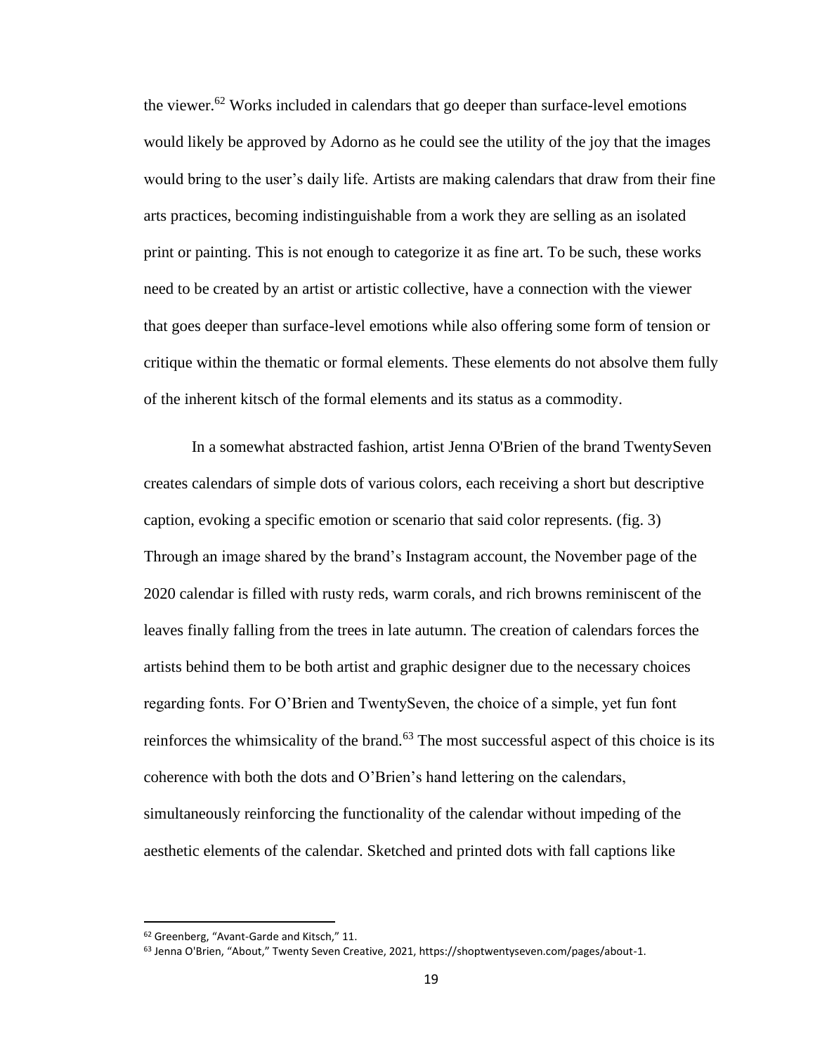the viewer.[62] Works included in calendars that go deeper than surface-level emotions would likely be approved by Adorno as he could see the utility of the joy that the images would bring to the user's daily life. Artists are making calendars that draw from their fine arts practices, becoming indistinguishable from a work they are selling as an isolated print or painting. This is not enough to categorize it as fine art. To be such, these works need to be created by an artist or artistic collective, have a connection with the viewer that goes deeper than surface-level emotions while also offering some form of tension or critique within the thematic or formal elements. These elements do not absolve them fully of the inherent kitsch of the formal elements and its status as a commodity.

In a somewhat abstracted fashion, artist Jenna O'Brien of the brand TwentySeven creates calendars of simple dots of various colors, each receiving a short but descriptive caption, evoking a specific emotion or scenario that said color represents. (fig. 3) Through an image shared by the brand's Instagram account, the November page of the 2020 calendar is filled with rusty reds, warm corals, and rich browns reminiscent of the leaves finally falling from the trees in late autumn. The creation of calendars forces the artists behind them to be both artist and graphic designer due to the necessary choices regarding fonts. For O'Brien and TwentySeven, the choice of a simple, yet fun font reinforces the whimsicality of the brand.[63] The most successful aspect of this choice is its coherence with both the dots and O'Brien's hand lettering on the calendars, simultaneously reinforcing the functionality of the calendar without impeding of the aesthetic elements of the calendar. Sketched and printed dots with fall captions like

---

[62] Greenberg, "Avant-Garde and Kitsch," 11.

[63] Jenna O'Brien, "About," Twenty Seven Creative, 2021, https://shoptwentyseven.com/pages/about-1.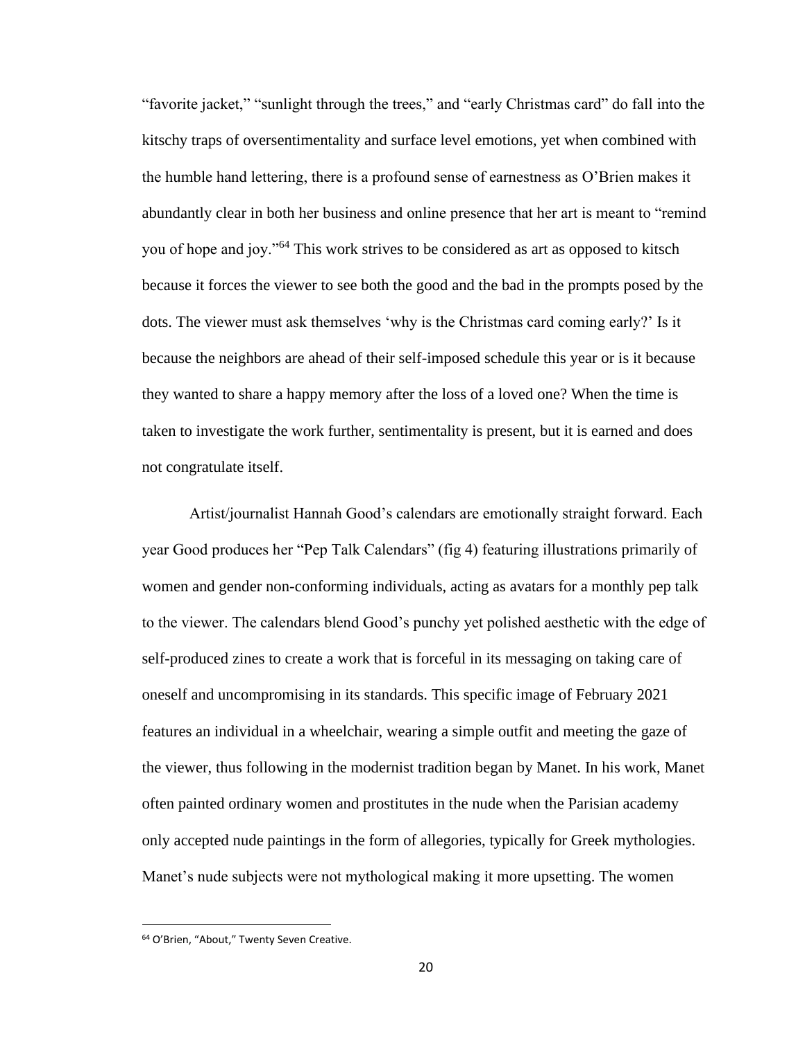"favorite jacket," "sunlight through the trees," and "early Christmas card" do fall into the kitschy traps of oversentimentality and surface level emotions, yet when combined with the humble hand lettering, there is a profound sense of earnestness as O'Brien makes it abundantly clear in both her business and online presence that her art is meant to "remind you of hope and joy."[64] This work strives to be considered as art as opposed to kitsch because it forces the viewer to see both the good and the bad in the prompts posed by the dots. The viewer must ask themselves 'why is the Christmas card coming early?' Is it because the neighbors are ahead of their self-imposed schedule this year or is it because they wanted to share a happy memory after the loss of a loved one? When the time is taken to investigate the work further, sentimentality is present, but it is earned and does not congratulate itself.

Artist/journalist Hannah Good's calendars are emotionally straight forward. Each year Good produces her "Pep Talk Calendars" (fig 4) featuring illustrations primarily of women and gender non-conforming individuals, acting as avatars for a monthly pep talk to the viewer. The calendars blend Good's punchy yet polished aesthetic with the edge of self-produced zines to create a work that is forceful in its messaging on taking care of oneself and uncompromising in its standards. This specific image of February 2021 features an individual in a wheelchair, wearing a simple outfit and meeting the gaze of the viewer, thus following in the modernist tradition began by Manet. In his work, Manet often painted ordinary women and prostitutes in the nude when the Parisian academy only accepted nude paintings in the form of allegories, typically for Greek mythologies. Manet's nude subjects were not mythological making it more upsetting. The women

[64] O'Brien, "About," Twenty Seven Creative.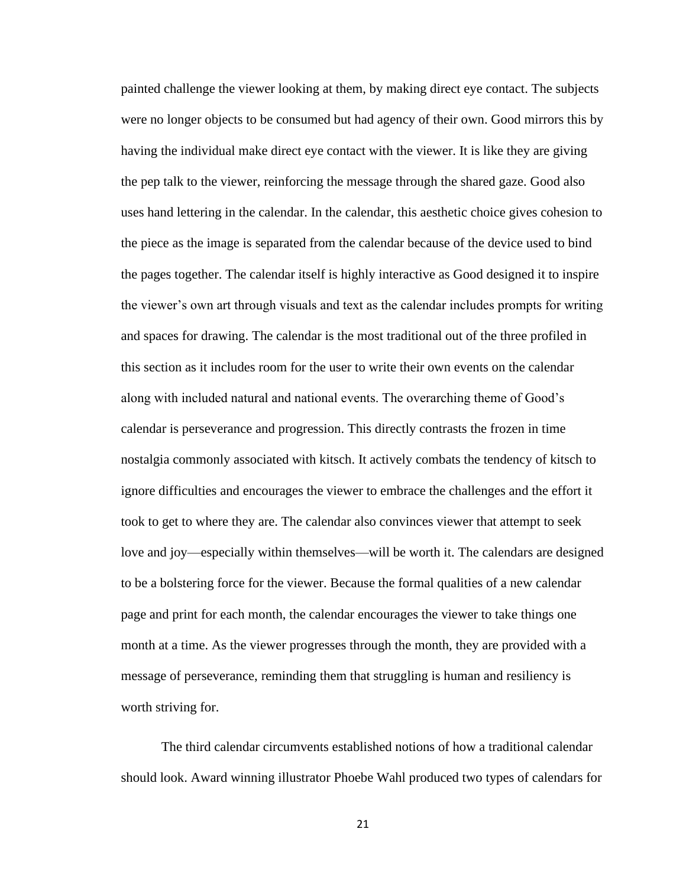painted challenge the viewer looking at them, by making direct eye contact. The subjects were no longer objects to be consumed but had agency of their own. Good mirrors this by having the individual make direct eye contact with the viewer. It is like they are giving the pep talk to the viewer, reinforcing the message through the shared gaze. Good also uses hand lettering in the calendar. In the calendar, this aesthetic choice gives cohesion to the piece as the image is separated from the calendar because of the device used to bind the pages together. The calendar itself is highly interactive as Good designed it to inspire the viewer's own art through visuals and text as the calendar includes prompts for writing and spaces for drawing. The calendar is the most traditional out of the three profiled in this section as it includes room for the user to write their own events on the calendar along with included natural and national events. The overarching theme of Good's calendar is perseverance and progression. This directly contrasts the frozen in time nostalgia commonly associated with kitsch. It actively combats the tendency of kitsch to ignore difficulties and encourages the viewer to embrace the challenges and the effort it took to get to where they are. The calendar also convinces viewer that attempt to seek love and joy—especially within themselves—will be worth it. The calendars are designed to be a bolstering force for the viewer. Because the formal qualities of a new calendar page and print for each month, the calendar encourages the viewer to take things one month at a time. As the viewer progresses through the month, they are provided with a message of perseverance, reminding them that struggling is human and resiliency is worth striving for.

The third calendar circumvents established notions of how a traditional calendar should look. Award winning illustrator Phoebe Wahl produced two types of calendars for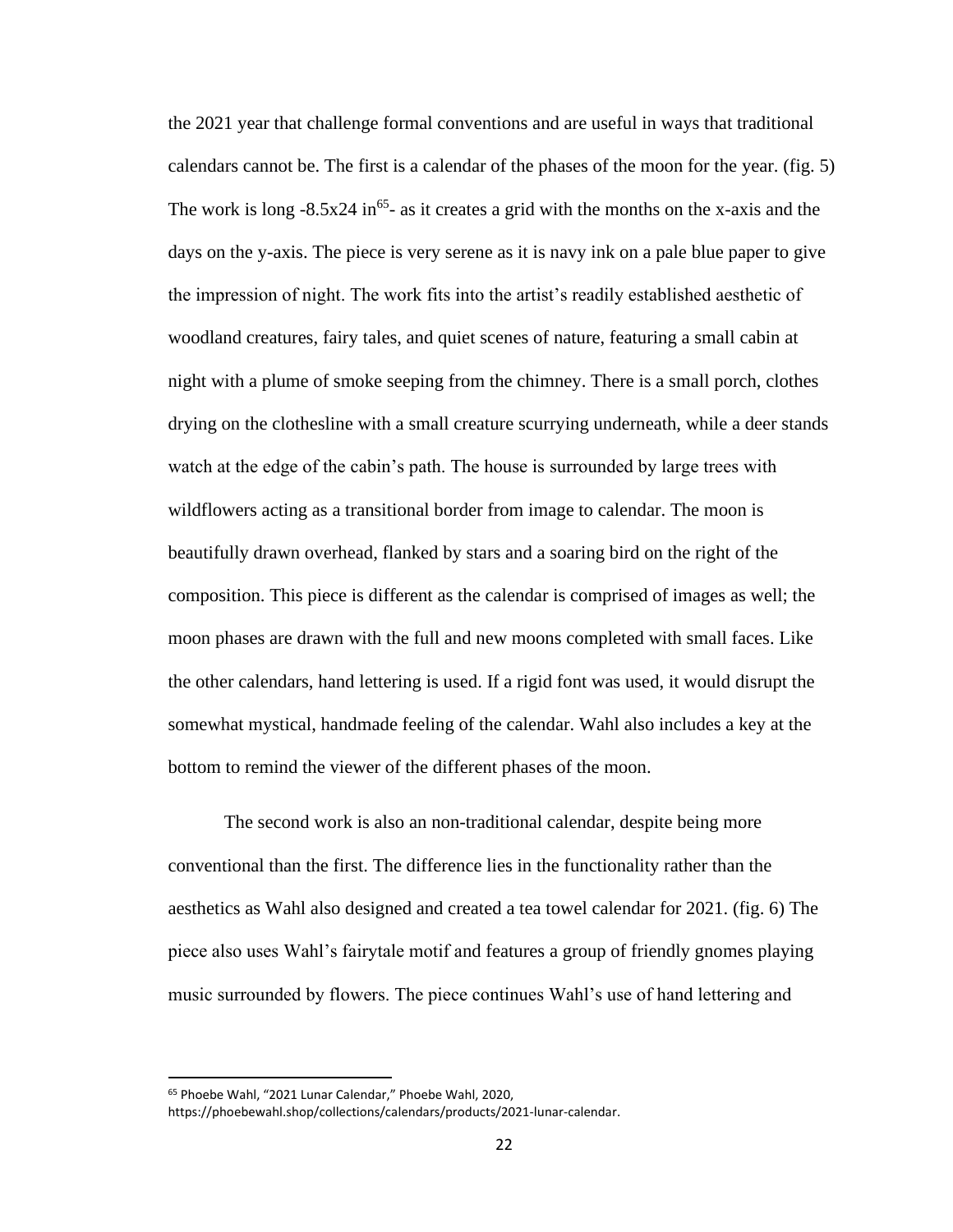the 2021 year that challenge formal conventions and are useful in ways that traditional calendars cannot be. The first is a calendar of the phases of the moon for the year. (fig. 5) The work is long -8.5x24 in[65]- as it creates a grid with the months on the x-axis and the days on the y-axis. The piece is very serene as it is navy ink on a pale blue paper to give the impression of night. The work fits into the artist's readily established aesthetic of woodland creatures, fairy tales, and quiet scenes of nature, featuring a small cabin at night with a plume of smoke seeping from the chimney. There is a small porch, clothes drying on the clothesline with a small creature scurrying underneath, while a deer stands watch at the edge of the cabin's path. The house is surrounded by large trees with wildflowers acting as a transitional border from image to calendar. The moon is beautifully drawn overhead, flanked by stars and a soaring bird on the right of the composition. This piece is different as the calendar is comprised of images as well; the moon phases are drawn with the full and new moons completed with small faces. Like the other calendars, hand lettering is used. If a rigid font was used, it would disrupt the somewhat mystical, handmade feeling of the calendar. Wahl also includes a key at the bottom to remind the viewer of the different phases of the moon.

The second work is also an non-traditional calendar, despite being more conventional than the first. The difference lies in the functionality rather than the aesthetics as Wahl also designed and created a tea towel calendar for 2021. (fig. 6) The piece also uses Wahl's fairytale motif and features a group of friendly gnomes playing music surrounded by flowers. The piece continues Wahl's use of hand lettering and

[65] Phoebe Wahl, "2021 Lunar Calendar," Phoebe Wahl, 2020, https://phoebewahl.shop/collections/calendars/products/2021-lunar-calendar.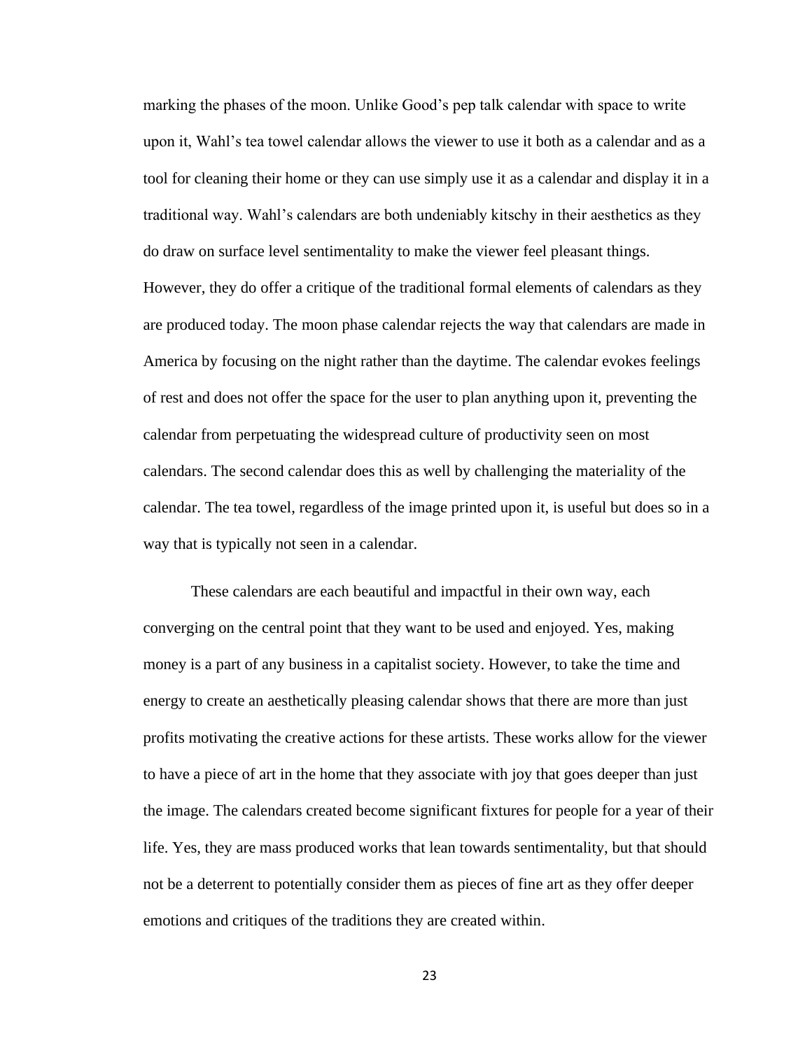marking the phases of the moon. Unlike Good's pep talk calendar with space to write upon it, Wahl's tea towel calendar allows the viewer to use it both as a calendar and as a tool for cleaning their home or they can use simply use it as a calendar and display it in a traditional way. Wahl's calendars are both undeniably kitschy in their aesthetics as they do draw on surface level sentimentality to make the viewer feel pleasant things. However, they do offer a critique of the traditional formal elements of calendars as they are produced today. The moon phase calendar rejects the way that calendars are made in America by focusing on the night rather than the daytime. The calendar evokes feelings of rest and does not offer the space for the user to plan anything upon it, preventing the calendar from perpetuating the widespread culture of productivity seen on most calendars. The second calendar does this as well by challenging the materiality of the calendar. The tea towel, regardless of the image printed upon it, is useful but does so in a way that is typically not seen in a calendar.

These calendars are each beautiful and impactful in their own way, each converging on the central point that they want to be used and enjoyed. Yes, making money is a part of any business in a capitalist society. However, to take the time and energy to create an aesthetically pleasing calendar shows that there are more than just profits motivating the creative actions for these artists. These works allow for the viewer to have a piece of art in the home that they associate with joy that goes deeper than just the image. The calendars created become significant fixtures for people for a year of their life. Yes, they are mass produced works that lean towards sentimentality, but that should not be a deterrent to potentially consider them as pieces of fine art as they offer deeper emotions and critiques of the traditions they are created within.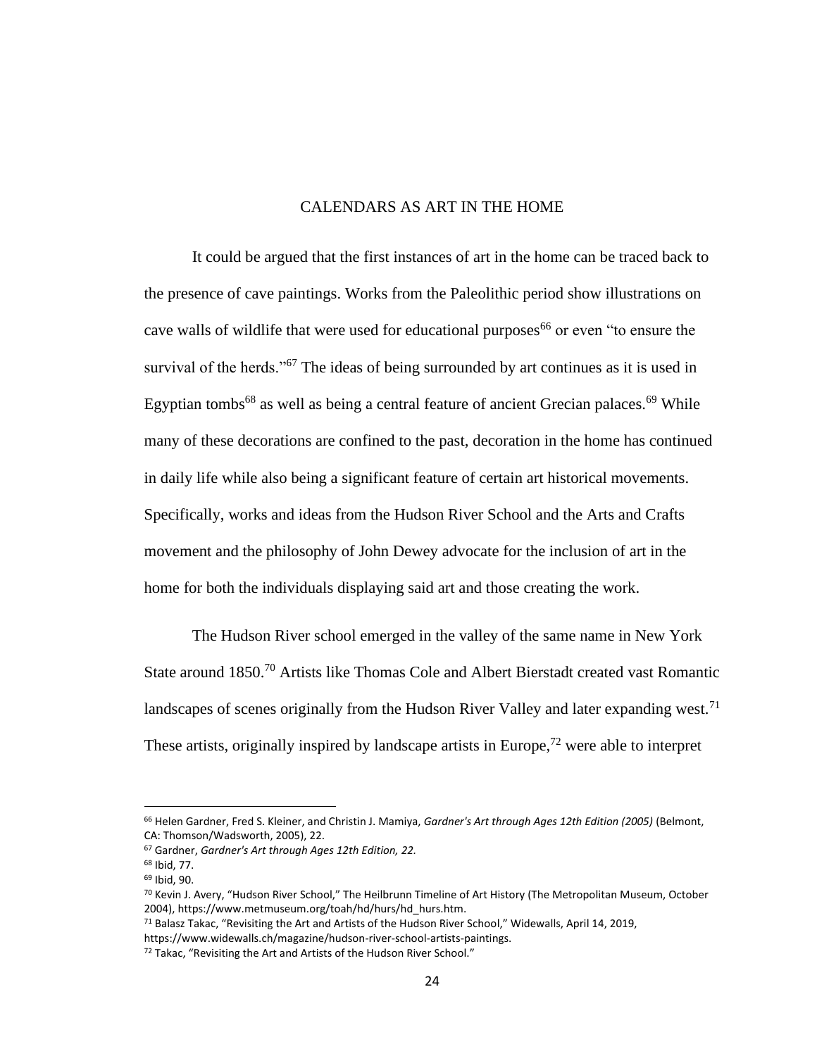# CALENDARS AS ART IN THE HOME

It could be argued that the first instances of art in the home can be traced back to the presence of cave paintings. Works from the Paleolithic period show illustrations on cave walls of wildlife that were used for educational purposes[66] or even "to ensure the survival of the herds."[67] The ideas of being surrounded by art continues as it is used in Egyptian tombs[68] as well as being a central feature of ancient Grecian palaces.[69] While many of these decorations are confined to the past, decoration in the home has continued in daily life while also being a significant feature of certain art historical movements. Specifically, works and ideas from the Hudson River School and the Arts and Crafts movement and the philosophy of John Dewey advocate for the inclusion of art in the home for both the individuals displaying said art and those creating the work.

The Hudson River school emerged in the valley of the same name in New York State around 1850.[70] Artists like Thomas Cole and Albert Bierstadt created vast Romantic landscapes of scenes originally from the Hudson River Valley and later expanding west.[71] These artists, originally inspired by landscape artists in Europe,[72] were able to interpret

---

[66] Helen Gardner, Fred S. Kleiner, and Christin J. Mamiya, *Gardner's Art through Ages 12th Edition (2005)* (Belmont, CA: Thomson/Wadsworth, 2005), 22.

[67] Gardner, *Gardner's Art through Ages 12th Edition, 22.*

[68] Ibid, 77.

[69] Ibid, 90.

[70] Kevin J. Avery, "Hudson River School," The Heilbrunn Timeline of Art History (The Metropolitan Museum, October 2004), https://www.metmuseum.org/toah/hd/hurs/hd_hurs.htm.

[71] Balasz Takac, "Revisiting the Art and Artists of the Hudson River School," Widewalls, April 14, 2019, https://www.widewalls.ch/magazine/hudson-river-school-artists-paintings.

[72] Takac, "Revisiting the Art and Artists of the Hudson River School."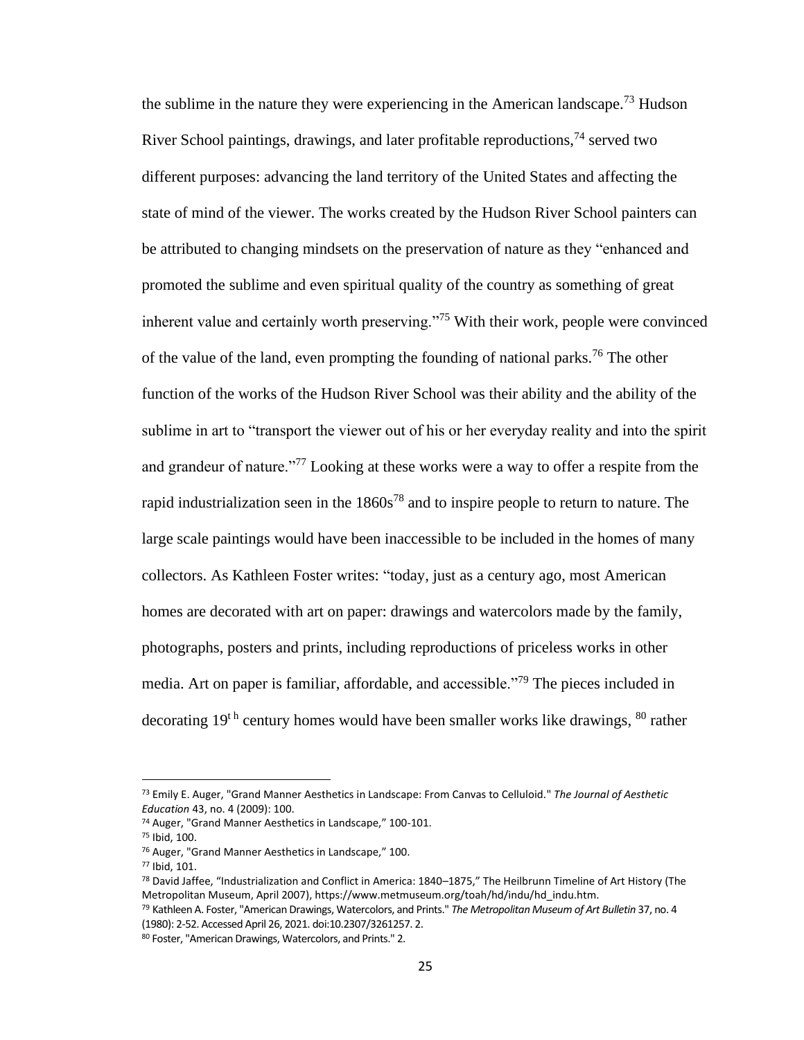the sublime in the nature they were experiencing in the American landscape.[73] Hudson River School paintings, drawings, and later profitable reproductions,[74] served two different purposes: advancing the land territory of the United States and affecting the state of mind of the viewer. The works created by the Hudson River School painters can be attributed to changing mindsets on the preservation of nature as they "enhanced and promoted the sublime and even spiritual quality of the country as something of great inherent value and certainly worth preserving."[75] With their work, people were convinced of the value of the land, even prompting the founding of national parks.[76] The other function of the works of the Hudson River School was their ability and the ability of the sublime in art to "transport the viewer out of his or her everyday reality and into the spirit and grandeur of nature."[77] Looking at these works were a way to offer a respite from the rapid industrialization seen in the 1860s[78] and to inspire people to return to nature. The large scale paintings would have been inaccessible to be included in the homes of many collectors. As Kathleen Foster writes: "today, just as a century ago, most American homes are decorated with art on paper: drawings and watercolors made by the family, photographs, posters and prints, including reproductions of priceless works in other media. Art on paper is familiar, affordable, and accessible."[79] The pieces included in decorating 19th century homes would have been smaller works like drawings, [80] rather

---

[73] Emily E. Auger, "Grand Manner Aesthetics in Landscape: From Canvas to Celluloid." *The Journal of Aesthetic Education* 43, no. 4 (2009): 100.

[74] Auger, "Grand Manner Aesthetics in Landscape," 100-101.

[75] Ibid, 100.

[76] Auger, "Grand Manner Aesthetics in Landscape," 100.

[77] Ibid, 101.

[78] David Jaffee, "Industrialization and Conflict in America: 1840–1875," The Heilbrunn Timeline of Art History (The Metropolitan Museum, April 2007), https://www.metmuseum.org/toah/hd/indu/hd_indu.htm.

[79] Kathleen A. Foster, "American Drawings, Watercolors, and Prints." *The Metropolitan Museum of Art Bulletin* 37, no. 4 (1980): 2-52. Accessed April 26, 2021. doi:10.2307/3261257. 2.

[80] Foster, "American Drawings, Watercolors, and Prints." 2.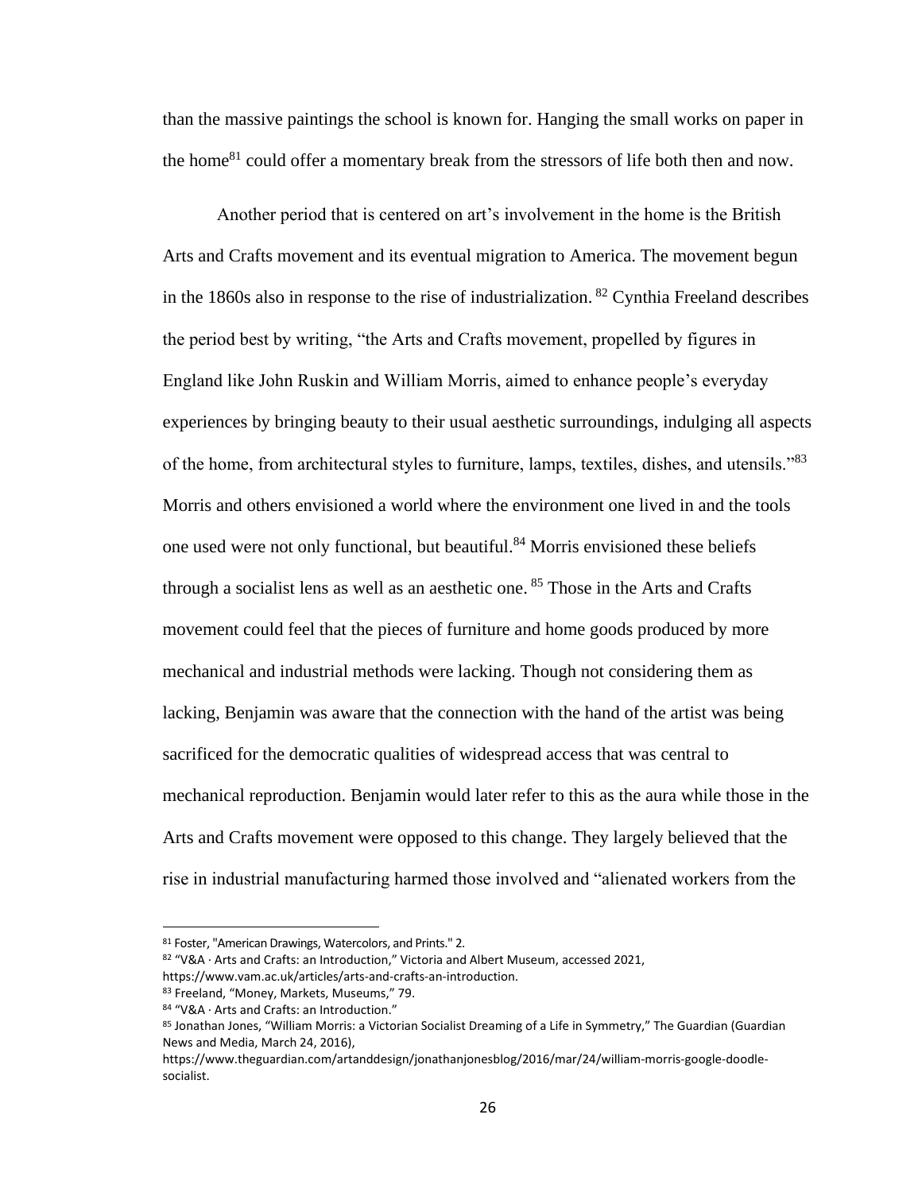than the massive paintings the school is known for. Hanging the small works on paper in the home[81] could offer a momentary break from the stressors of life both then and now.

Another period that is centered on art's involvement in the home is the British Arts and Crafts movement and its eventual migration to America. The movement begun in the 1860s also in response to the rise of industrialization. [82] Cynthia Freeland describes the period best by writing, "the Arts and Crafts movement, propelled by figures in England like John Ruskin and William Morris, aimed to enhance people's everyday experiences by bringing beauty to their usual aesthetic surroundings, indulging all aspects of the home, from architectural styles to furniture, lamps, textiles, dishes, and utensils."[83] Morris and others envisioned a world where the environment one lived in and the tools one used were not only functional, but beautiful.[84] Morris envisioned these beliefs through a socialist lens as well as an aesthetic one. [85] Those in the Arts and Crafts movement could feel that the pieces of furniture and home goods produced by more mechanical and industrial methods were lacking. Though not considering them as lacking, Benjamin was aware that the connection with the hand of the artist was being sacrificed for the democratic qualities of widespread access that was central to mechanical reproduction. Benjamin would later refer to this as the aura while those in the Arts and Crafts movement were opposed to this change. They largely believed that the rise in industrial manufacturing harmed those involved and "alienated workers from the

---

[81] Foster, "American Drawings, Watercolors, and Prints." 2.

[82] "V&A · Arts and Crafts: an Introduction," Victoria and Albert Museum, accessed 2021, https://www.vam.ac.uk/articles/arts-and-crafts-an-introduction.

[83] Freeland, "Money, Markets, Museums," 79.

[84] "V&A · Arts and Crafts: an Introduction."

[85] Jonathan Jones, "William Morris: a Victorian Socialist Dreaming of a Life in Symmetry," The Guardian (Guardian News and Media, March 24, 2016), https://www.theguardian.com/artanddesign/jonathanjonesblog/2016/mar/24/william-morris-google-doodle-socialist.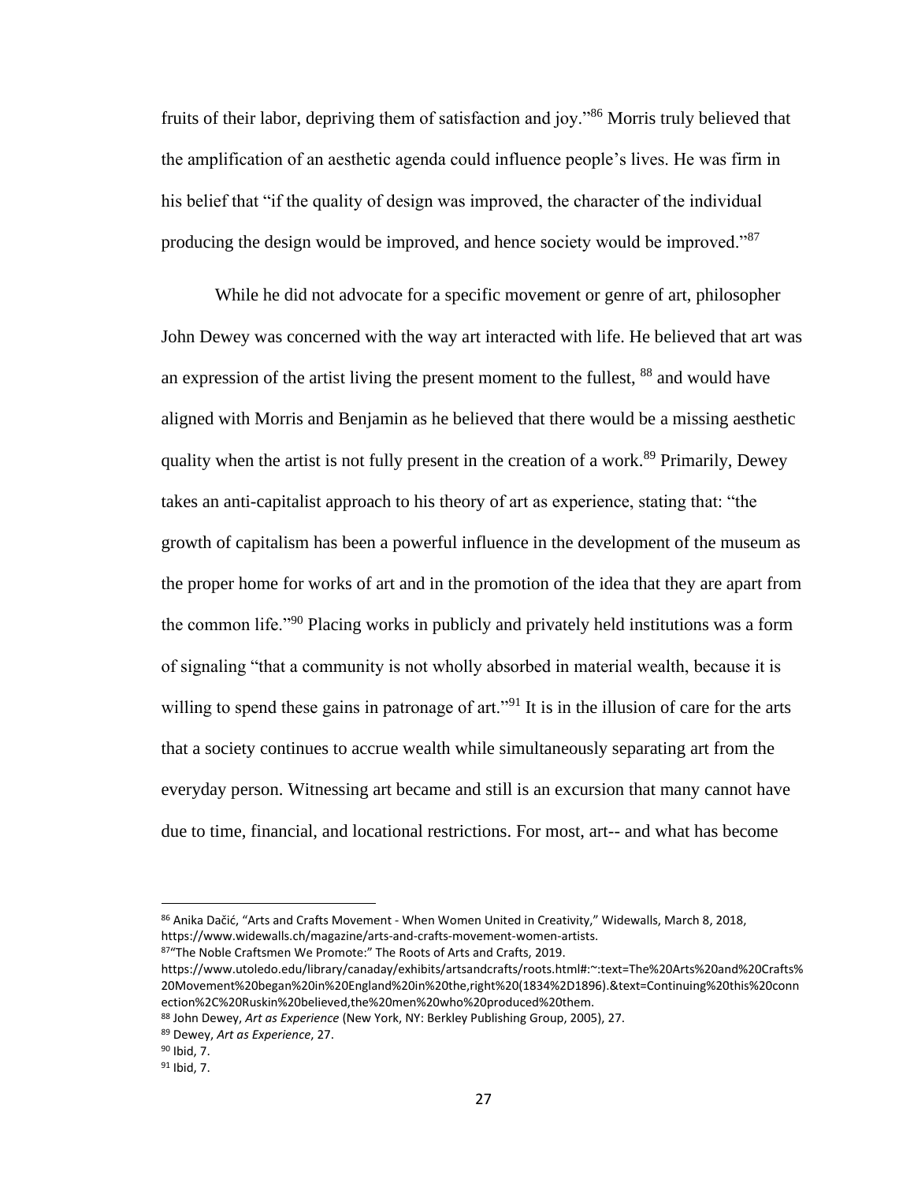fruits of their labor, depriving them of satisfaction and joy."[86] Morris truly believed that the amplification of an aesthetic agenda could influence people's lives. He was firm in his belief that "if the quality of design was improved, the character of the individual producing the design would be improved, and hence society would be improved."[87]

While he did not advocate for a specific movement or genre of art, philosopher John Dewey was concerned with the way art interacted with life. He believed that art was an expression of the artist living the present moment to the fullest, [88] and would have aligned with Morris and Benjamin as he believed that there would be a missing aesthetic quality when the artist is not fully present in the creation of a work.[89] Primarily, Dewey takes an anti-capitalist approach to his theory of art as experience, stating that: "the growth of capitalism has been a powerful influence in the development of the museum as the proper home for works of art and in the promotion of the idea that they are apart from the common life."[90] Placing works in publicly and privately held institutions was a form of signaling "that a community is not wholly absorbed in material wealth, because it is willing to spend these gains in patronage of art."[91] It is in the illusion of care for the arts that a society continues to accrue wealth while simultaneously separating art from the everyday person. Witnessing art became and still is an excursion that many cannot have due to time, financial, and locational restrictions. For most, art-- and what has become

---

[86] Anika Dačić, "Arts and Crafts Movement - When Women United in Creativity," Widewalls, March 8, 2018, https://www.widewalls.ch/magazine/arts-and-crafts-movement-women-artists.

[87] "The Noble Craftsmen We Promote:" The Roots of Arts and Crafts, 2019. https://www.utoledo.edu/library/canaday/exhibits/artsandcrafts/roots.html#:~:text=The%20Arts%20and%20Crafts%20Movement%20began%20in%20England%20in%20the,right%20(1834%2D1896).&text=Continuing%20this%20connection%2C%20Ruskin%20believed,the%20men%20who%20produced%20them.

[88] John Dewey, *Art as Experience* (New York, NY: Berkley Publishing Group, 2005), 27.

[89] Dewey, *Art as Experience*, 27.

[90] Ibid, 7.

[91] Ibid, 7.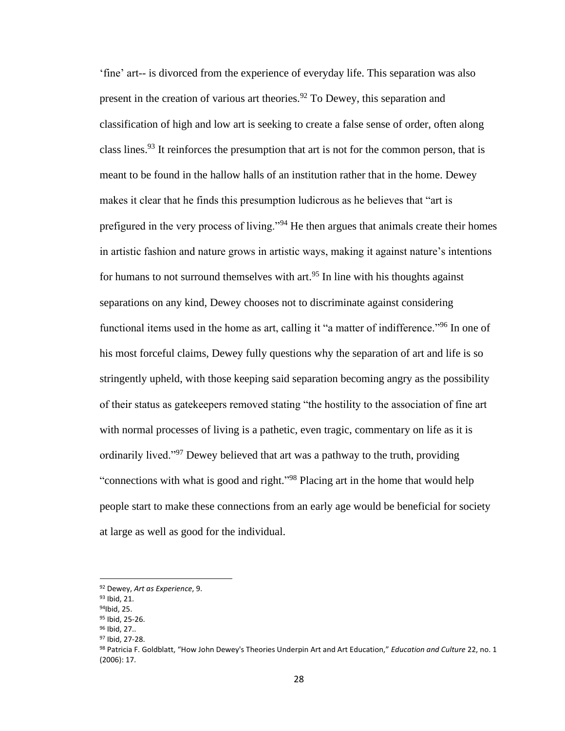'fine' art-- is divorced from the experience of everyday life. This separation was also present in the creation of various art theories.[92] To Dewey, this separation and classification of high and low art is seeking to create a false sense of order, often along class lines.[93] It reinforces the presumption that art is not for the common person, that is meant to be found in the hallow halls of an institution rather that in the home. Dewey makes it clear that he finds this presumption ludicrous as he believes that "art is prefigured in the very process of living."[94] He then argues that animals create their homes in artistic fashion and nature grows in artistic ways, making it against nature's intentions for humans to not surround themselves with art.[95] In line with his thoughts against separations on any kind, Dewey chooses not to discriminate against considering functional items used in the home as art, calling it "a matter of indifference."[96] In one of his most forceful claims, Dewey fully questions why the separation of art and life is so stringently upheld, with those keeping said separation becoming angry as the possibility of their status as gatekeepers removed stating "the hostility to the association of fine art with normal processes of living is a pathetic, even tragic, commentary on life as it is ordinarily lived."[97] Dewey believed that art was a pathway to the truth, providing "connections with what is good and right."[98] Placing art in the home that would help people start to make these connections from an early age would be beneficial for society at large as well as good for the individual.

---

[92] Dewey, *Art as Experience*, 9.
[93] Ibid, 21.
[94] Ibid, 25.
[95] Ibid, 25-26.
[96] Ibid, 27..
[97] Ibid, 27-28.
[98] Patricia F. Goldblatt, "How John Dewey's Theories Underpin Art and Art Education," *Education and Culture* 22, no. 1 (2006): 17.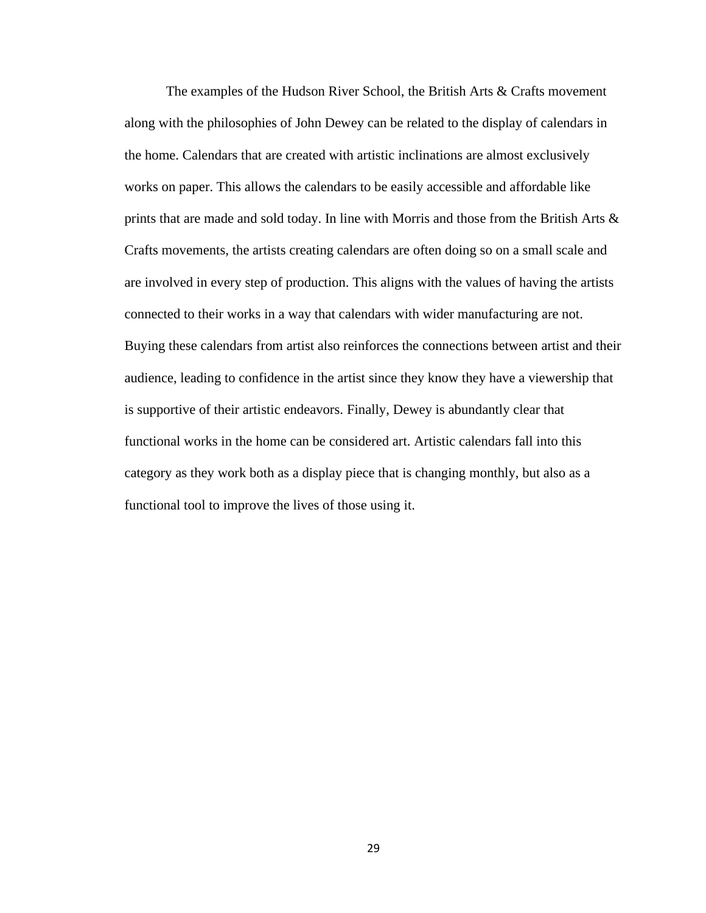The examples of the Hudson River School, the British Arts & Crafts movement along with the philosophies of John Dewey can be related to the display of calendars in the home. Calendars that are created with artistic inclinations are almost exclusively works on paper. This allows the calendars to be easily accessible and affordable like prints that are made and sold today. In line with Morris and those from the British Arts & Crafts movements, the artists creating calendars are often doing so on a small scale and are involved in every step of production. This aligns with the values of having the artists connected to their works in a way that calendars with wider manufacturing are not. Buying these calendars from artist also reinforces the connections between artist and their audience, leading to confidence in the artist since they know they have a viewership that is supportive of their artistic endeavors. Finally, Dewey is abundantly clear that functional works in the home can be considered art. Artistic calendars fall into this category as they work both as a display piece that is changing monthly, but also as a functional tool to improve the lives of those using it.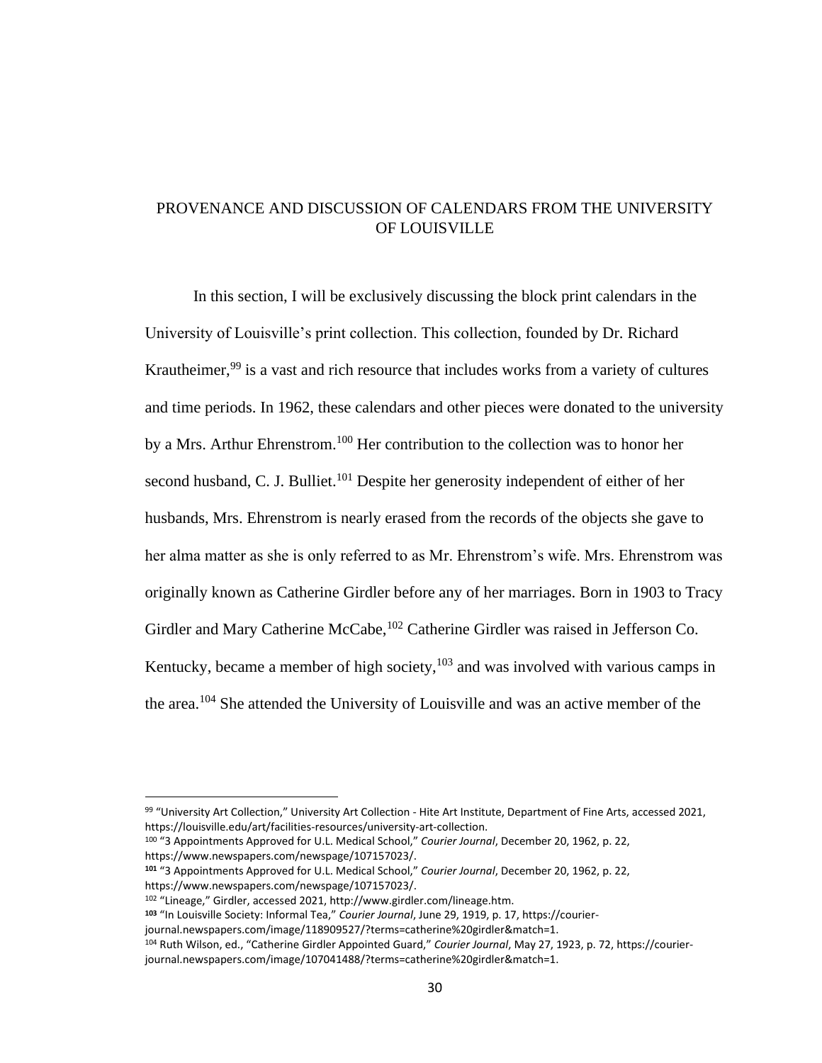## PROVENANCE AND DISCUSSION OF CALENDARS FROM THE UNIVERSITY OF LOUISVILLE

In this section, I will be exclusively discussing the block print calendars in the University of Louisville's print collection. This collection, founded by Dr. Richard Krautheimer,[99] is a vast and rich resource that includes works from a variety of cultures and time periods. In 1962, these calendars and other pieces were donated to the university by a Mrs. Arthur Ehrenstrom.[100] Her contribution to the collection was to honor her second husband, C. J. Bulliet.[101] Despite her generosity independent of either of her husbands, Mrs. Ehrenstrom is nearly erased from the records of the objects she gave to her alma matter as she is only referred to as Mr. Ehrenstrom's wife. Mrs. Ehrenstrom was originally known as Catherine Girdler before any of her marriages. Born in 1903 to Tracy Girdler and Mary Catherine McCabe,[102] Catherine Girdler was raised in Jefferson Co. Kentucky, became a member of high society,[103] and was involved with various camps in the area.[104] She attended the University of Louisville and was an active member of the

---

[99] "University Art Collection," University Art Collection - Hite Art Institute, Department of Fine Arts, accessed 2021, https://louisville.edu/art/facilities-resources/university-art-collection.

[100] "3 Appointments Approved for U.L. Medical School," *Courier Journal*, December 20, 1962, p. 22, https://www.newspapers.com/newspage/107157023/.

[101] "3 Appointments Approved for U.L. Medical School," *Courier Journal*, December 20, 1962, p. 22, https://www.newspapers.com/newspage/107157023/.

[102] "Lineage," Girdler, accessed 2021, http://www.girdler.com/lineage.htm.

[103] "In Louisville Society: Informal Tea," *Courier Journal*, June 29, 1919, p. 17, https://courier-journal.newspapers.com/image/118909527/?terms=catherine%20girdler&match=1.

[104] Ruth Wilson, ed., "Catherine Girdler Appointed Guard," *Courier Journal*, May 27, 1923, p. 72, https://courier-journal.newspapers.com/image/107041488/?terms=catherine%20girdler&match=1.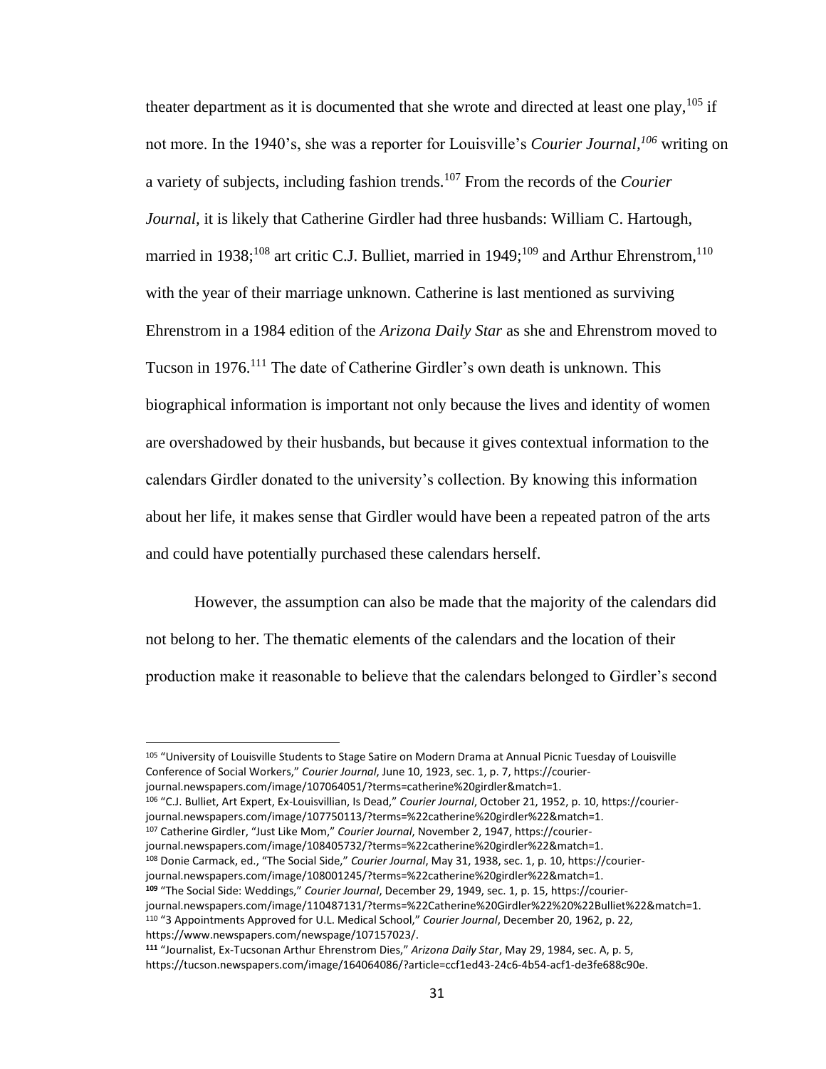theater department as it is documented that she wrote and directed at least one play,[105] if not more. In the 1940's, she was a reporter for Louisville's *Courier Journal*,[106] writing on a variety of subjects, including fashion trends.[107] From the records of the *Courier Journal*, it is likely that Catherine Girdler had three husbands: William C. Hartough, married in 1938;[108] art critic C.J. Bulliet, married in 1949;[109] and Arthur Ehrenstrom,[110] with the year of their marriage unknown. Catherine is last mentioned as surviving Ehrenstrom in a 1984 edition of the *Arizona Daily Star* as she and Ehrenstrom moved to Tucson in 1976.[111] The date of Catherine Girdler's own death is unknown. This biographical information is important not only because the lives and identity of women are overshadowed by their husbands, but because it gives contextual information to the calendars Girdler donated to the university's collection. By knowing this information about her life, it makes sense that Girdler would have been a repeated patron of the arts and could have potentially purchased these calendars herself.

However, the assumption can also be made that the majority of the calendars did not belong to her. The thematic elements of the calendars and the location of their production make it reasonable to believe that the calendars belonged to Girdler's second

---

[105] "University of Louisville Students to Stage Satire on Modern Drama at Annual Picnic Tuesday of Louisville Conference of Social Workers," *Courier Journal*, June 10, 1923, sec. 1, p. 7, https://courier-journal.newspapers.com/image/107064051/?terms=catherine%20girdler&match=1.

[106] "C.J. Bulliet, Art Expert, Ex-Louisvillian, Is Dead," *Courier Journal*, October 21, 1952, p. 10, https://courier-journal.newspapers.com/image/107750113/?terms=%22catherine%20girdler%22&match=1.

[107] Catherine Girdler, "Just Like Mom," *Courier Journal*, November 2, 1947, https://courier-journal.newspapers.com/image/108405732/?terms=%22catherine%20girdler%22&match=1.

[108] Donie Carmack, ed., "The Social Side," *Courier Journal*, May 31, 1938, sec. 1, p. 10, https://courier-journal.newspapers.com/image/108001245/?terms=%22catherine%20girdler%22&match=1.

[109] "The Social Side: Weddings," *Courier Journal*, December 29, 1949, sec. 1, p. 15, https://courier-journal.newspapers.com/image/110487131/?terms=%22Catherine%20Girdler%22%20%22Bulliet%22&match=1.

[110] "3 Appointments Approved for U.L. Medical School," *Courier Journal*, December 20, 1962, p. 22, https://www.newspapers.com/newspage/107157023/.

[111] "Journalist, Ex-Tucsonan Arthur Ehrenstrom Dies," *Arizona Daily Star*, May 29, 1984, sec. A, p. 5, https://tucson.newspapers.com/image/164064086/?article=ccf1ed43-24c6-4b54-acf1-de3fe688c90e.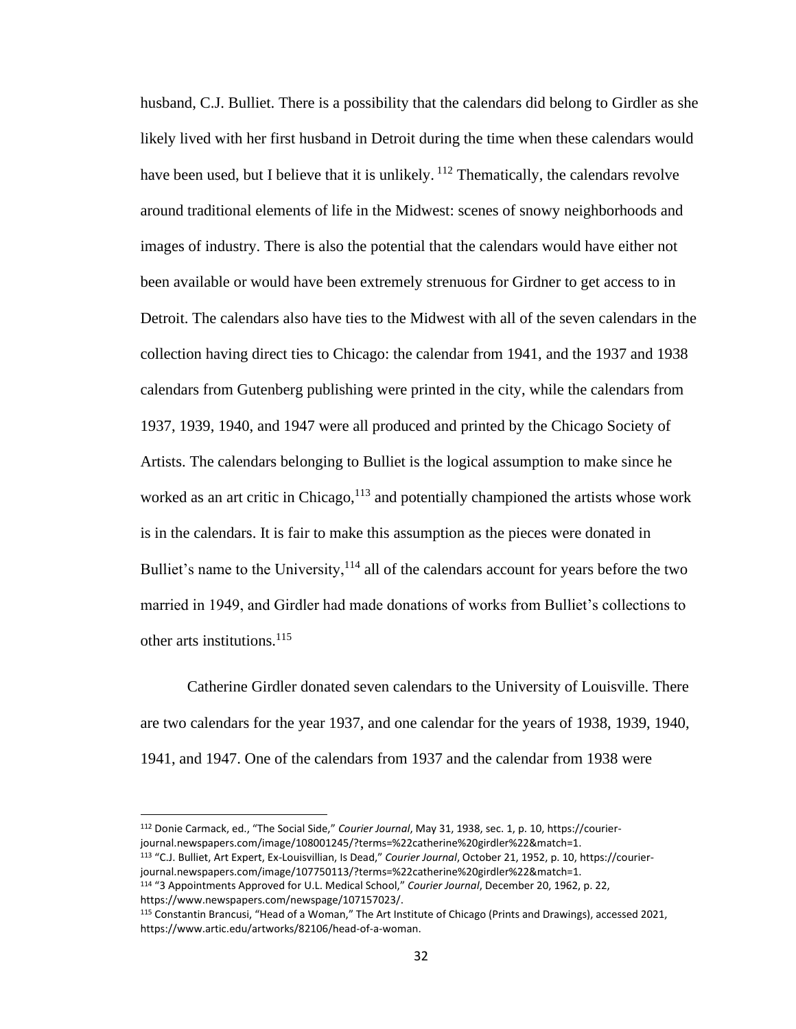husband, C.J. Bulliet. There is a possibility that the calendars did belong to Girdler as she likely lived with her first husband in Detroit during the time when these calendars would have been used, but I believe that it is unlikely. [112] Thematically, the calendars revolve around traditional elements of life in the Midwest: scenes of snowy neighborhoods and images of industry. There is also the potential that the calendars would have either not been available or would have been extremely strenuous for Girdner to get access to in Detroit. The calendars also have ties to the Midwest with all of the seven calendars in the collection having direct ties to Chicago: the calendar from 1941, and the 1937 and 1938 calendars from Gutenberg publishing were printed in the city, while the calendars from 1937, 1939, 1940, and 1947 were all produced and printed by the Chicago Society of Artists. The calendars belonging to Bulliet is the logical assumption to make since he worked as an art critic in Chicago,[113] and potentially championed the artists whose work is in the calendars. It is fair to make this assumption as the pieces were donated in Bulliet's name to the University,[114] all of the calendars account for years before the two married in 1949, and Girdler had made donations of works from Bulliet's collections to other arts institutions.[115]

Catherine Girdler donated seven calendars to the University of Louisville. There are two calendars for the year 1937, and one calendar for the years of 1938, 1939, 1940, 1941, and 1947. One of the calendars from 1937 and the calendar from 1938 were

---

[112] Donie Carmack, ed., "The Social Side," *Courier Journal*, May 31, 1938, sec. 1, p. 10, https://courier-journal.newspapers.com/image/108001245/?terms=%22catherine%20girdler%22&match=1.

[113] "C.J. Bulliet, Art Expert, Ex-Louisvillian, Is Dead," *Courier Journal*, October 21, 1952, p. 10, https://courier-journal.newspapers.com/image/107750113/?terms=%22catherine%20girdler%22&match=1.

[114] "3 Appointments Approved for U.L. Medical School," *Courier Journal*, December 20, 1962, p. 22, https://www.newspapers.com/newspage/107157023/.

[115] Constantin Brancusi, "Head of a Woman," The Art Institute of Chicago (Prints and Drawings), accessed 2021, https://www.artic.edu/artworks/82106/head-of-a-woman.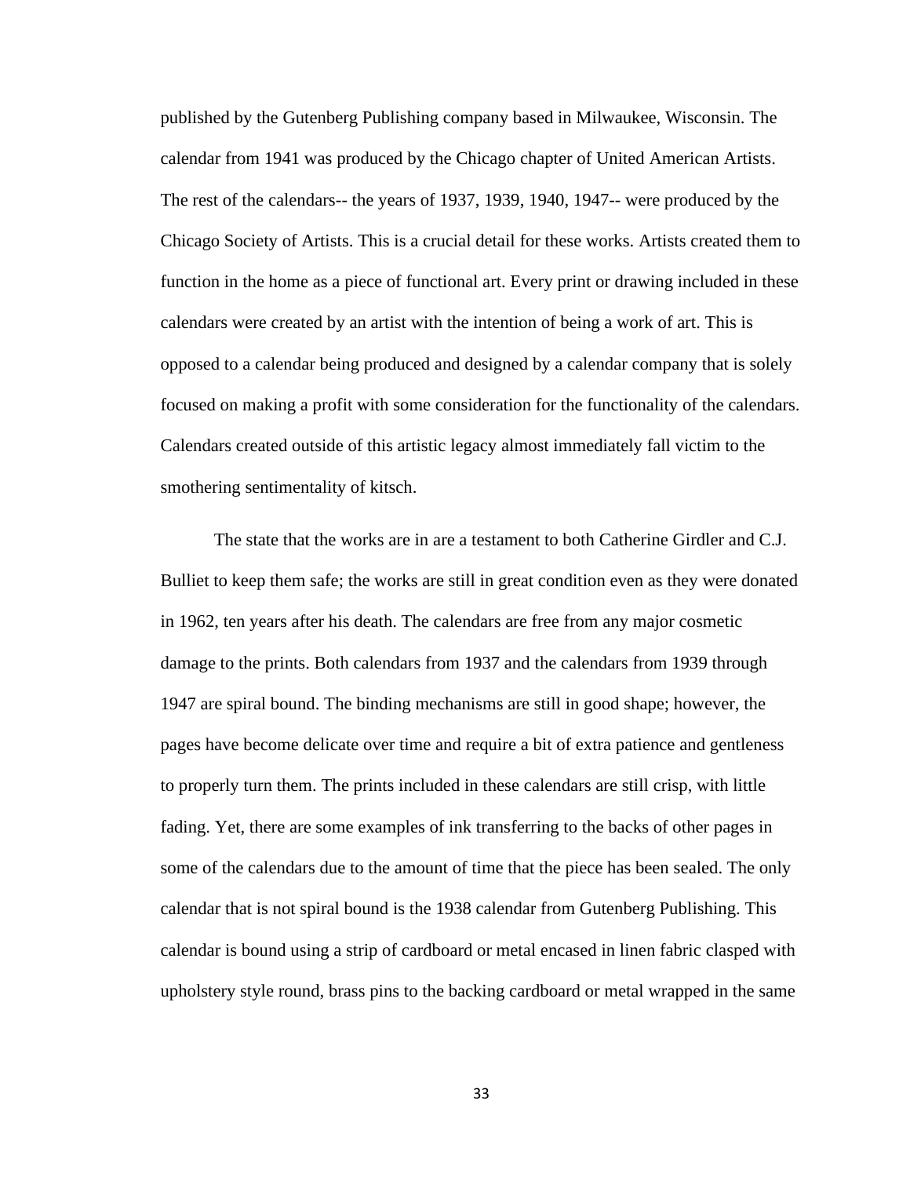published by the Gutenberg Publishing company based in Milwaukee, Wisconsin. The calendar from 1941 was produced by the Chicago chapter of United American Artists. The rest of the calendars-- the years of 1937, 1939, 1940, 1947-- were produced by the Chicago Society of Artists. This is a crucial detail for these works. Artists created them to function in the home as a piece of functional art. Every print or drawing included in these calendars were created by an artist with the intention of being a work of art. This is opposed to a calendar being produced and designed by a calendar company that is solely focused on making a profit with some consideration for the functionality of the calendars. Calendars created outside of this artistic legacy almost immediately fall victim to the smothering sentimentality of kitsch.

The state that the works are in are a testament to both Catherine Girdler and C.J. Bulliet to keep them safe; the works are still in great condition even as they were donated in 1962, ten years after his death. The calendars are free from any major cosmetic damage to the prints. Both calendars from 1937 and the calendars from 1939 through 1947 are spiral bound. The binding mechanisms are still in good shape; however, the pages have become delicate over time and require a bit of extra patience and gentleness to properly turn them. The prints included in these calendars are still crisp, with little fading. Yet, there are some examples of ink transferring to the backs of other pages in some of the calendars due to the amount of time that the piece has been sealed. The only calendar that is not spiral bound is the 1938 calendar from Gutenberg Publishing. This calendar is bound using a strip of cardboard or metal encased in linen fabric clasped with upholstery style round, brass pins to the backing cardboard or metal wrapped in the same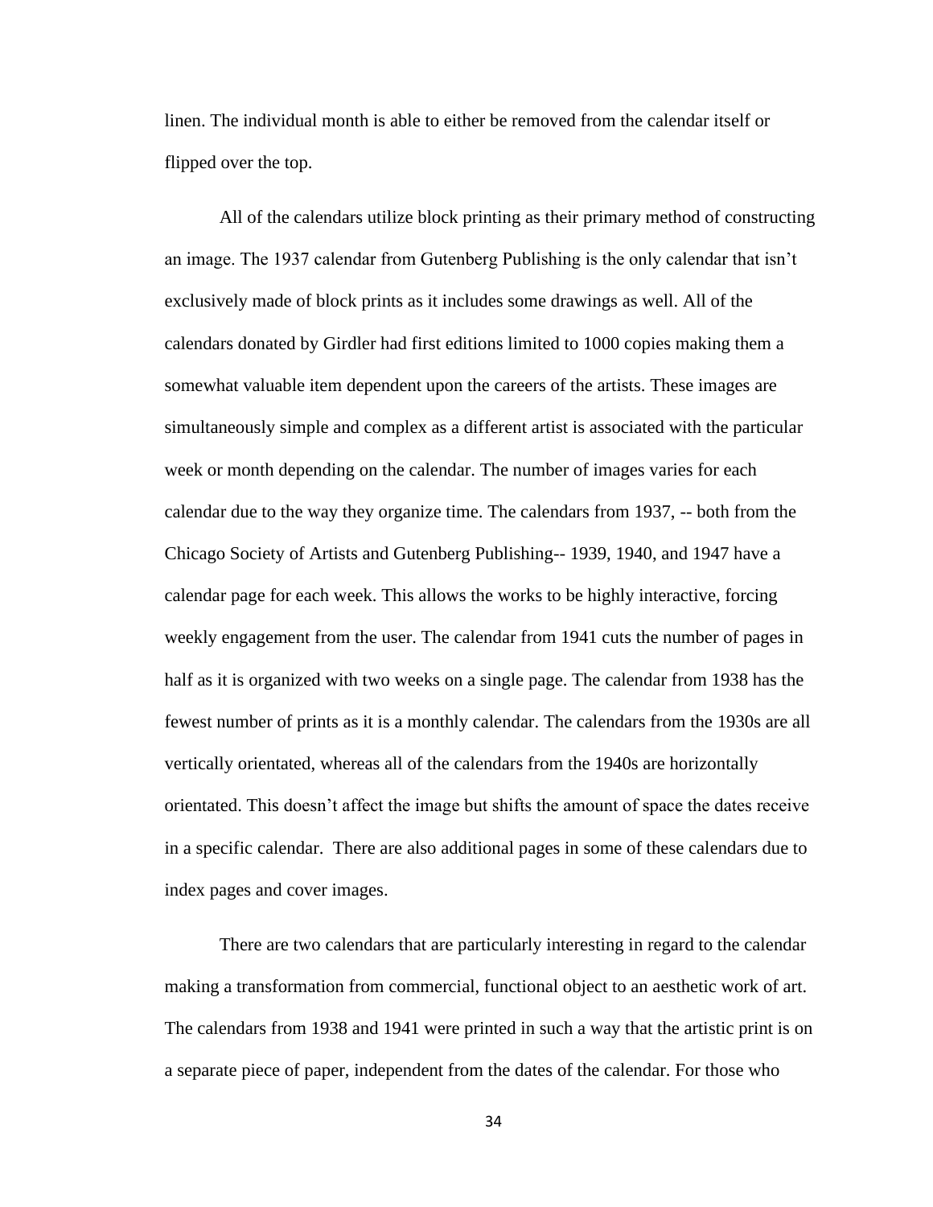linen. The individual month is able to either be removed from the calendar itself or flipped over the top.

All of the calendars utilize block printing as their primary method of constructing an image. The 1937 calendar from Gutenberg Publishing is the only calendar that isn't exclusively made of block prints as it includes some drawings as well. All of the calendars donated by Girdler had first editions limited to 1000 copies making them a somewhat valuable item dependent upon the careers of the artists. These images are simultaneously simple and complex as a different artist is associated with the particular week or month depending on the calendar. The number of images varies for each calendar due to the way they organize time. The calendars from 1937, -- both from the Chicago Society of Artists and Gutenberg Publishing-- 1939, 1940, and 1947 have a calendar page for each week. This allows the works to be highly interactive, forcing weekly engagement from the user. The calendar from 1941 cuts the number of pages in half as it is organized with two weeks on a single page. The calendar from 1938 has the fewest number of prints as it is a monthly calendar. The calendars from the 1930s are all vertically orientated, whereas all of the calendars from the 1940s are horizontally orientated. This doesn't affect the image but shifts the amount of space the dates receive in a specific calendar.  There are also additional pages in some of these calendars due to index pages and cover images.

There are two calendars that are particularly interesting in regard to the calendar making a transformation from commercial, functional object to an aesthetic work of art. The calendars from 1938 and 1941 were printed in such a way that the artistic print is on a separate piece of paper, independent from the dates of the calendar. For those who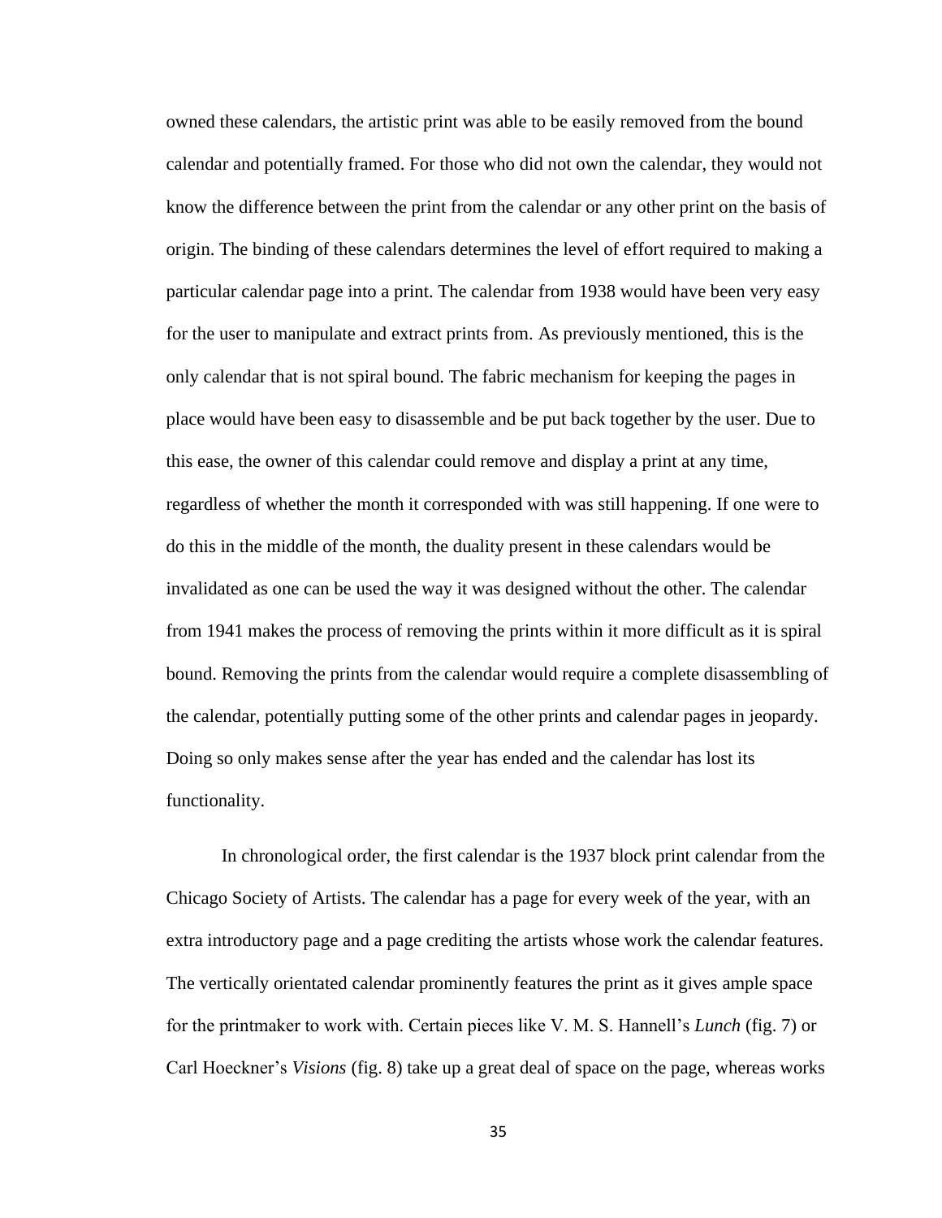owned these calendars, the artistic print was able to be easily removed from the bound calendar and potentially framed. For those who did not own the calendar, they would not know the difference between the print from the calendar or any other print on the basis of origin. The binding of these calendars determines the level of effort required to making a particular calendar page into a print. The calendar from 1938 would have been very easy for the user to manipulate and extract prints from. As previously mentioned, this is the only calendar that is not spiral bound. The fabric mechanism for keeping the pages in place would have been easy to disassemble and be put back together by the user. Due to this ease, the owner of this calendar could remove and display a print at any time, regardless of whether the month it corresponded with was still happening. If one were to do this in the middle of the month, the duality present in these calendars would be invalidated as one can be used the way it was designed without the other. The calendar from 1941 makes the process of removing the prints within it more difficult as it is spiral bound. Removing the prints from the calendar would require a complete disassembling of the calendar, potentially putting some of the other prints and calendar pages in jeopardy. Doing so only makes sense after the year has ended and the calendar has lost its functionality.

In chronological order, the first calendar is the 1937 block print calendar from the Chicago Society of Artists. The calendar has a page for every week of the year, with an extra introductory page and a page crediting the artists whose work the calendar features. The vertically orientated calendar prominently features the print as it gives ample space for the printmaker to work with. Certain pieces like V. M. S. Hannell's *Lunch* (fig. 7) or Carl Hoeckner's *Visions* (fig. 8) take up a great deal of space on the page, whereas works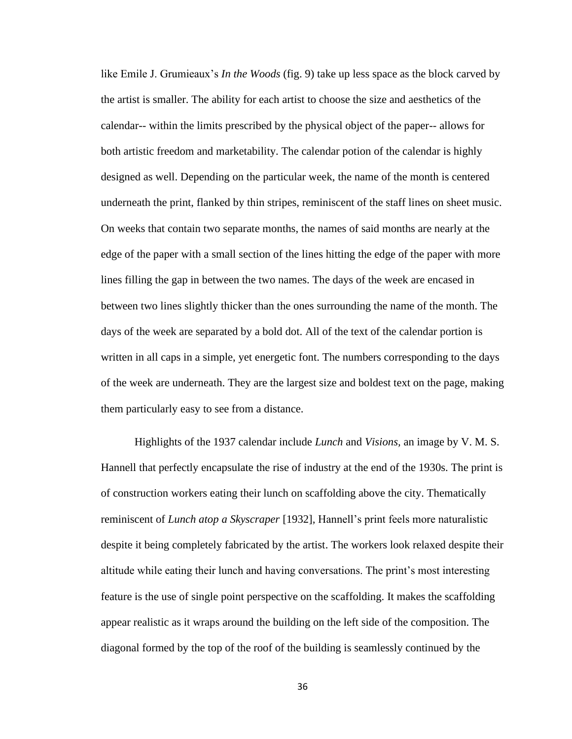like Emile J. Grumieaux's *In the Woods* (fig. 9) take up less space as the block carved by the artist is smaller. The ability for each artist to choose the size and aesthetics of the calendar-- within the limits prescribed by the physical object of the paper-- allows for both artistic freedom and marketability. The calendar potion of the calendar is highly designed as well. Depending on the particular week, the name of the month is centered underneath the print, flanked by thin stripes, reminiscent of the staff lines on sheet music. On weeks that contain two separate months, the names of said months are nearly at the edge of the paper with a small section of the lines hitting the edge of the paper with more lines filling the gap in between the two names. The days of the week are encased in between two lines slightly thicker than the ones surrounding the name of the month. The days of the week are separated by a bold dot. All of the text of the calendar portion is written in all caps in a simple, yet energetic font. The numbers corresponding to the days of the week are underneath. They are the largest size and boldest text on the page, making them particularly easy to see from a distance.

Highlights of the 1937 calendar include *Lunch* and *Visions*, an image by V. M. S. Hannell that perfectly encapsulate the rise of industry at the end of the 1930s. The print is of construction workers eating their lunch on scaffolding above the city. Thematically reminiscent of *Lunch atop a Skyscraper* [1932], Hannell's print feels more naturalistic despite it being completely fabricated by the artist. The workers look relaxed despite their altitude while eating their lunch and having conversations. The print's most interesting feature is the use of single point perspective on the scaffolding. It makes the scaffolding appear realistic as it wraps around the building on the left side of the composition. The diagonal formed by the top of the roof of the building is seamlessly continued by the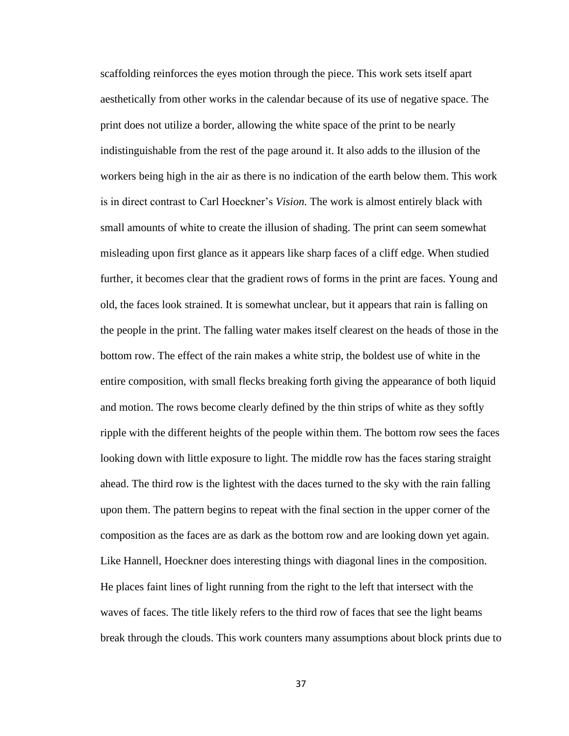scaffolding reinforces the eyes motion through the piece. This work sets itself apart aesthetically from other works in the calendar because of its use of negative space. The print does not utilize a border, allowing the white space of the print to be nearly indistinguishable from the rest of the page around it. It also adds to the illusion of the workers being high in the air as there is no indication of the earth below them. This work is in direct contrast to Carl Hoeckner's *Vision.* The work is almost entirely black with small amounts of white to create the illusion of shading. The print can seem somewhat misleading upon first glance as it appears like sharp faces of a cliff edge. When studied further, it becomes clear that the gradient rows of forms in the print are faces. Young and old, the faces look strained. It is somewhat unclear, but it appears that rain is falling on the people in the print. The falling water makes itself clearest on the heads of those in the bottom row. The effect of the rain makes a white strip, the boldest use of white in the entire composition, with small flecks breaking forth giving the appearance of both liquid and motion. The rows become clearly defined by the thin strips of white as they softly ripple with the different heights of the people within them. The bottom row sees the faces looking down with little exposure to light. The middle row has the faces staring straight ahead. The third row is the lightest with the daces turned to the sky with the rain falling upon them. The pattern begins to repeat with the final section in the upper corner of the composition as the faces are as dark as the bottom row and are looking down yet again. Like Hannell, Hoeckner does interesting things with diagonal lines in the composition. He places faint lines of light running from the right to the left that intersect with the waves of faces. The title likely refers to the third row of faces that see the light beams break through the clouds. This work counters many assumptions about block prints due to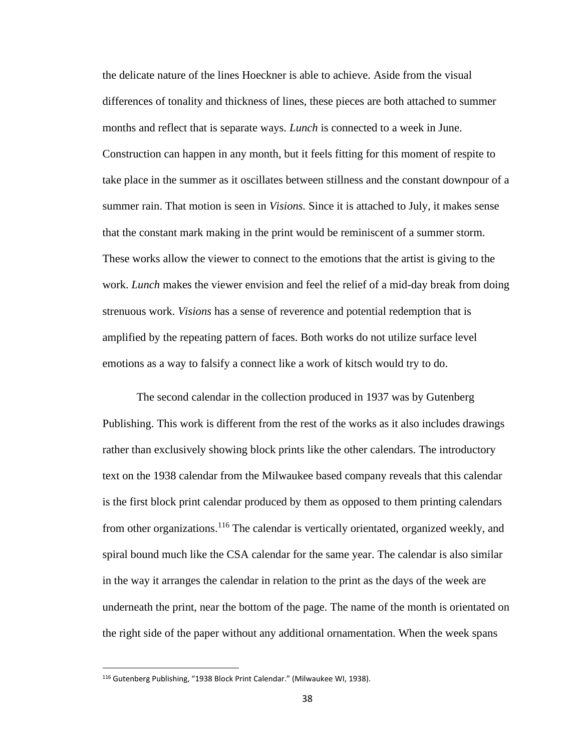the delicate nature of the lines Hoeckner is able to achieve. Aside from the visual differences of tonality and thickness of lines, these pieces are both attached to summer months and reflect that is separate ways. *Lunch* is connected to a week in June. Construction can happen in any month, but it feels fitting for this moment of respite to take place in the summer as it oscillates between stillness and the constant downpour of a summer rain. That motion is seen in *Visions.* Since it is attached to July, it makes sense that the constant mark making in the print would be reminiscent of a summer storm. These works allow the viewer to connect to the emotions that the artist is giving to the work. *Lunch* makes the viewer envision and feel the relief of a mid-day break from doing strenuous work. *Visions* has a sense of reverence and potential redemption that is amplified by the repeating pattern of faces. Both works do not utilize surface level emotions as a way to falsify a connect like a work of kitsch would try to do.

The second calendar in the collection produced in 1937 was by Gutenberg Publishing. This work is different from the rest of the works as it also includes drawings rather than exclusively showing block prints like the other calendars. The introductory text on the 1938 calendar from the Milwaukee based company reveals that this calendar is the first block print calendar produced by them as opposed to them printing calendars from other organizations.[116] The calendar is vertically orientated, organized weekly, and spiral bound much like the CSA calendar for the same year. The calendar is also similar in the way it arranges the calendar in relation to the print as the days of the week are underneath the print, near the bottom of the page. The name of the month is orientated on the right side of the paper without any additional ornamentation. When the week spans

[116] Gutenberg Publishing, "1938 Block Print Calendar." (Milwaukee WI, 1938).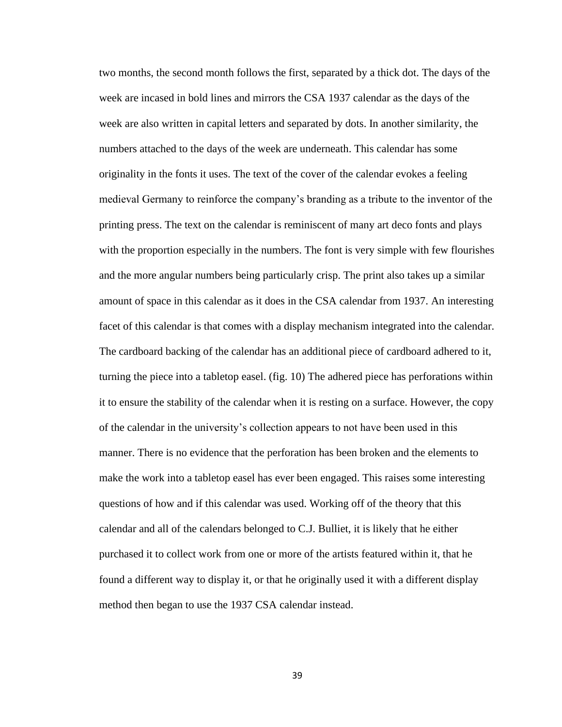two months, the second month follows the first, separated by a thick dot. The days of the week are incased in bold lines and mirrors the CSA 1937 calendar as the days of the week are also written in capital letters and separated by dots. In another similarity, the numbers attached to the days of the week are underneath. This calendar has some originality in the fonts it uses. The text of the cover of the calendar evokes a feeling medieval Germany to reinforce the company's branding as a tribute to the inventor of the printing press. The text on the calendar is reminiscent of many art deco fonts and plays with the proportion especially in the numbers. The font is very simple with few flourishes and the more angular numbers being particularly crisp. The print also takes up a similar amount of space in this calendar as it does in the CSA calendar from 1937. An interesting facet of this calendar is that comes with a display mechanism integrated into the calendar. The cardboard backing of the calendar has an additional piece of cardboard adhered to it, turning the piece into a tabletop easel. (fig. 10) The adhered piece has perforations within it to ensure the stability of the calendar when it is resting on a surface. However, the copy of the calendar in the university's collection appears to not have been used in this manner. There is no evidence that the perforation has been broken and the elements to make the work into a tabletop easel has ever been engaged. This raises some interesting questions of how and if this calendar was used. Working off of the theory that this calendar and all of the calendars belonged to C.J. Bulliet, it is likely that he either purchased it to collect work from one or more of the artists featured within it, that he found a different way to display it, or that he originally used it with a different display method then began to use the 1937 CSA calendar instead.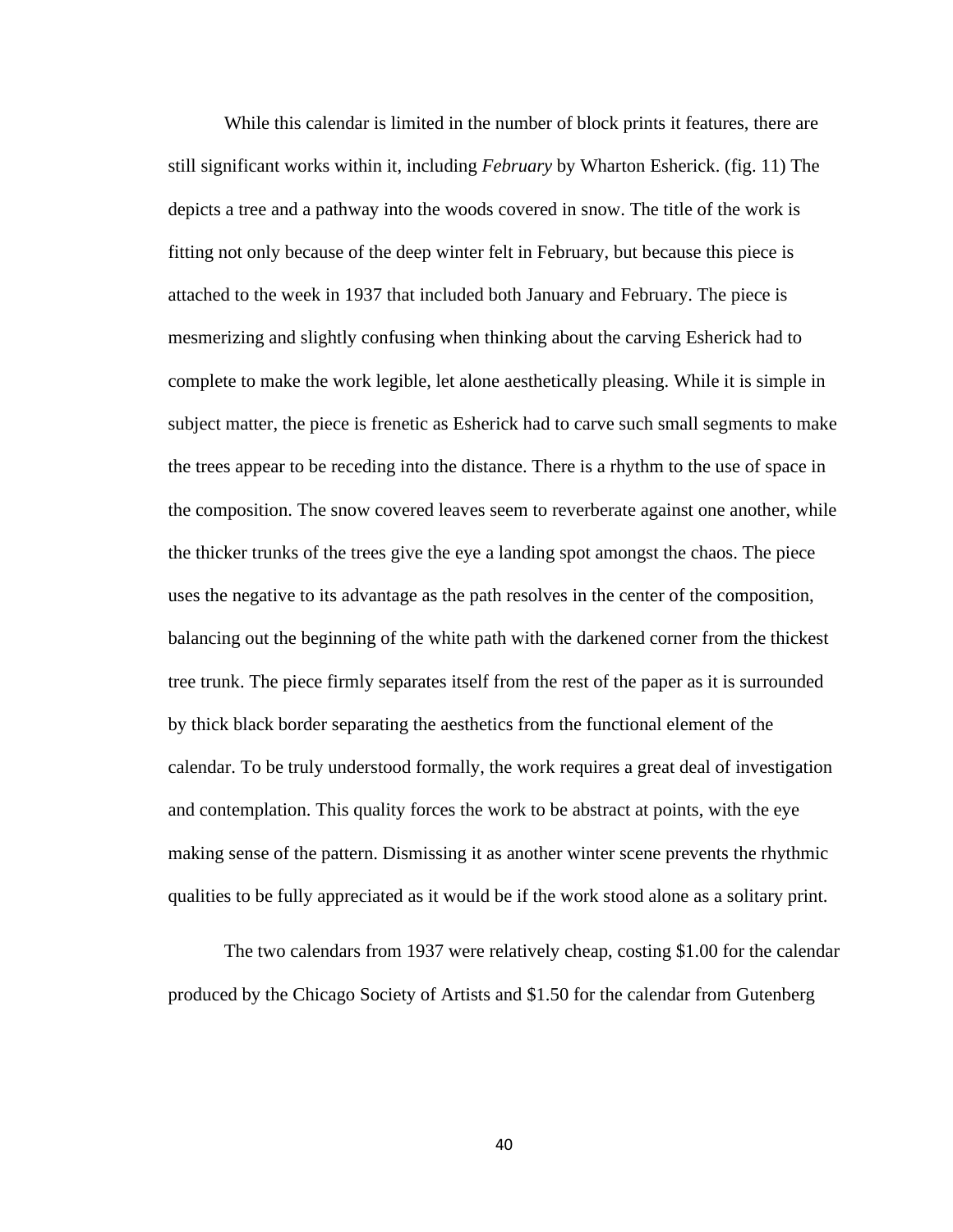While this calendar is limited in the number of block prints it features, there are still significant works within it, including *February* by Wharton Esherick. (fig. 11) The depicts a tree and a pathway into the woods covered in snow. The title of the work is fitting not only because of the deep winter felt in February, but because this piece is attached to the week in 1937 that included both January and February. The piece is mesmerizing and slightly confusing when thinking about the carving Esherick had to complete to make the work legible, let alone aesthetically pleasing. While it is simple in subject matter, the piece is frenetic as Esherick had to carve such small segments to make the trees appear to be receding into the distance. There is a rhythm to the use of space in the composition. The snow covered leaves seem to reverberate against one another, while the thicker trunks of the trees give the eye a landing spot amongst the chaos. The piece uses the negative to its advantage as the path resolves in the center of the composition, balancing out the beginning of the white path with the darkened corner from the thickest tree trunk. The piece firmly separates itself from the rest of the paper as it is surrounded by thick black border separating the aesthetics from the functional element of the calendar. To be truly understood formally, the work requires a great deal of investigation and contemplation. This quality forces the work to be abstract at points, with the eye making sense of the pattern. Dismissing it as another winter scene prevents the rhythmic qualities to be fully appreciated as it would be if the work stood alone as a solitary print.

The two calendars from 1937 were relatively cheap, costing $1.00 for the calendar produced by the Chicago Society of Artists and $1.50 for the calendar from Gutenberg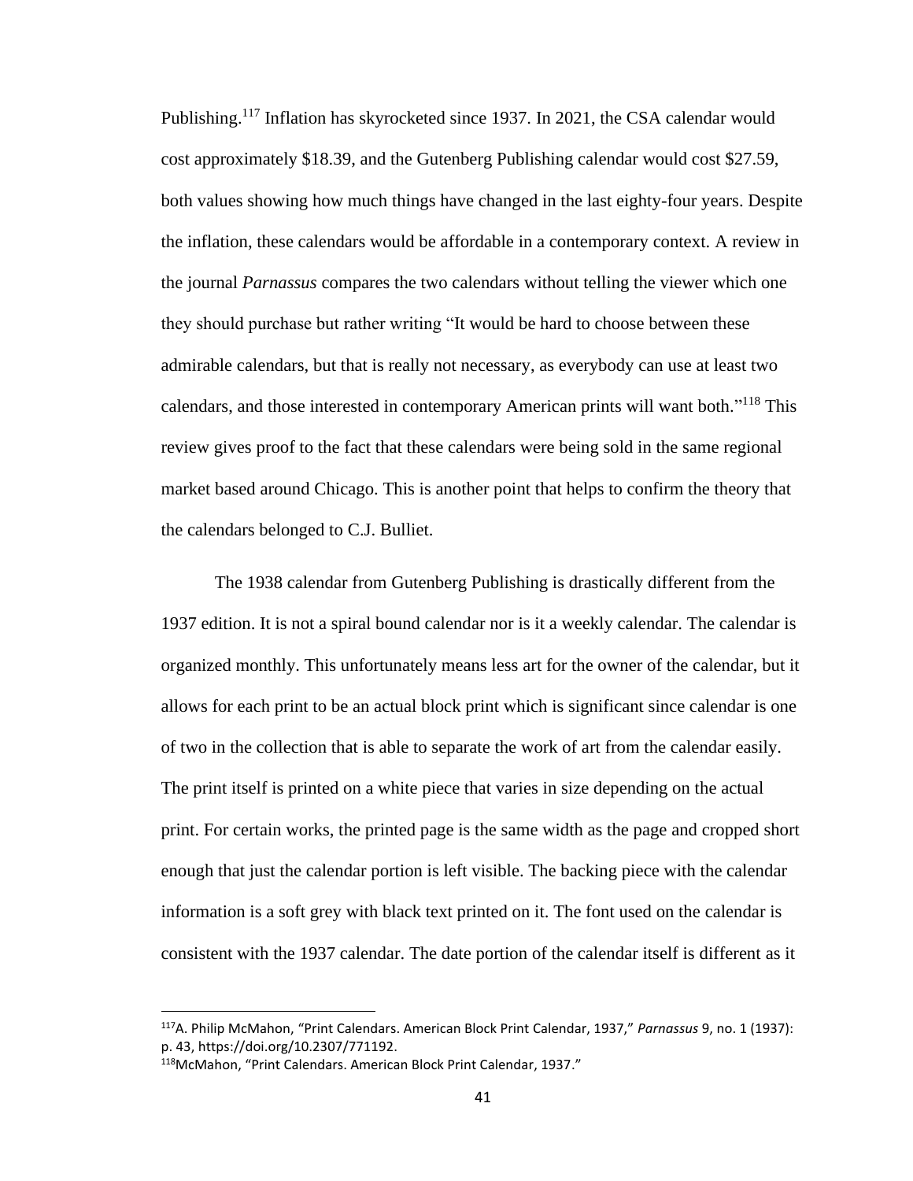Publishing.[117] Inflation has skyrocketed since 1937. In 2021, the CSA calendar would cost approximately $18.39, and the Gutenberg Publishing calendar would cost $27.59, both values showing how much things have changed in the last eighty-four years. Despite the inflation, these calendars would be affordable in a contemporary context. A review in the journal *Parnassus* compares the two calendars without telling the viewer which one they should purchase but rather writing "It would be hard to choose between these admirable calendars, but that is really not necessary, as everybody can use at least two calendars, and those interested in contemporary American prints will want both."[118] This review gives proof to the fact that these calendars were being sold in the same regional market based around Chicago. This is another point that helps to confirm the theory that the calendars belonged to C.J. Bulliet.

The 1938 calendar from Gutenberg Publishing is drastically different from the 1937 edition. It is not a spiral bound calendar nor is it a weekly calendar. The calendar is organized monthly. This unfortunately means less art for the owner of the calendar, but it allows for each print to be an actual block print which is significant since calendar is one of two in the collection that is able to separate the work of art from the calendar easily. The print itself is printed on a white piece that varies in size depending on the actual print. For certain works, the printed page is the same width as the page and cropped short enough that just the calendar portion is left visible. The backing piece with the calendar information is a soft grey with black text printed on it. The font used on the calendar is consistent with the 1937 calendar. The date portion of the calendar itself is different as it

---

[117] A. Philip McMahon, "Print Calendars. American Block Print Calendar, 1937," *Parnassus* 9, no. 1 (1937): p. 43, https://doi.org/10.2307/771192.

[118] McMahon, "Print Calendars. American Block Print Calendar, 1937."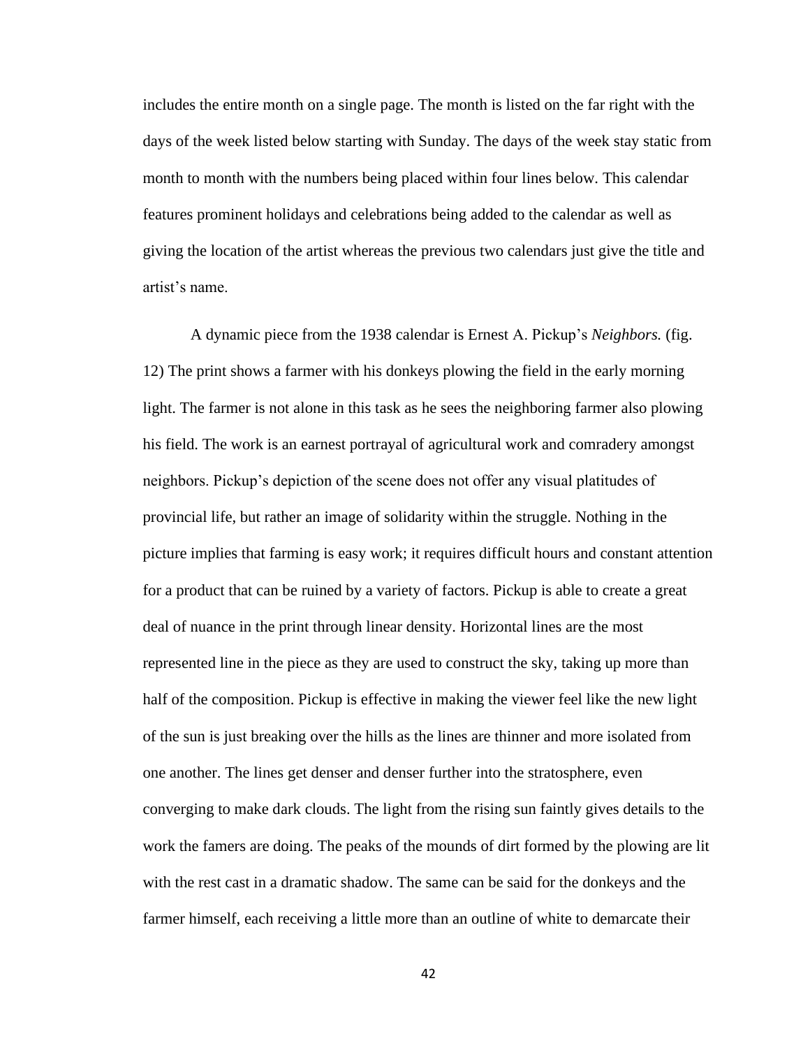includes the entire month on a single page. The month is listed on the far right with the days of the week listed below starting with Sunday. The days of the week stay static from month to month with the numbers being placed within four lines below. This calendar features prominent holidays and celebrations being added to the calendar as well as giving the location of the artist whereas the previous two calendars just give the title and artist's name.

A dynamic piece from the 1938 calendar is Ernest A. Pickup's *Neighbors.* (fig. 12) The print shows a farmer with his donkeys plowing the field in the early morning light. The farmer is not alone in this task as he sees the neighboring farmer also plowing his field. The work is an earnest portrayal of agricultural work and comradery amongst neighbors. Pickup's depiction of the scene does not offer any visual platitudes of provincial life, but rather an image of solidarity within the struggle. Nothing in the picture implies that farming is easy work; it requires difficult hours and constant attention for a product that can be ruined by a variety of factors. Pickup is able to create a great deal of nuance in the print through linear density. Horizontal lines are the most represented line in the piece as they are used to construct the sky, taking up more than half of the composition. Pickup is effective in making the viewer feel like the new light of the sun is just breaking over the hills as the lines are thinner and more isolated from one another. The lines get denser and denser further into the stratosphere, even converging to make dark clouds. The light from the rising sun faintly gives details to the work the famers are doing. The peaks of the mounds of dirt formed by the plowing are lit with the rest cast in a dramatic shadow. The same can be said for the donkeys and the farmer himself, each receiving a little more than an outline of white to demarcate their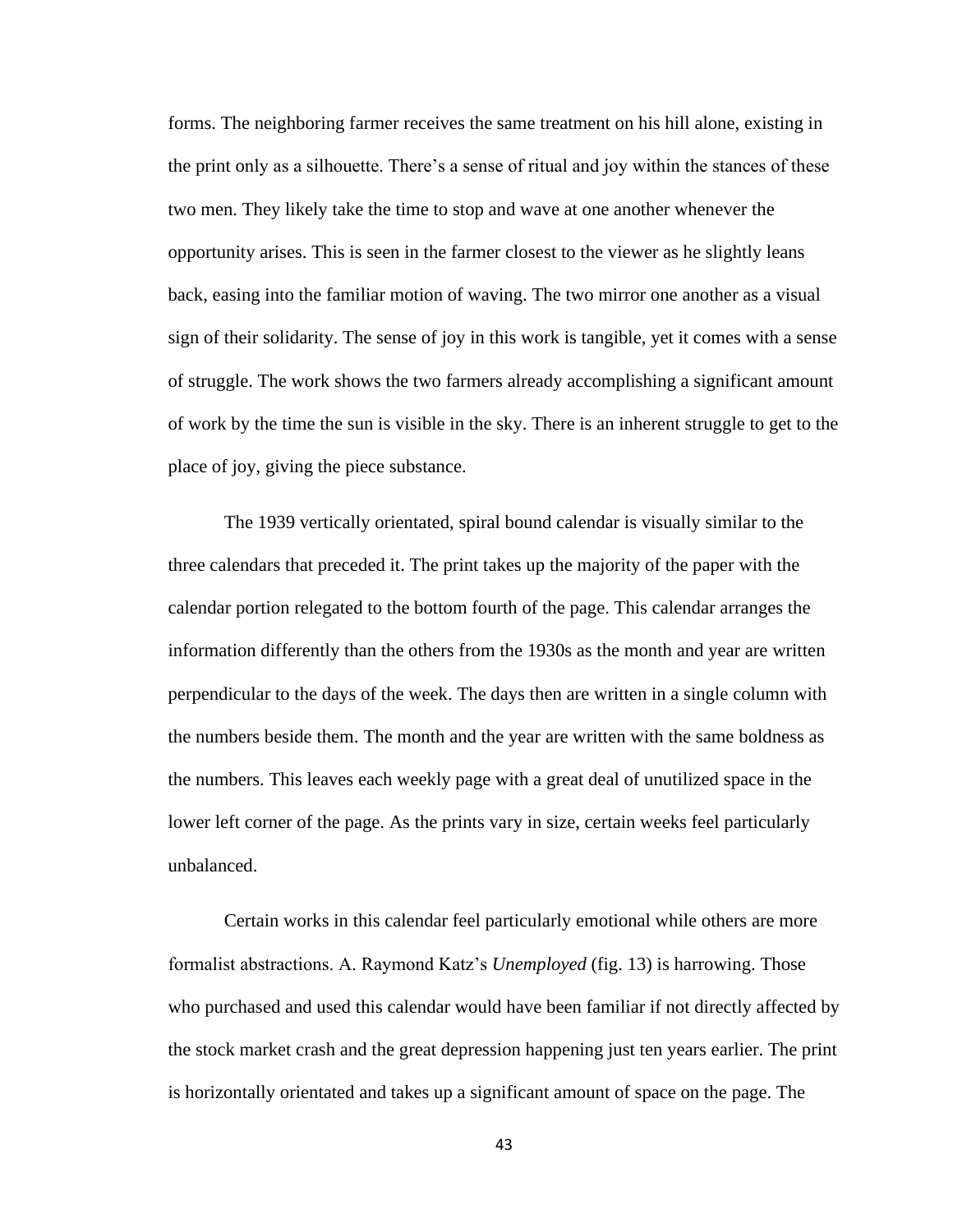forms. The neighboring farmer receives the same treatment on his hill alone, existing in the print only as a silhouette. There's a sense of ritual and joy within the stances of these two men. They likely take the time to stop and wave at one another whenever the opportunity arises. This is seen in the farmer closest to the viewer as he slightly leans back, easing into the familiar motion of waving. The two mirror one another as a visual sign of their solidarity. The sense of joy in this work is tangible, yet it comes with a sense of struggle. The work shows the two farmers already accomplishing a significant amount of work by the time the sun is visible in the sky. There is an inherent struggle to get to the place of joy, giving the piece substance.

The 1939 vertically orientated, spiral bound calendar is visually similar to the three calendars that preceded it. The print takes up the majority of the paper with the calendar portion relegated to the bottom fourth of the page. This calendar arranges the information differently than the others from the 1930s as the month and year are written perpendicular to the days of the week. The days then are written in a single column with the numbers beside them. The month and the year are written with the same boldness as the numbers. This leaves each weekly page with a great deal of unutilized space in the lower left corner of the page. As the prints vary in size, certain weeks feel particularly unbalanced.

Certain works in this calendar feel particularly emotional while others are more formalist abstractions. A. Raymond Katz's *Unemployed* (fig. 13) is harrowing. Those who purchased and used this calendar would have been familiar if not directly affected by the stock market crash and the great depression happening just ten years earlier. The print is horizontally orientated and takes up a significant amount of space on the page. The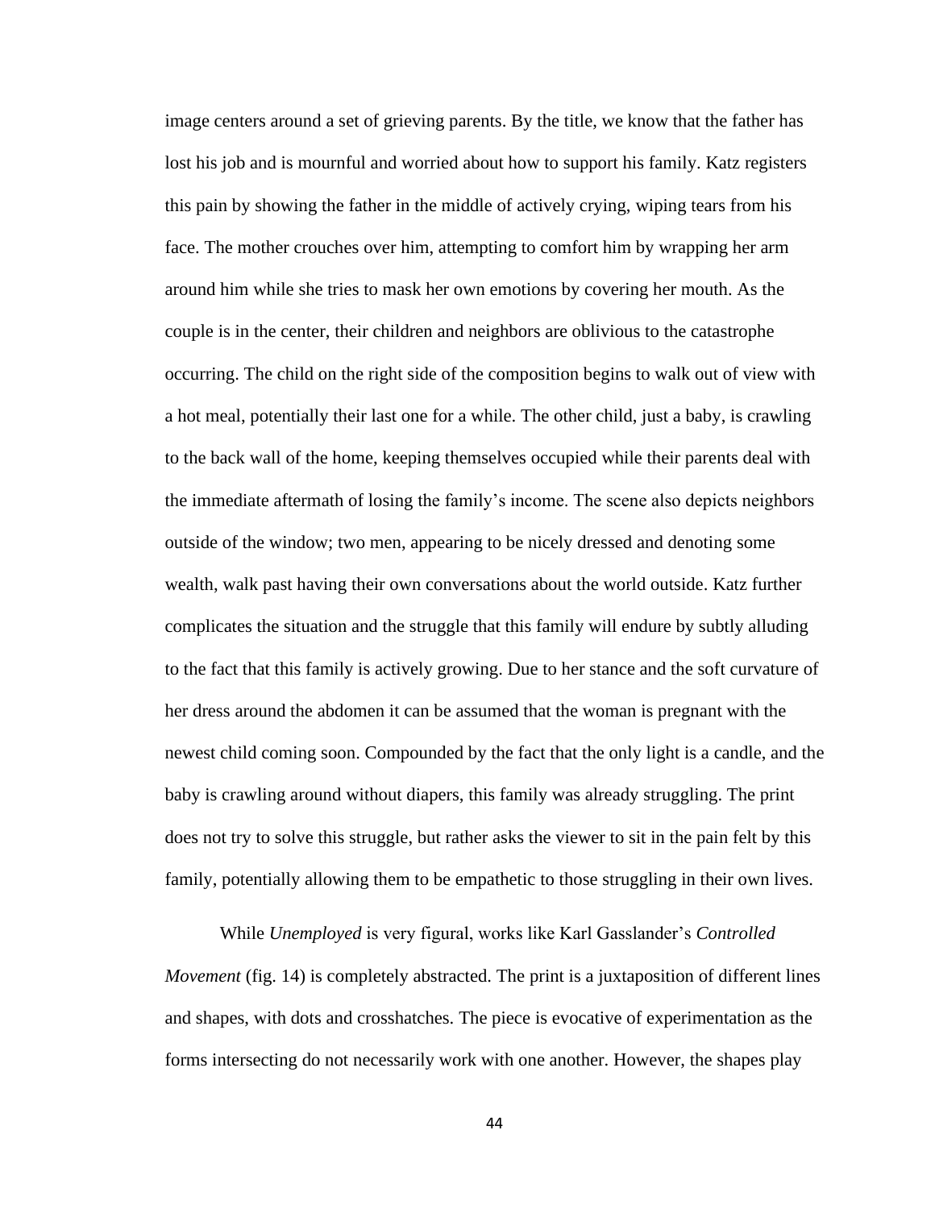image centers around a set of grieving parents. By the title, we know that the father has lost his job and is mournful and worried about how to support his family. Katz registers this pain by showing the father in the middle of actively crying, wiping tears from his face. The mother crouches over him, attempting to comfort him by wrapping her arm around him while she tries to mask her own emotions by covering her mouth. As the couple is in the center, their children and neighbors are oblivious to the catastrophe occurring. The child on the right side of the composition begins to walk out of view with a hot meal, potentially their last one for a while. The other child, just a baby, is crawling to the back wall of the home, keeping themselves occupied while their parents deal with the immediate aftermath of losing the family's income. The scene also depicts neighbors outside of the window; two men, appearing to be nicely dressed and denoting some wealth, walk past having their own conversations about the world outside. Katz further complicates the situation and the struggle that this family will endure by subtly alluding to the fact that this family is actively growing. Due to her stance and the soft curvature of her dress around the abdomen it can be assumed that the woman is pregnant with the newest child coming soon. Compounded by the fact that the only light is a candle, and the baby is crawling around without diapers, this family was already struggling. The print does not try to solve this struggle, but rather asks the viewer to sit in the pain felt by this family, potentially allowing them to be empathetic to those struggling in their own lives.

While *Unemployed* is very figural, works like Karl Gasslander's *Controlled Movement* (fig. 14) is completely abstracted. The print is a juxtaposition of different lines and shapes, with dots and crosshatches. The piece is evocative of experimentation as the forms intersecting do not necessarily work with one another. However, the shapes play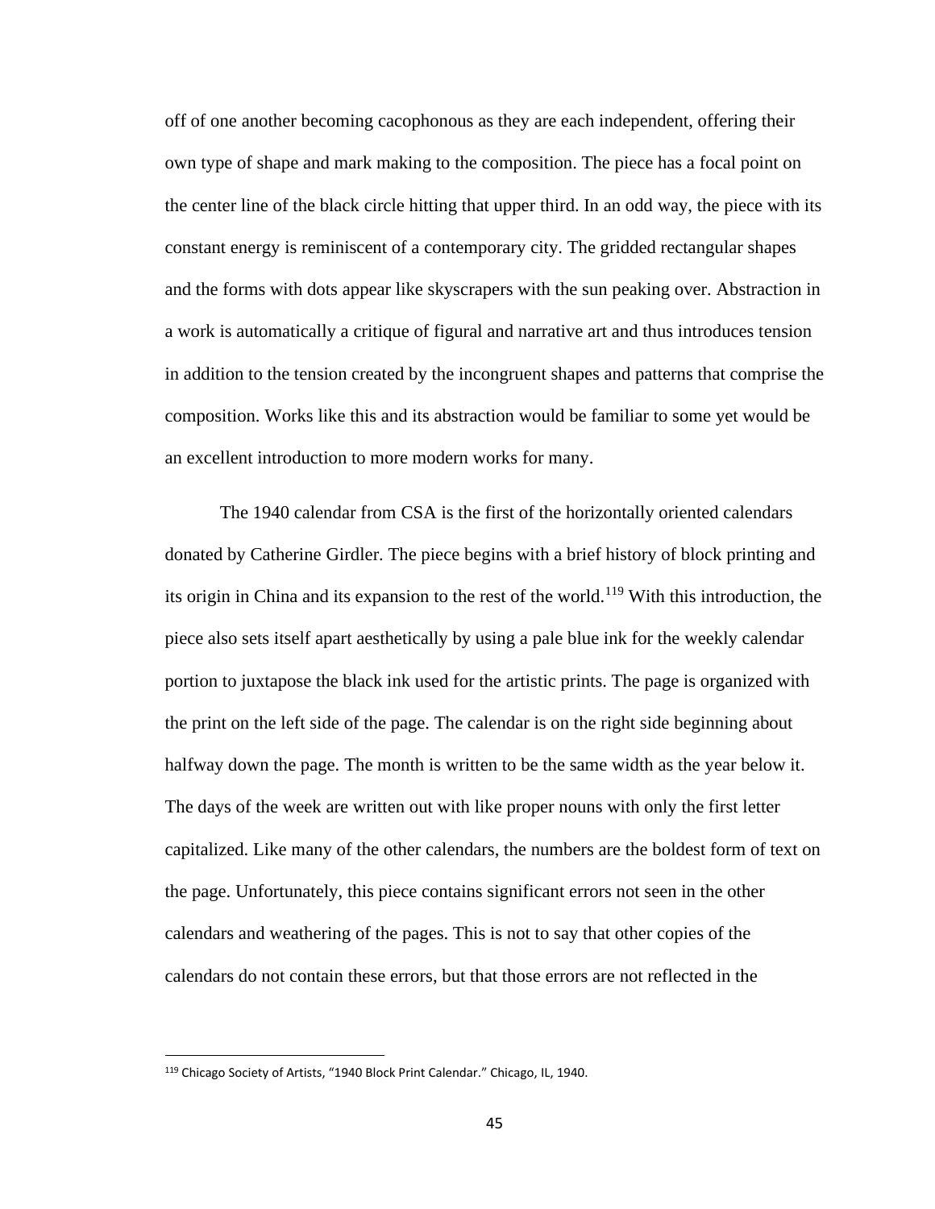off of one another becoming cacophonous as they are each independent, offering their own type of shape and mark making to the composition. The piece has a focal point on the center line of the black circle hitting that upper third. In an odd way, the piece with its constant energy is reminiscent of a contemporary city. The gridded rectangular shapes and the forms with dots appear like skyscrapers with the sun peaking over. Abstraction in a work is automatically a critique of figural and narrative art and thus introduces tension in addition to the tension created by the incongruent shapes and patterns that comprise the composition. Works like this and its abstraction would be familiar to some yet would be an excellent introduction to more modern works for many.

The 1940 calendar from CSA is the first of the horizontally oriented calendars donated by Catherine Girdler. The piece begins with a brief history of block printing and its origin in China and its expansion to the rest of the world.[119] With this introduction, the piece also sets itself apart aesthetically by using a pale blue ink for the weekly calendar portion to juxtapose the black ink used for the artistic prints. The page is organized with the print on the left side of the page. The calendar is on the right side beginning about halfway down the page. The month is written to be the same width as the year below it. The days of the week are written out with like proper nouns with only the first letter capitalized. Like many of the other calendars, the numbers are the boldest form of text on the page. Unfortunately, this piece contains significant errors not seen in the other calendars and weathering of the pages. This is not to say that other copies of the calendars do not contain these errors, but that those errors are not reflected in the

[119] Chicago Society of Artists, "1940 Block Print Calendar." Chicago, IL, 1940.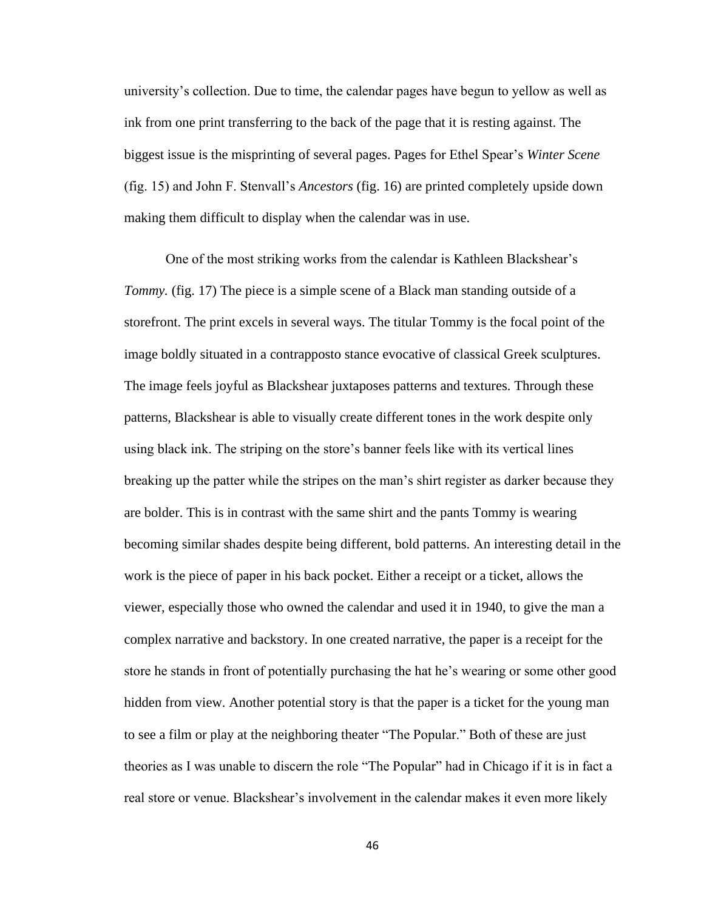university's collection. Due to time, the calendar pages have begun to yellow as well as ink from one print transferring to the back of the page that it is resting against. The biggest issue is the misprinting of several pages. Pages for Ethel Spear's *Winter Scene* (fig. 15) and John F. Stenvall's *Ancestors* (fig. 16) are printed completely upside down making them difficult to display when the calendar was in use.

One of the most striking works from the calendar is Kathleen Blackshear's *Tommy.* (fig. 17) The piece is a simple scene of a Black man standing outside of a storefront. The print excels in several ways. The titular Tommy is the focal point of the image boldly situated in a contrapposto stance evocative of classical Greek sculptures. The image feels joyful as Blackshear juxtaposes patterns and textures. Through these patterns, Blackshear is able to visually create different tones in the work despite only using black ink. The striping on the store's banner feels like with its vertical lines breaking up the patter while the stripes on the man's shirt register as darker because they are bolder. This is in contrast with the same shirt and the pants Tommy is wearing becoming similar shades despite being different, bold patterns. An interesting detail in the work is the piece of paper in his back pocket. Either a receipt or a ticket, allows the viewer, especially those who owned the calendar and used it in 1940, to give the man a complex narrative and backstory. In one created narrative, the paper is a receipt for the store he stands in front of potentially purchasing the hat he's wearing or some other good hidden from view. Another potential story is that the paper is a ticket for the young man to see a film or play at the neighboring theater "The Popular." Both of these are just theories as I was unable to discern the role "The Popular" had in Chicago if it is in fact a real store or venue. Blackshear's involvement in the calendar makes it even more likely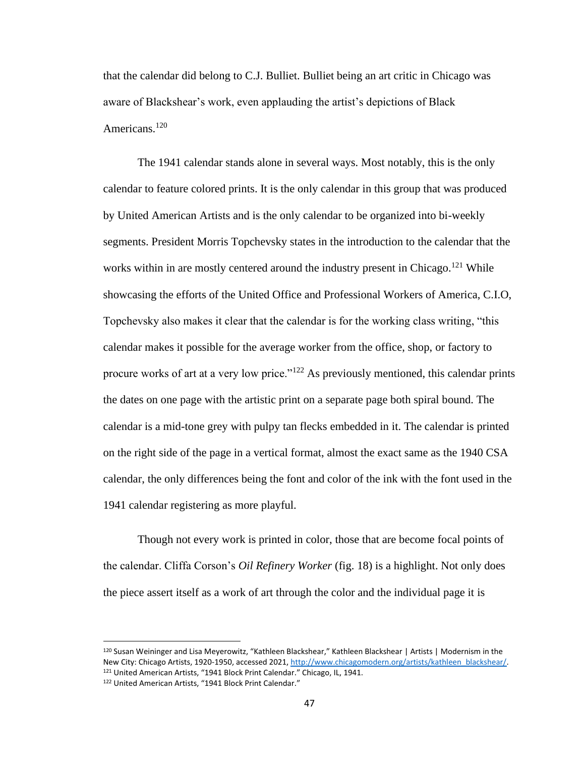that the calendar did belong to C.J. Bulliet. Bulliet being an art critic in Chicago was aware of Blackshear's work, even applauding the artist's depictions of Black Americans.[120]

The 1941 calendar stands alone in several ways. Most notably, this is the only calendar to feature colored prints. It is the only calendar in this group that was produced by United American Artists and is the only calendar to be organized into bi-weekly segments. President Morris Topchevsky states in the introduction to the calendar that the works within in are mostly centered around the industry present in Chicago.[121] While showcasing the efforts of the United Office and Professional Workers of America, C.I.O, Topchevsky also makes it clear that the calendar is for the working class writing, "this calendar makes it possible for the average worker from the office, shop, or factory to procure works of art at a very low price."[122] As previously mentioned, this calendar prints the dates on one page with the artistic print on a separate page both spiral bound. The calendar is a mid-tone grey with pulpy tan flecks embedded in it. The calendar is printed on the right side of the page in a vertical format, almost the exact same as the 1940 CSA calendar, the only differences being the font and color of the ink with the font used in the 1941 calendar registering as more playful.

Though not every work is printed in color, those that are become focal points of the calendar. Cliffa Corson's *Oil Refinery Worker* (fig. 18) is a highlight. Not only does the piece assert itself as a work of art through the color and the individual page it is

---

[120] Susan Weininger and Lisa Meyerowitz, "Kathleen Blackshear," Kathleen Blackshear | Artists | Modernism in the New City: Chicago Artists, 1920-1950, accessed 2021, http://www.chicagomodern.org/artists/kathleen_blackshear/.

[121] United American Artists, "1941 Block Print Calendar." Chicago, IL, 1941.

[122] United American Artists, "1941 Block Print Calendar."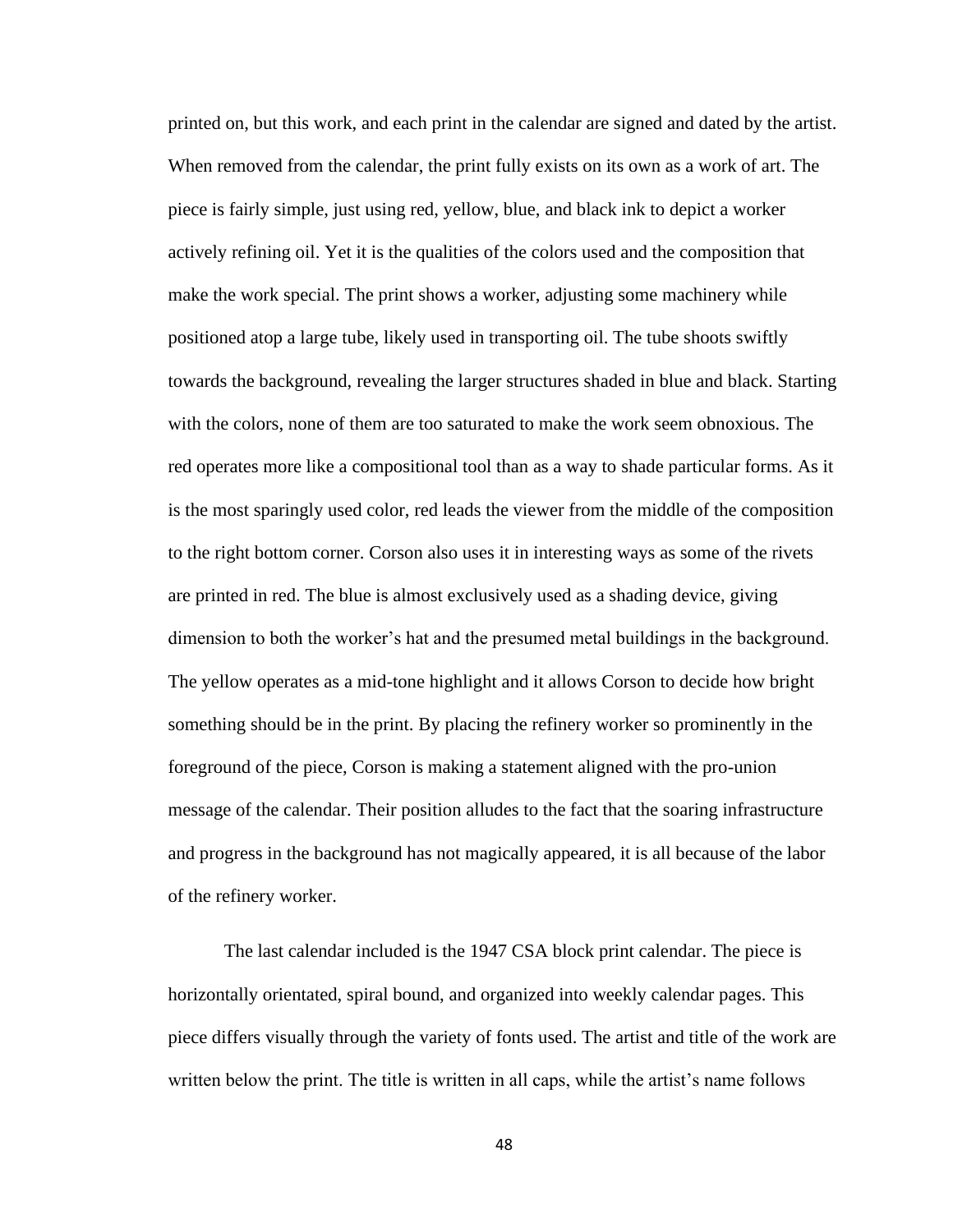printed on, but this work, and each print in the calendar are signed and dated by the artist. When removed from the calendar, the print fully exists on its own as a work of art. The piece is fairly simple, just using red, yellow, blue, and black ink to depict a worker actively refining oil. Yet it is the qualities of the colors used and the composition that make the work special. The print shows a worker, adjusting some machinery while positioned atop a large tube, likely used in transporting oil. The tube shoots swiftly towards the background, revealing the larger structures shaded in blue and black. Starting with the colors, none of them are too saturated to make the work seem obnoxious. The red operates more like a compositional tool than as a way to shade particular forms. As it is the most sparingly used color, red leads the viewer from the middle of the composition to the right bottom corner. Corson also uses it in interesting ways as some of the rivets are printed in red. The blue is almost exclusively used as a shading device, giving dimension to both the worker's hat and the presumed metal buildings in the background. The yellow operates as a mid-tone highlight and it allows Corson to decide how bright something should be in the print. By placing the refinery worker so prominently in the foreground of the piece, Corson is making a statement aligned with the pro-union message of the calendar. Their position alludes to the fact that the soaring infrastructure and progress in the background has not magically appeared, it is all because of the labor of the refinery worker.

The last calendar included is the 1947 CSA block print calendar. The piece is horizontally orientated, spiral bound, and organized into weekly calendar pages. This piece differs visually through the variety of fonts used. The artist and title of the work are written below the print. The title is written in all caps, while the artist's name follows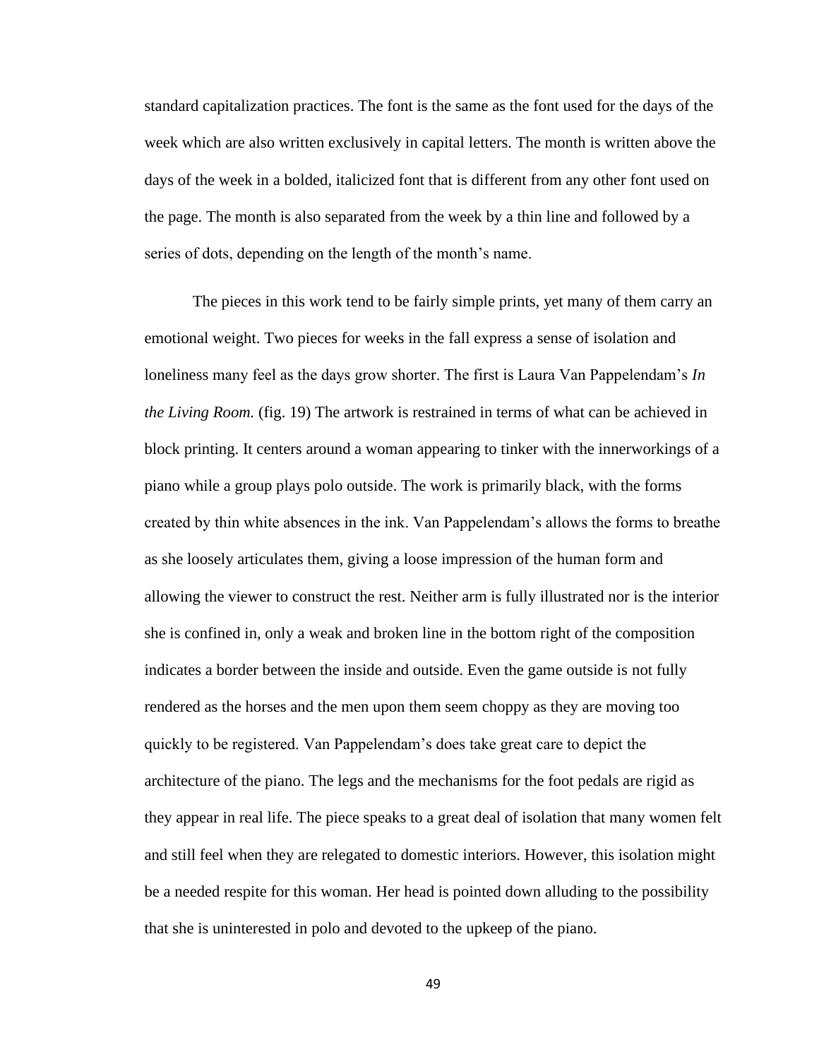standard capitalization practices. The font is the same as the font used for the days of the week which are also written exclusively in capital letters. The month is written above the days of the week in a bolded, italicized font that is different from any other font used on the page. The month is also separated from the week by a thin line and followed by a series of dots, depending on the length of the month's name.

The pieces in this work tend to be fairly simple prints, yet many of them carry an emotional weight. Two pieces for weeks in the fall express a sense of isolation and loneliness many feel as the days grow shorter. The first is Laura Van Pappelendam's *In the Living Room.* (fig. 19) The artwork is restrained in terms of what can be achieved in block printing. It centers around a woman appearing to tinker with the innerworkings of a piano while a group plays polo outside. The work is primarily black, with the forms created by thin white absences in the ink. Van Pappelendam's allows the forms to breathe as she loosely articulates them, giving a loose impression of the human form and allowing the viewer to construct the rest. Neither arm is fully illustrated nor is the interior she is confined in, only a weak and broken line in the bottom right of the composition indicates a border between the inside and outside. Even the game outside is not fully rendered as the horses and the men upon them seem choppy as they are moving too quickly to be registered. Van Pappelendam's does take great care to depict the architecture of the piano. The legs and the mechanisms for the foot pedals are rigid as they appear in real life. The piece speaks to a great deal of isolation that many women felt and still feel when they are relegated to domestic interiors. However, this isolation might be a needed respite for this woman. Her head is pointed down alluding to the possibility that she is uninterested in polo and devoted to the upkeep of the piano.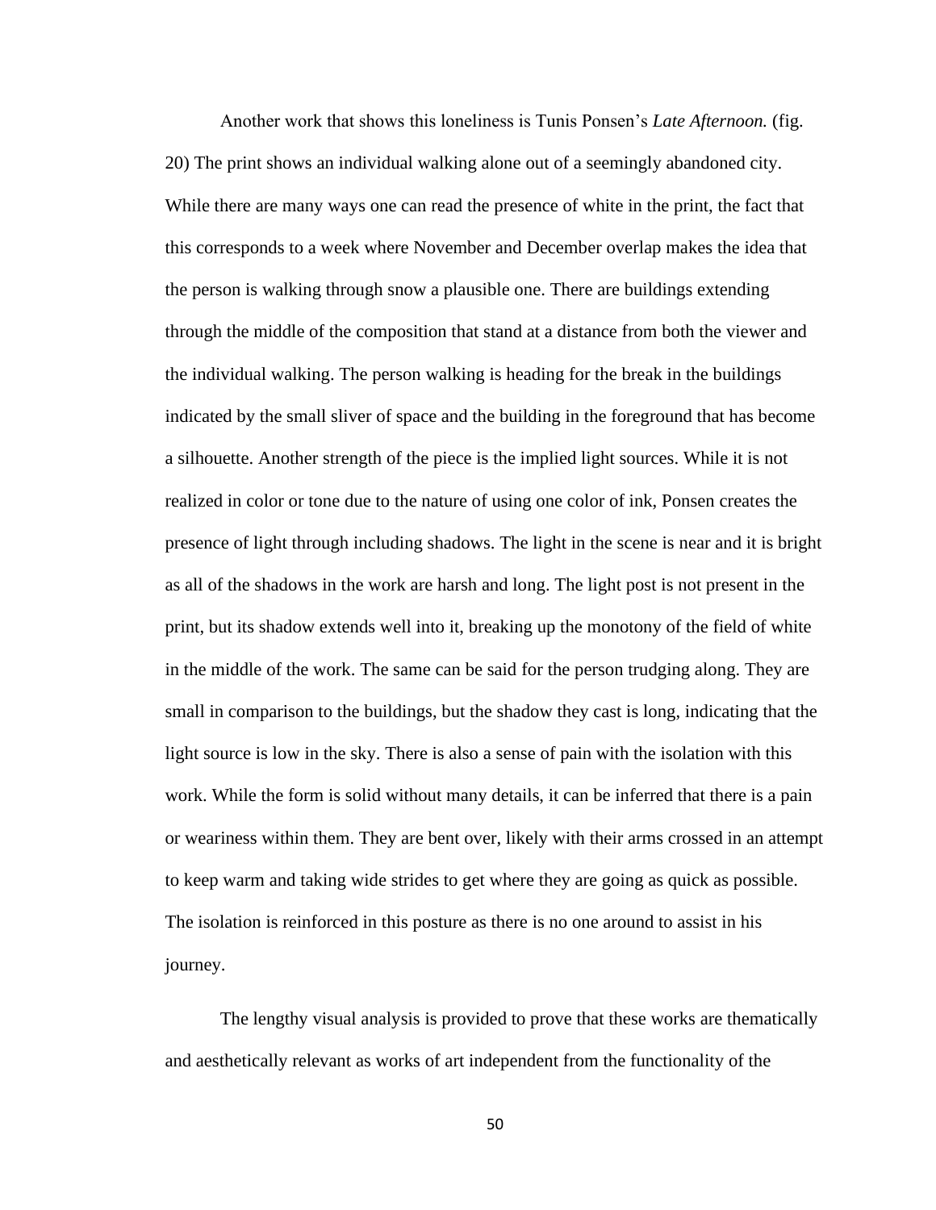Another work that shows this loneliness is Tunis Ponsen's *Late Afternoon.* (fig. 20) The print shows an individual walking alone out of a seemingly abandoned city. While there are many ways one can read the presence of white in the print, the fact that this corresponds to a week where November and December overlap makes the idea that the person is walking through snow a plausible one. There are buildings extending through the middle of the composition that stand at a distance from both the viewer and the individual walking. The person walking is heading for the break in the buildings indicated by the small sliver of space and the building in the foreground that has become a silhouette. Another strength of the piece is the implied light sources. While it is not realized in color or tone due to the nature of using one color of ink, Ponsen creates the presence of light through including shadows. The light in the scene is near and it is bright as all of the shadows in the work are harsh and long. The light post is not present in the print, but its shadow extends well into it, breaking up the monotony of the field of white in the middle of the work. The same can be said for the person trudging along. They are small in comparison to the buildings, but the shadow they cast is long, indicating that the light source is low in the sky. There is also a sense of pain with the isolation with this work. While the form is solid without many details, it can be inferred that there is a pain or weariness within them. They are bent over, likely with their arms crossed in an attempt to keep warm and taking wide strides to get where they are going as quick as possible. The isolation is reinforced in this posture as there is no one around to assist in his journey.

The lengthy visual analysis is provided to prove that these works are thematically and aesthetically relevant as works of art independent from the functionality of the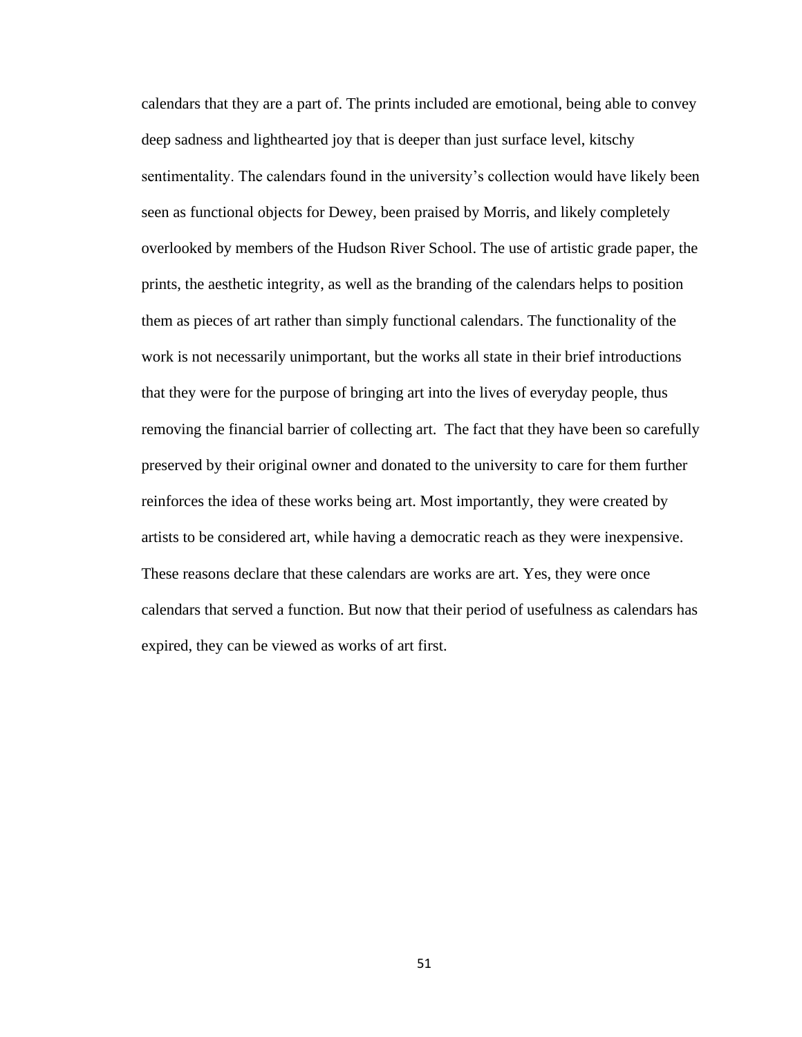calendars that they are a part of. The prints included are emotional, being able to convey deep sadness and lighthearted joy that is deeper than just surface level, kitschy sentimentality. The calendars found in the university's collection would have likely been seen as functional objects for Dewey, been praised by Morris, and likely completely overlooked by members of the Hudson River School. The use of artistic grade paper, the prints, the aesthetic integrity, as well as the branding of the calendars helps to position them as pieces of art rather than simply functional calendars. The functionality of the work is not necessarily unimportant, but the works all state in their brief introductions that they were for the purpose of bringing art into the lives of everyday people, thus removing the financial barrier of collecting art.  The fact that they have been so carefully preserved by their original owner and donated to the university to care for them further reinforces the idea of these works being art. Most importantly, they were created by artists to be considered art, while having a democratic reach as they were inexpensive. These reasons declare that these calendars are works are art. Yes, they were once calendars that served a function. But now that their period of usefulness as calendars has expired, they can be viewed as works of art first.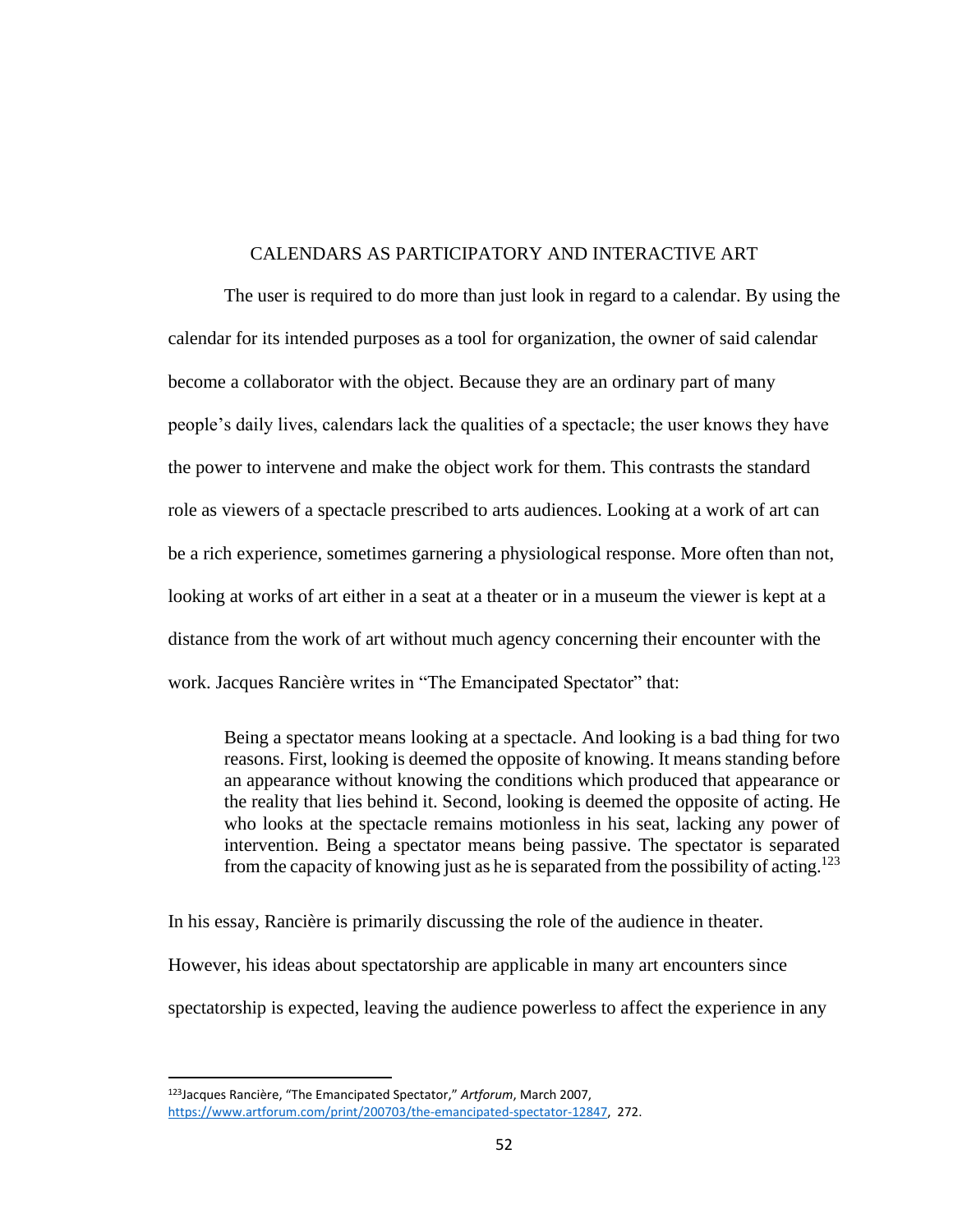## CALENDARS AS PARTICIPATORY AND INTERACTIVE ART

The user is required to do more than just look in regard to a calendar. By using the calendar for its intended purposes as a tool for organization, the owner of said calendar become a collaborator with the object. Because they are an ordinary part of many people's daily lives, calendars lack the qualities of a spectacle; the user knows they have the power to intervene and make the object work for them. This contrasts the standard role as viewers of a spectacle prescribed to arts audiences. Looking at a work of art can be a rich experience, sometimes garnering a physiological response. More often than not, looking at works of art either in a seat at a theater or in a museum the viewer is kept at a distance from the work of art without much agency concerning their encounter with the work. Jacques Rancière writes in "The Emancipated Spectator" that:

> Being a spectator means looking at a spectacle. And looking is a bad thing for two reasons. First, looking is deemed the opposite of knowing. It means standing before an appearance without knowing the conditions which produced that appearance or the reality that lies behind it. Second, looking is deemed the opposite of acting. He who looks at the spectacle remains motionless in his seat, lacking any power of intervention. Being a spectator means being passive. The spectator is separated from the capacity of knowing just as he is separated from the possibility of acting.[123]

In his essay, Rancière is primarily discussing the role of the audience in theater. However, his ideas about spectatorship are applicable in many art encounters since spectatorship is expected, leaving the audience powerless to affect the experience in any

---

[123] Jacques Rancière, "The Emancipated Spectator," *Artforum*, March 2007, https://www.artforum.com/print/200703/the-emancipated-spectator-12847, 272.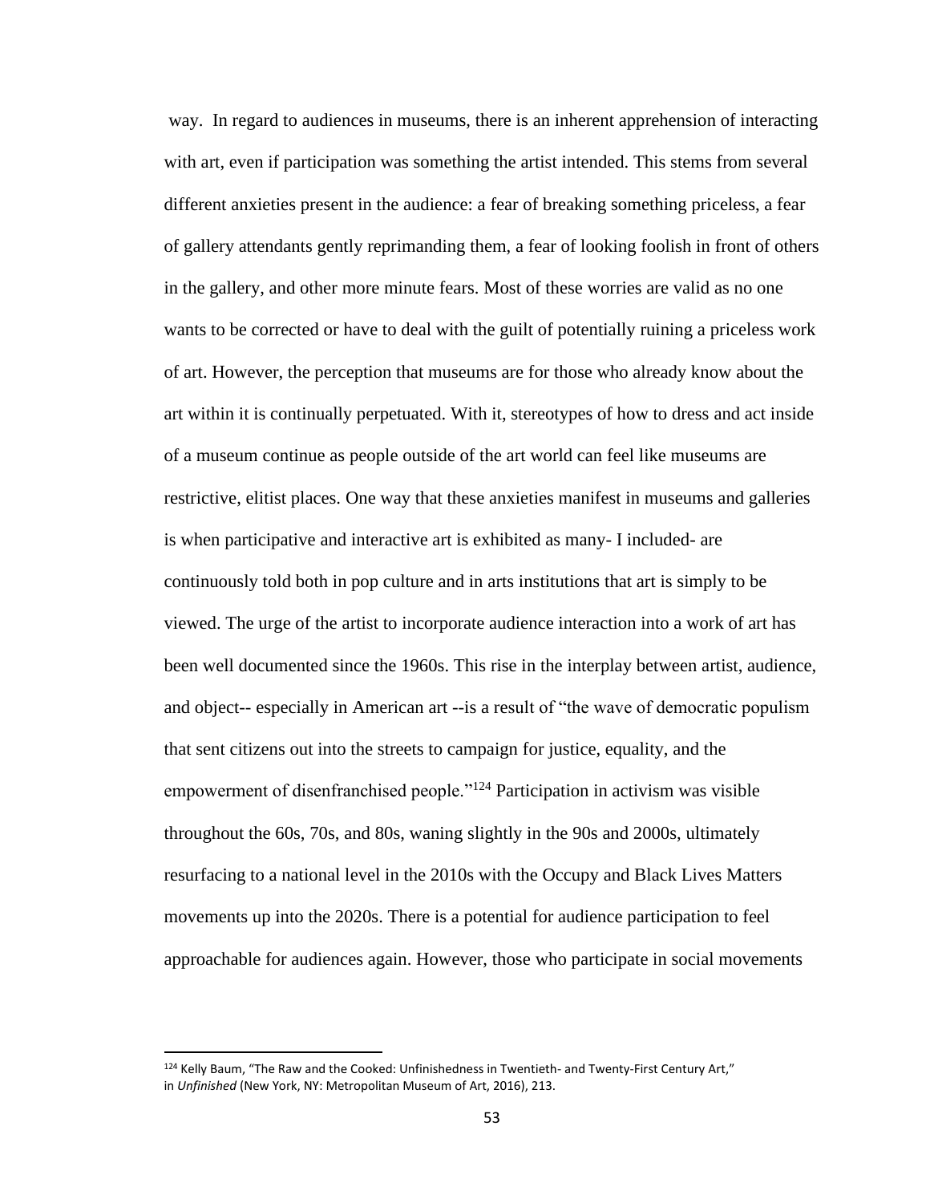way. In regard to audiences in museums, there is an inherent apprehension of interacting with art, even if participation was something the artist intended. This stems from several different anxieties present in the audience: a fear of breaking something priceless, a fear of gallery attendants gently reprimanding them, a fear of looking foolish in front of others in the gallery, and other more minute fears. Most of these worries are valid as no one wants to be corrected or have to deal with the guilt of potentially ruining a priceless work of art. However, the perception that museums are for those who already know about the art within it is continually perpetuated. With it, stereotypes of how to dress and act inside of a museum continue as people outside of the art world can feel like museums are restrictive, elitist places. One way that these anxieties manifest in museums and galleries is when participative and interactive art is exhibited as many- I included- are continuously told both in pop culture and in arts institutions that art is simply to be viewed. The urge of the artist to incorporate audience interaction into a work of art has been well documented since the 1960s. This rise in the interplay between artist, audience, and object-- especially in American art --is a result of "the wave of democratic populism that sent citizens out into the streets to campaign for justice, equality, and the empowerment of disenfranchised people."[124] Participation in activism was visible throughout the 60s, 70s, and 80s, waning slightly in the 90s and 2000s, ultimately resurfacing to a national level in the 2010s with the Occupy and Black Lives Matters movements up into the 2020s. There is a potential for audience participation to feel approachable for audiences again. However, those who participate in social movements

[124] Kelly Baum, "The Raw and the Cooked: Unfinishedness in Twentieth- and Twenty-First Century Art," in *Unfinished* (New York, NY: Metropolitan Museum of Art, 2016), 213.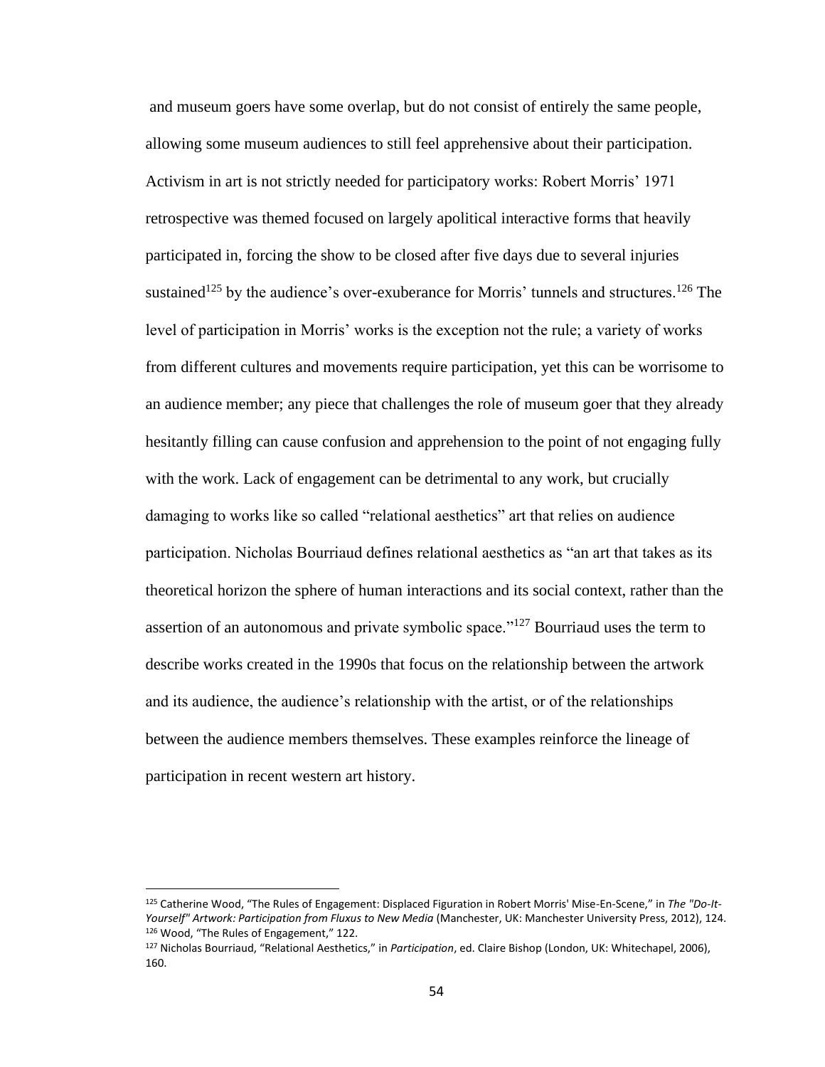and museum goers have some overlap, but do not consist of entirely the same people, allowing some museum audiences to still feel apprehensive about their participation. Activism in art is not strictly needed for participatory works: Robert Morris' 1971 retrospective was themed focused on largely apolitical interactive forms that heavily participated in, forcing the show to be closed after five days due to several injuries sustained[125] by the audience's over-exuberance for Morris' tunnels and structures.[126] The level of participation in Morris' works is the exception not the rule; a variety of works from different cultures and movements require participation, yet this can be worrisome to an audience member; any piece that challenges the role of museum goer that they already hesitantly filling can cause confusion and apprehension to the point of not engaging fully with the work. Lack of engagement can be detrimental to any work, but crucially damaging to works like so called "relational aesthetics" art that relies on audience participation. Nicholas Bourriaud defines relational aesthetics as "an art that takes as its theoretical horizon the sphere of human interactions and its social context, rather than the assertion of an autonomous and private symbolic space."[127] Bourriaud uses the term to describe works created in the 1990s that focus on the relationship between the artwork and its audience, the audience's relationship with the artist, or of the relationships between the audience members themselves. These examples reinforce the lineage of participation in recent western art history.

---

[125] Catherine Wood, "The Rules of Engagement: Displaced Figuration in Robert Morris' Mise-En-Scene," in *The "Do-It-Yourself" Artwork: Participation from Fluxus to New Media* (Manchester, UK: Manchester University Press, 2012), 124.

[126] Wood, "The Rules of Engagement," 122.

[127] Nicholas Bourriaud, "Relational Aesthetics," in *Participation*, ed. Claire Bishop (London, UK: Whitechapel, 2006), 160.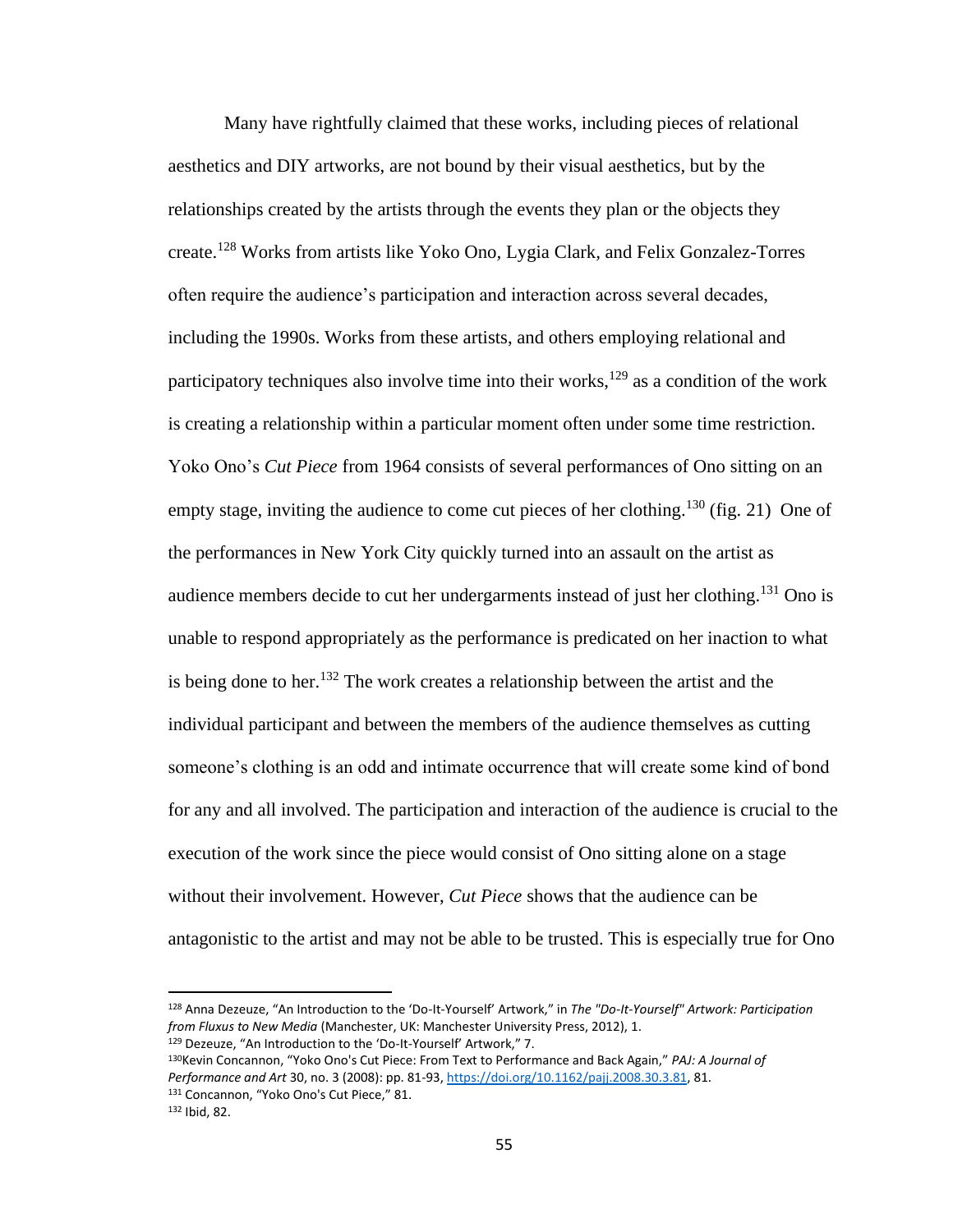Many have rightfully claimed that these works, including pieces of relational aesthetics and DIY artworks, are not bound by their visual aesthetics, but by the relationships created by the artists through the events they plan or the objects they create.[128] Works from artists like Yoko Ono, Lygia Clark, and Felix Gonzalez-Torres often require the audience's participation and interaction across several decades, including the 1990s. Works from these artists, and others employing relational and participatory techniques also involve time into their works,[129] as a condition of the work is creating a relationship within a particular moment often under some time restriction. Yoko Ono's *Cut Piece* from 1964 consists of several performances of Ono sitting on an empty stage, inviting the audience to come cut pieces of her clothing.[130] (fig. 21) One of the performances in New York City quickly turned into an assault on the artist as audience members decide to cut her undergarments instead of just her clothing.[131] Ono is unable to respond appropriately as the performance is predicated on her inaction to what is being done to her.[132] The work creates a relationship between the artist and the individual participant and between the members of the audience themselves as cutting someone's clothing is an odd and intimate occurrence that will create some kind of bond for any and all involved. The participation and interaction of the audience is crucial to the execution of the work since the piece would consist of Ono sitting alone on a stage without their involvement. However, *Cut Piece* shows that the audience can be antagonistic to the artist and may not be able to be trusted. This is especially true for Ono

---

[128] Anna Dezeuze, "An Introduction to the 'Do-It-Yourself' Artwork," in *The "Do-It-Yourself" Artwork: Participation from Fluxus to New Media* (Manchester, UK: Manchester University Press, 2012), 1.

[129] Dezeuze, "An Introduction to the 'Do-It-Yourself' Artwork," 7.

[130] Kevin Concannon, "Yoko Ono's Cut Piece: From Text to Performance and Back Again," *PAJ: A Journal of Performance and Art* 30, no. 3 (2008): pp. 81-93, https://doi.org/10.1162/pajj.2008.30.3.81, 81.

[131] Concannon, "Yoko Ono's Cut Piece," 81.

[132] Ibid, 82.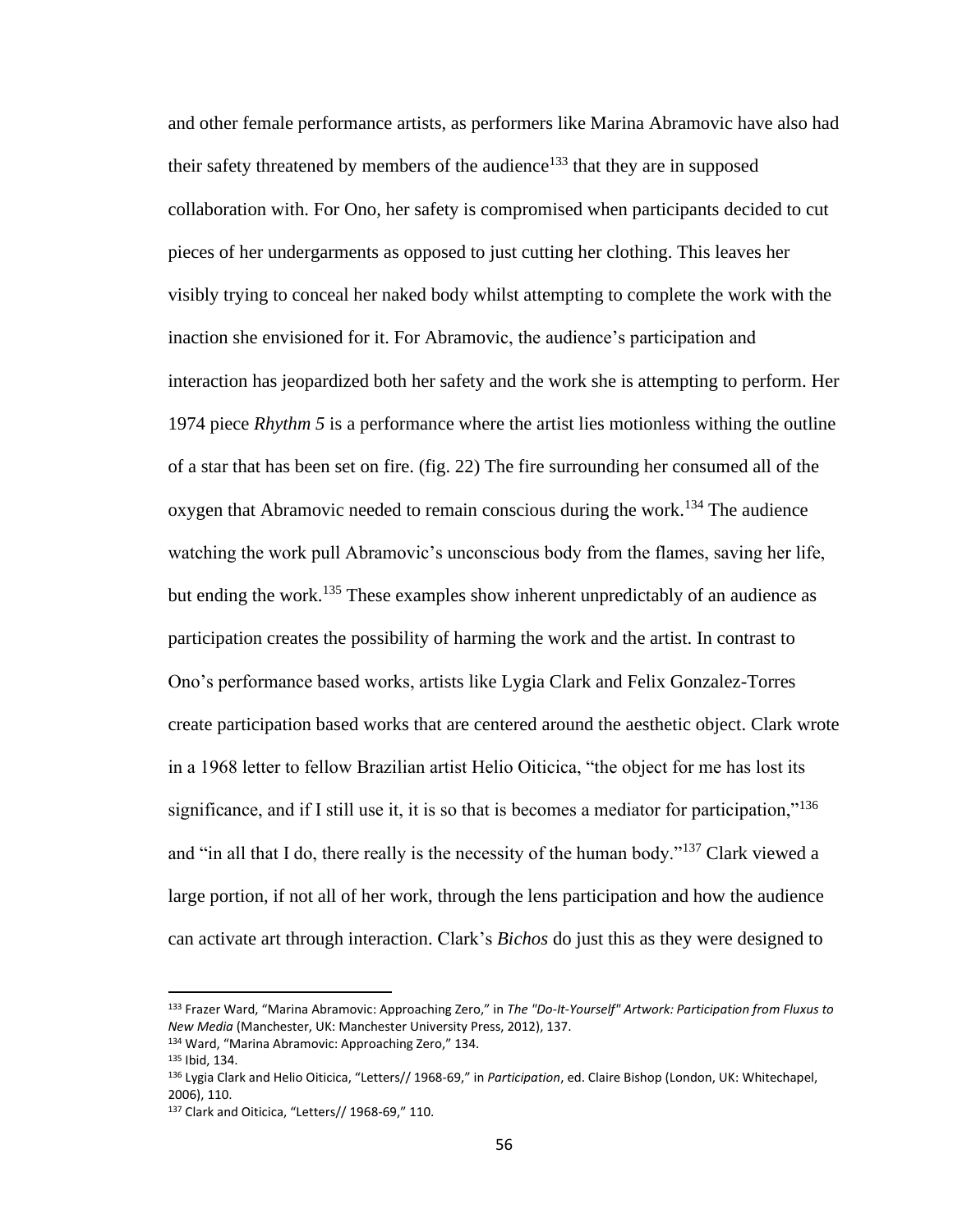and other female performance artists, as performers like Marina Abramovic have also had their safety threatened by members of the audience[133] that they are in supposed collaboration with. For Ono, her safety is compromised when participants decided to cut pieces of her undergarments as opposed to just cutting her clothing. This leaves her visibly trying to conceal her naked body whilst attempting to complete the work with the inaction she envisioned for it. For Abramovic, the audience's participation and interaction has jeopardized both her safety and the work she is attempting to perform. Her 1974 piece *Rhythm 5* is a performance where the artist lies motionless withing the outline of a star that has been set on fire. (fig. 22) The fire surrounding her consumed all of the oxygen that Abramovic needed to remain conscious during the work.[134] The audience watching the work pull Abramovic's unconscious body from the flames, saving her life, but ending the work.[135] These examples show inherent unpredictably of an audience as participation creates the possibility of harming the work and the artist. In contrast to Ono's performance based works, artists like Lygia Clark and Felix Gonzalez-Torres create participation based works that are centered around the aesthetic object. Clark wrote in a 1968 letter to fellow Brazilian artist Helio Oiticica, "the object for me has lost its significance, and if I still use it, it is so that is becomes a mediator for participation,"[136] and "in all that I do, there really is the necessity of the human body."[137] Clark viewed a large portion, if not all of her work, through the lens participation and how the audience can activate art through interaction. Clark's *Bichos* do just this as they were designed to

---

[133] Frazer Ward, "Marina Abramovic: Approaching Zero," in *The "Do-It-Yourself" Artwork: Participation from Fluxus to New Media* (Manchester, UK: Manchester University Press, 2012), 137.

[134] Ward, "Marina Abramovic: Approaching Zero," 134.

[135] Ibid, 134.

[136] Lygia Clark and Helio Oiticica, "Letters// 1968-69," in *Participation*, ed. Claire Bishop (London, UK: Whitechapel, 2006), 110.

[137] Clark and Oiticica, "Letters// 1968-69," 110.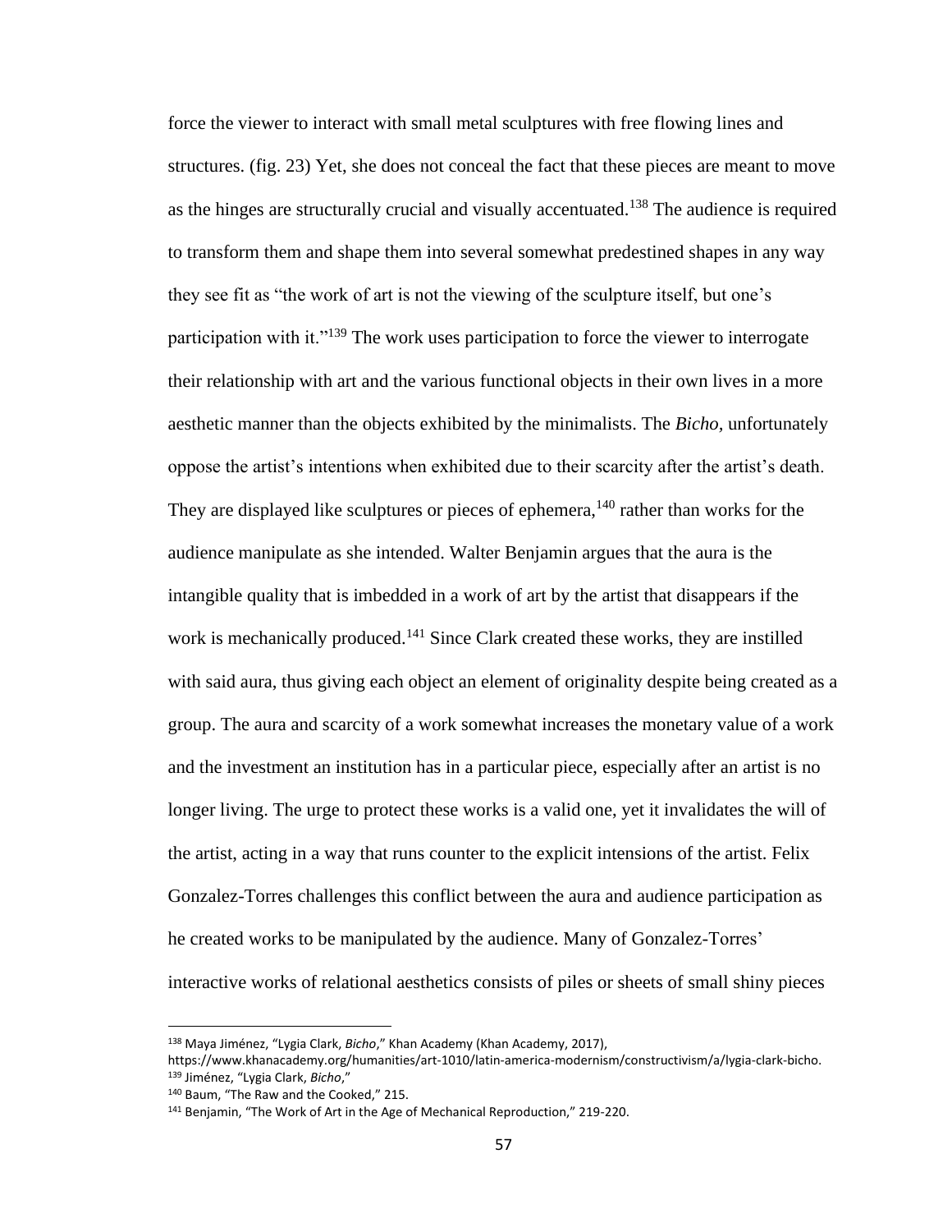force the viewer to interact with small metal sculptures with free flowing lines and structures. (fig. 23) Yet, she does not conceal the fact that these pieces are meant to move as the hinges are structurally crucial and visually accentuated.[138] The audience is required to transform them and shape them into several somewhat predestined shapes in any way they see fit as "the work of art is not the viewing of the sculpture itself, but one's participation with it."[139] The work uses participation to force the viewer to interrogate their relationship with art and the various functional objects in their own lives in a more aesthetic manner than the objects exhibited by the minimalists. The *Bicho,* unfortunately oppose the artist's intentions when exhibited due to their scarcity after the artist's death. They are displayed like sculptures or pieces of ephemera,[140] rather than works for the audience manipulate as she intended. Walter Benjamin argues that the aura is the intangible quality that is imbedded in a work of art by the artist that disappears if the work is mechanically produced.[141] Since Clark created these works, they are instilled with said aura, thus giving each object an element of originality despite being created as a group. The aura and scarcity of a work somewhat increases the monetary value of a work and the investment an institution has in a particular piece, especially after an artist is no longer living. The urge to protect these works is a valid one, yet it invalidates the will of the artist, acting in a way that runs counter to the explicit intensions of the artist. Felix Gonzalez-Torres challenges this conflict between the aura and audience participation as he created works to be manipulated by the audience. Many of Gonzalez-Torres' interactive works of relational aesthetics consists of piles or sheets of small shiny pieces

---

[138] Maya Jiménez, "Lygia Clark, *Bicho*," Khan Academy (Khan Academy, 2017), https://www.khanacademy.org/humanities/art-1010/latin-america-modernism/constructivism/a/lygia-clark-bicho.

[139] Jiménez, "Lygia Clark, *Bicho*,"

[140] Baum, "The Raw and the Cooked," 215.

[141] Benjamin, "The Work of Art in the Age of Mechanical Reproduction," 219-220.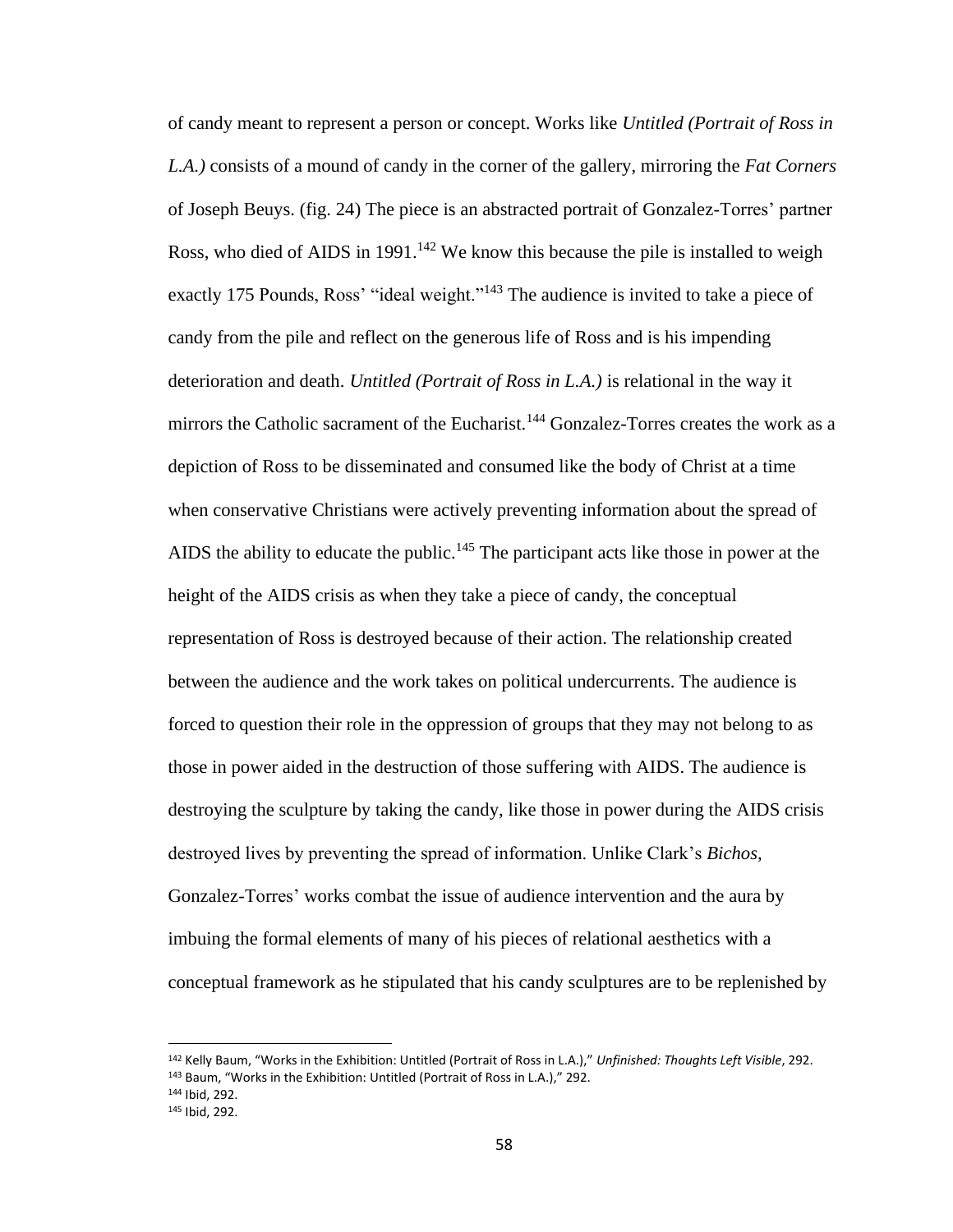of candy meant to represent a person or concept. Works like *Untitled (Portrait of Ross in L.A.)* consists of a mound of candy in the corner of the gallery, mirroring the *Fat Corners* of Joseph Beuys. (fig. 24) The piece is an abstracted portrait of Gonzalez-Torres' partner Ross, who died of AIDS in 1991.[142] We know this because the pile is installed to weigh exactly 175 Pounds, Ross' "ideal weight."[143] The audience is invited to take a piece of candy from the pile and reflect on the generous life of Ross and is his impending deterioration and death. *Untitled (Portrait of Ross in L.A.)* is relational in the way it mirrors the Catholic sacrament of the Eucharist.[144] Gonzalez-Torres creates the work as a depiction of Ross to be disseminated and consumed like the body of Christ at a time when conservative Christians were actively preventing information about the spread of AIDS the ability to educate the public.[145] The participant acts like those in power at the height of the AIDS crisis as when they take a piece of candy, the conceptual representation of Ross is destroyed because of their action. The relationship created between the audience and the work takes on political undercurrents. The audience is forced to question their role in the oppression of groups that they may not belong to as those in power aided in the destruction of those suffering with AIDS. The audience is destroying the sculpture by taking the candy, like those in power during the AIDS crisis destroyed lives by preventing the spread of information. Unlike Clark's *Bichos*, Gonzalez-Torres' works combat the issue of audience intervention and the aura by imbuing the formal elements of many of his pieces of relational aesthetics with a conceptual framework as he stipulated that his candy sculptures are to be replenished by

---

[142] Kelly Baum, "Works in the Exhibition: Untitled (Portrait of Ross in L.A.)," *Unfinished: Thoughts Left Visible*, 292.

[143] Baum, "Works in the Exhibition: Untitled (Portrait of Ross in L.A.)," 292.

[144] Ibid, 292.

[145] Ibid, 292.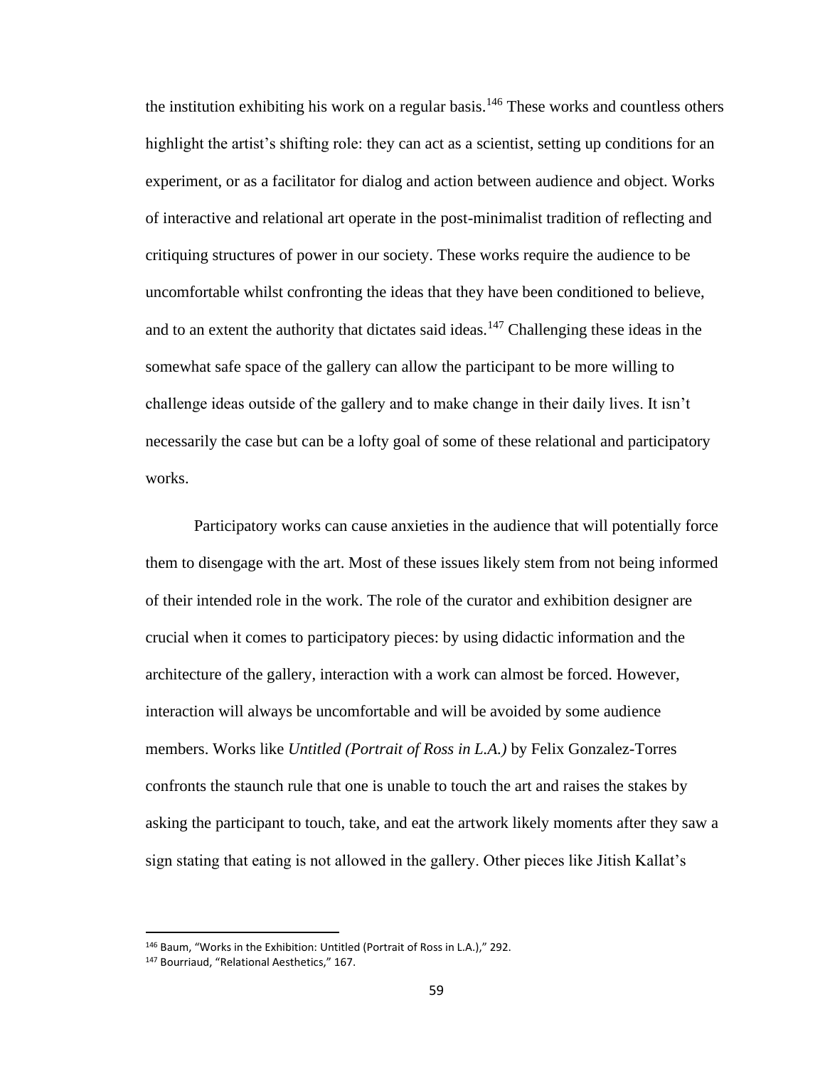the institution exhibiting his work on a regular basis.[146] These works and countless others highlight the artist's shifting role: they can act as a scientist, setting up conditions for an experiment, or as a facilitator for dialog and action between audience and object. Works of interactive and relational art operate in the post-minimalist tradition of reflecting and critiquing structures of power in our society. These works require the audience to be uncomfortable whilst confronting the ideas that they have been conditioned to believe, and to an extent the authority that dictates said ideas.[147] Challenging these ideas in the somewhat safe space of the gallery can allow the participant to be more willing to challenge ideas outside of the gallery and to make change in their daily lives. It isn't necessarily the case but can be a lofty goal of some of these relational and participatory works.

Participatory works can cause anxieties in the audience that will potentially force them to disengage with the art. Most of these issues likely stem from not being informed of their intended role in the work. The role of the curator and exhibition designer are crucial when it comes to participatory pieces: by using didactic information and the architecture of the gallery, interaction with a work can almost be forced. However, interaction will always be uncomfortable and will be avoided by some audience members. Works like *Untitled (Portrait of Ross in L.A.)* by Felix Gonzalez-Torres confronts the staunch rule that one is unable to touch the art and raises the stakes by asking the participant to touch, take, and eat the artwork likely moments after they saw a sign stating that eating is not allowed in the gallery. Other pieces like Jitish Kallat's

---

[146] Baum, "Works in the Exhibition: Untitled (Portrait of Ross in L.A.)," 292.

[147] Bourriaud, "Relational Aesthetics," 167.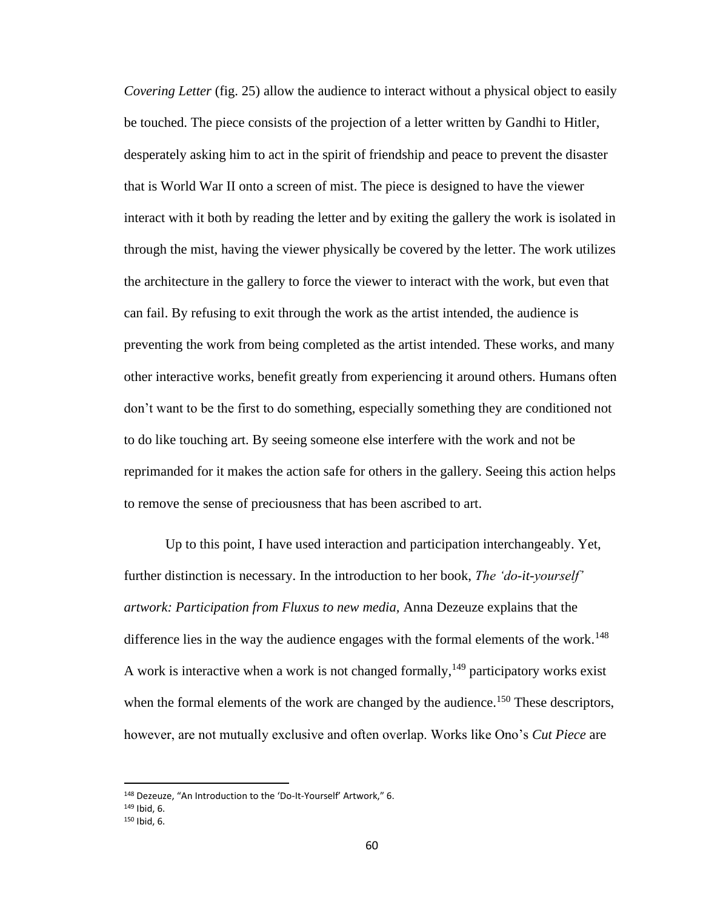*Covering Letter* (fig. 25) allow the audience to interact without a physical object to easily be touched. The piece consists of the projection of a letter written by Gandhi to Hitler, desperately asking him to act in the spirit of friendship and peace to prevent the disaster that is World War II onto a screen of mist. The piece is designed to have the viewer interact with it both by reading the letter and by exiting the gallery the work is isolated in through the mist, having the viewer physically be covered by the letter. The work utilizes the architecture in the gallery to force the viewer to interact with the work, but even that can fail. By refusing to exit through the work as the artist intended, the audience is preventing the work from being completed as the artist intended. These works, and many other interactive works, benefit greatly from experiencing it around others. Humans often don't want to be the first to do something, especially something they are conditioned not to do like touching art. By seeing someone else interfere with the work and not be reprimanded for it makes the action safe for others in the gallery. Seeing this action helps to remove the sense of preciousness that has been ascribed to art.

Up to this point, I have used interaction and participation interchangeably. Yet, further distinction is necessary. In the introduction to her book, *The 'do-it-yourself' artwork: Participation from Fluxus to new media,* Anna Dezeuze explains that the difference lies in the way the audience engages with the formal elements of the work.[148] A work is interactive when a work is not changed formally,[149] participatory works exist when the formal elements of the work are changed by the audience.[150] These descriptors, however, are not mutually exclusive and often overlap. Works like Ono's *Cut Piece* are

[148] Dezeuze, "An Introduction to the 'Do-It-Yourself' Artwork," 6.

[149] Ibid, 6.

[150] Ibid, 6.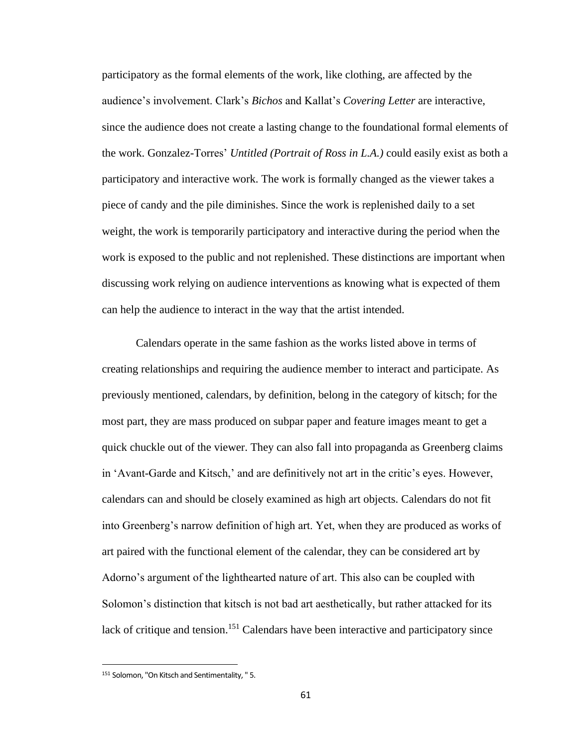participatory as the formal elements of the work, like clothing, are affected by the audience's involvement. Clark's *Bichos* and Kallat's *Covering Letter* are interactive, since the audience does not create a lasting change to the foundational formal elements of the work. Gonzalez-Torres' *Untitled (Portrait of Ross in L.A.)* could easily exist as both a participatory and interactive work. The work is formally changed as the viewer takes a piece of candy and the pile diminishes. Since the work is replenished daily to a set weight, the work is temporarily participatory and interactive during the period when the work is exposed to the public and not replenished. These distinctions are important when discussing work relying on audience interventions as knowing what is expected of them can help the audience to interact in the way that the artist intended.

Calendars operate in the same fashion as the works listed above in terms of creating relationships and requiring the audience member to interact and participate. As previously mentioned, calendars, by definition, belong in the category of kitsch; for the most part, they are mass produced on subpar paper and feature images meant to get a quick chuckle out of the viewer. They can also fall into propaganda as Greenberg claims in 'Avant-Garde and Kitsch,' and are definitively not art in the critic's eyes. However, calendars can and should be closely examined as high art objects. Calendars do not fit into Greenberg's narrow definition of high art. Yet, when they are produced as works of art paired with the functional element of the calendar, they can be considered art by Adorno's argument of the lighthearted nature of art. This also can be coupled with Solomon's distinction that kitsch is not bad art aesthetically, but rather attacked for its lack of critique and tension.[151] Calendars have been interactive and participatory since

[151] Solomon, "On Kitsch and Sentimentality, " 5.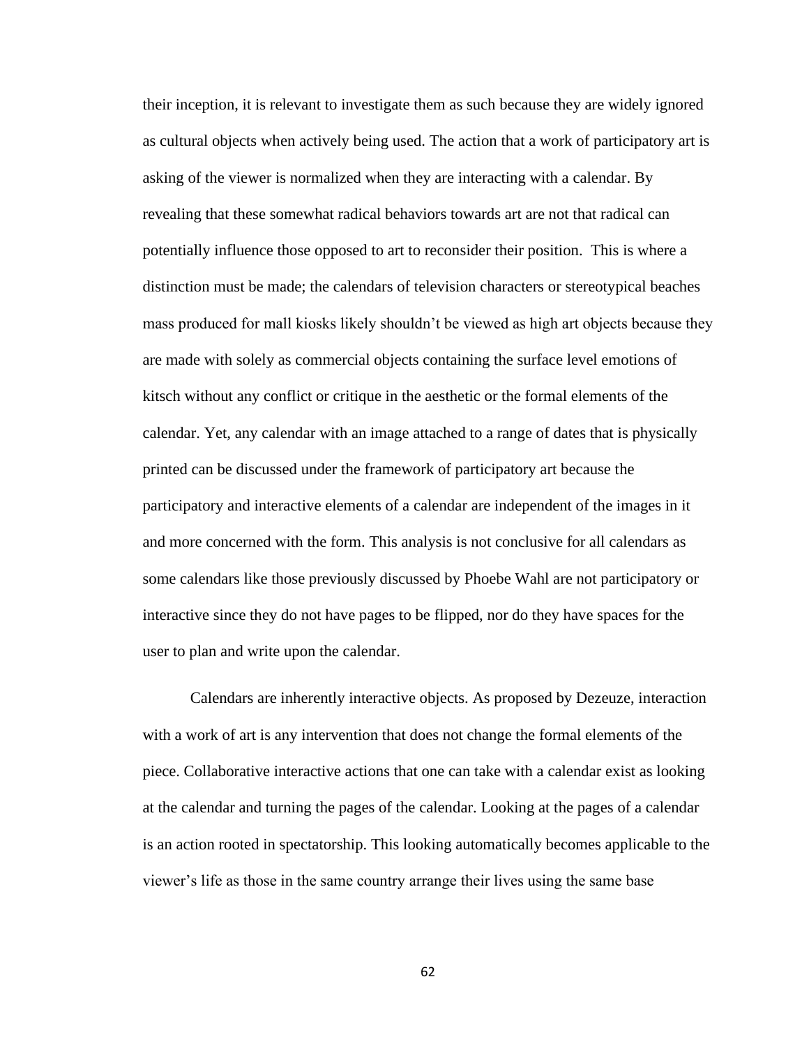their inception, it is relevant to investigate them as such because they are widely ignored as cultural objects when actively being used. The action that a work of participatory art is asking of the viewer is normalized when they are interacting with a calendar. By revealing that these somewhat radical behaviors towards art are not that radical can potentially influence those opposed to art to reconsider their position. This is where a distinction must be made; the calendars of television characters or stereotypical beaches mass produced for mall kiosks likely shouldn't be viewed as high art objects because they are made with solely as commercial objects containing the surface level emotions of kitsch without any conflict or critique in the aesthetic or the formal elements of the calendar. Yet, any calendar with an image attached to a range of dates that is physically printed can be discussed under the framework of participatory art because the participatory and interactive elements of a calendar are independent of the images in it and more concerned with the form. This analysis is not conclusive for all calendars as some calendars like those previously discussed by Phoebe Wahl are not participatory or interactive since they do not have pages to be flipped, nor do they have spaces for the user to plan and write upon the calendar.

Calendars are inherently interactive objects. As proposed by Dezeuze, interaction with a work of art is any intervention that does not change the formal elements of the piece. Collaborative interactive actions that one can take with a calendar exist as looking at the calendar and turning the pages of the calendar. Looking at the pages of a calendar is an action rooted in spectatorship. This looking automatically becomes applicable to the viewer's life as those in the same country arrange their lives using the same base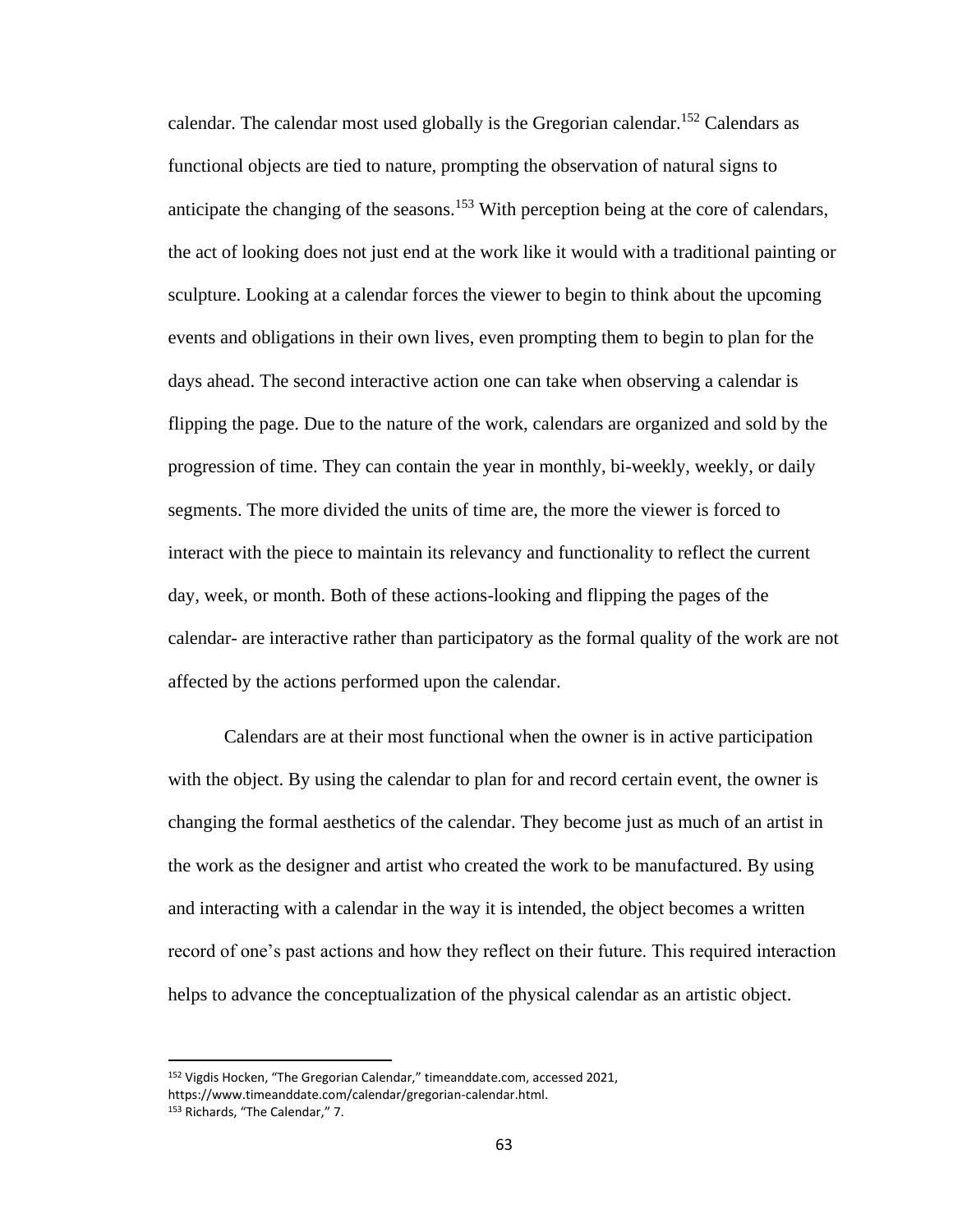calendar. The calendar most used globally is the Gregorian calendar.[152] Calendars as functional objects are tied to nature, prompting the observation of natural signs to anticipate the changing of the seasons.[153] With perception being at the core of calendars, the act of looking does not just end at the work like it would with a traditional painting or sculpture. Looking at a calendar forces the viewer to begin to think about the upcoming events and obligations in their own lives, even prompting them to begin to plan for the days ahead. The second interactive action one can take when observing a calendar is flipping the page. Due to the nature of the work, calendars are organized and sold by the progression of time. They can contain the year in monthly, bi-weekly, weekly, or daily segments. The more divided the units of time are, the more the viewer is forced to interact with the piece to maintain its relevancy and functionality to reflect the current day, week, or month. Both of these actions-looking and flipping the pages of the calendar- are interactive rather than participatory as the formal quality of the work are not affected by the actions performed upon the calendar.

Calendars are at their most functional when the owner is in active participation with the object. By using the calendar to plan for and record certain event, the owner is changing the formal aesthetics of the calendar. They become just as much of an artist in the work as the designer and artist who created the work to be manufactured. By using and interacting with a calendar in the way it is intended, the object becomes a written record of one's past actions and how they reflect on their future. This required interaction helps to advance the conceptualization of the physical calendar as an artistic object.

---

[152] Vigdis Hocken, "The Gregorian Calendar," timeanddate.com, accessed 2021, https://www.timeanddate.com/calendar/gregorian-calendar.html.

[153] Richards, "The Calendar," 7.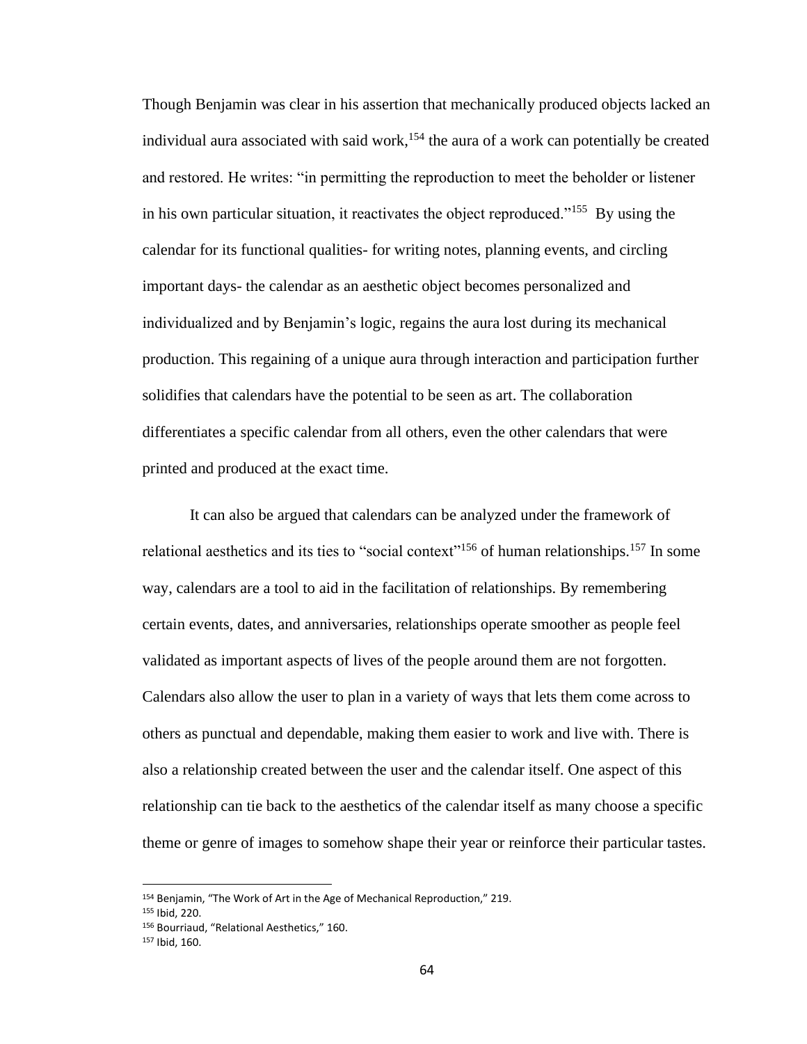Though Benjamin was clear in his assertion that mechanically produced objects lacked an individual aura associated with said work,[154] the aura of a work can potentially be created and restored. He writes: "in permitting the reproduction to meet the beholder or listener in his own particular situation, it reactivates the object reproduced."[155] By using the calendar for its functional qualities- for writing notes, planning events, and circling important days- the calendar as an aesthetic object becomes personalized and individualized and by Benjamin's logic, regains the aura lost during its mechanical production. This regaining of a unique aura through interaction and participation further solidifies that calendars have the potential to be seen as art. The collaboration differentiates a specific calendar from all others, even the other calendars that were printed and produced at the exact time.

It can also be argued that calendars can be analyzed under the framework of relational aesthetics and its ties to "social context"[156] of human relationships.[157] In some way, calendars are a tool to aid in the facilitation of relationships. By remembering certain events, dates, and anniversaries, relationships operate smoother as people feel validated as important aspects of lives of the people around them are not forgotten. Calendars also allow the user to plan in a variety of ways that lets them come across to others as punctual and dependable, making them easier to work and live with. There is also a relationship created between the user and the calendar itself. One aspect of this relationship can tie back to the aesthetics of the calendar itself as many choose a specific theme or genre of images to somehow shape their year or reinforce their particular tastes.

---

[154] Benjamin, "The Work of Art in the Age of Mechanical Reproduction," 219.

[155] Ibid, 220.

[156] Bourriaud, "Relational Aesthetics," 160.

[157] Ibid, 160.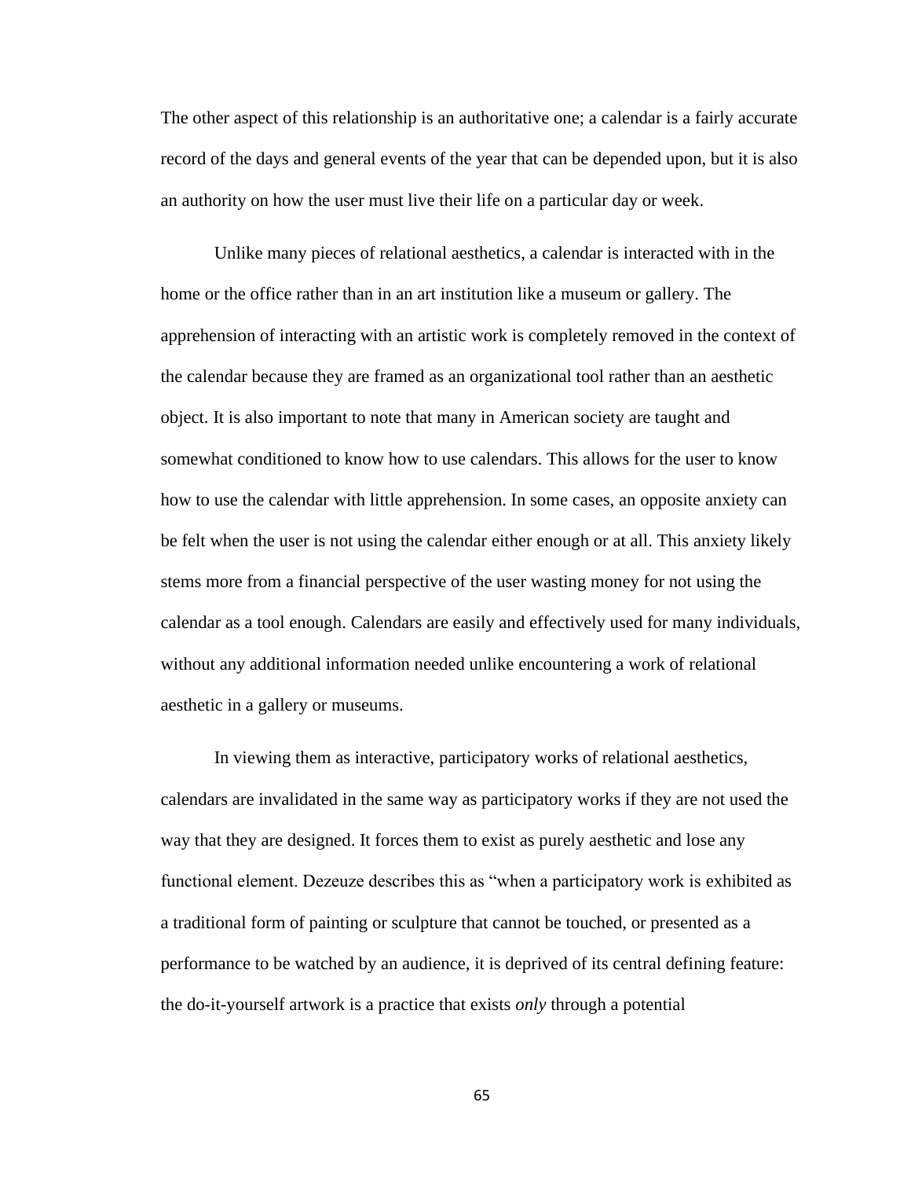The other aspect of this relationship is an authoritative one; a calendar is a fairly accurate record of the days and general events of the year that can be depended upon, but it is also an authority on how the user must live their life on a particular day or week.

Unlike many pieces of relational aesthetics, a calendar is interacted with in the home or the office rather than in an art institution like a museum or gallery. The apprehension of interacting with an artistic work is completely removed in the context of the calendar because they are framed as an organizational tool rather than an aesthetic object. It is also important to note that many in American society are taught and somewhat conditioned to know how to use calendars. This allows for the user to know how to use the calendar with little apprehension. In some cases, an opposite anxiety can be felt when the user is not using the calendar either enough or at all. This anxiety likely stems more from a financial perspective of the user wasting money for not using the calendar as a tool enough. Calendars are easily and effectively used for many individuals, without any additional information needed unlike encountering a work of relational aesthetic in a gallery or museums.

In viewing them as interactive, participatory works of relational aesthetics, calendars are invalidated in the same way as participatory works if they are not used the way that they are designed. It forces them to exist as purely aesthetic and lose any functional element. Dezeuze describes this as "when a participatory work is exhibited as a traditional form of painting or sculpture that cannot be touched, or presented as a performance to be watched by an audience, it is deprived of its central defining feature: the do-it-yourself artwork is a practice that exists *only* through a potential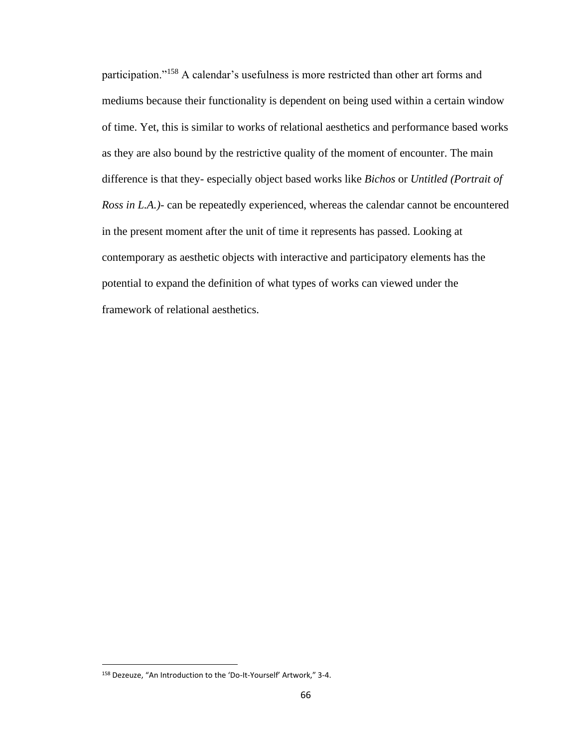participation."[158] A calendar's usefulness is more restricted than other art forms and mediums because their functionality is dependent on being used within a certain window of time. Yet, this is similar to works of relational aesthetics and performance based works as they are also bound by the restrictive quality of the moment of encounter. The main difference is that they- especially object based works like *Bichos* or *Untitled (Portrait of Ross in L.A.)*- can be repeatedly experienced, whereas the calendar cannot be encountered in the present moment after the unit of time it represents has passed. Looking at contemporary as aesthetic objects with interactive and participatory elements has the potential to expand the definition of what types of works can viewed under the framework of relational aesthetics.

---

[158] Dezeuze, "An Introduction to the 'Do-It-Yourself' Artwork," 3-4.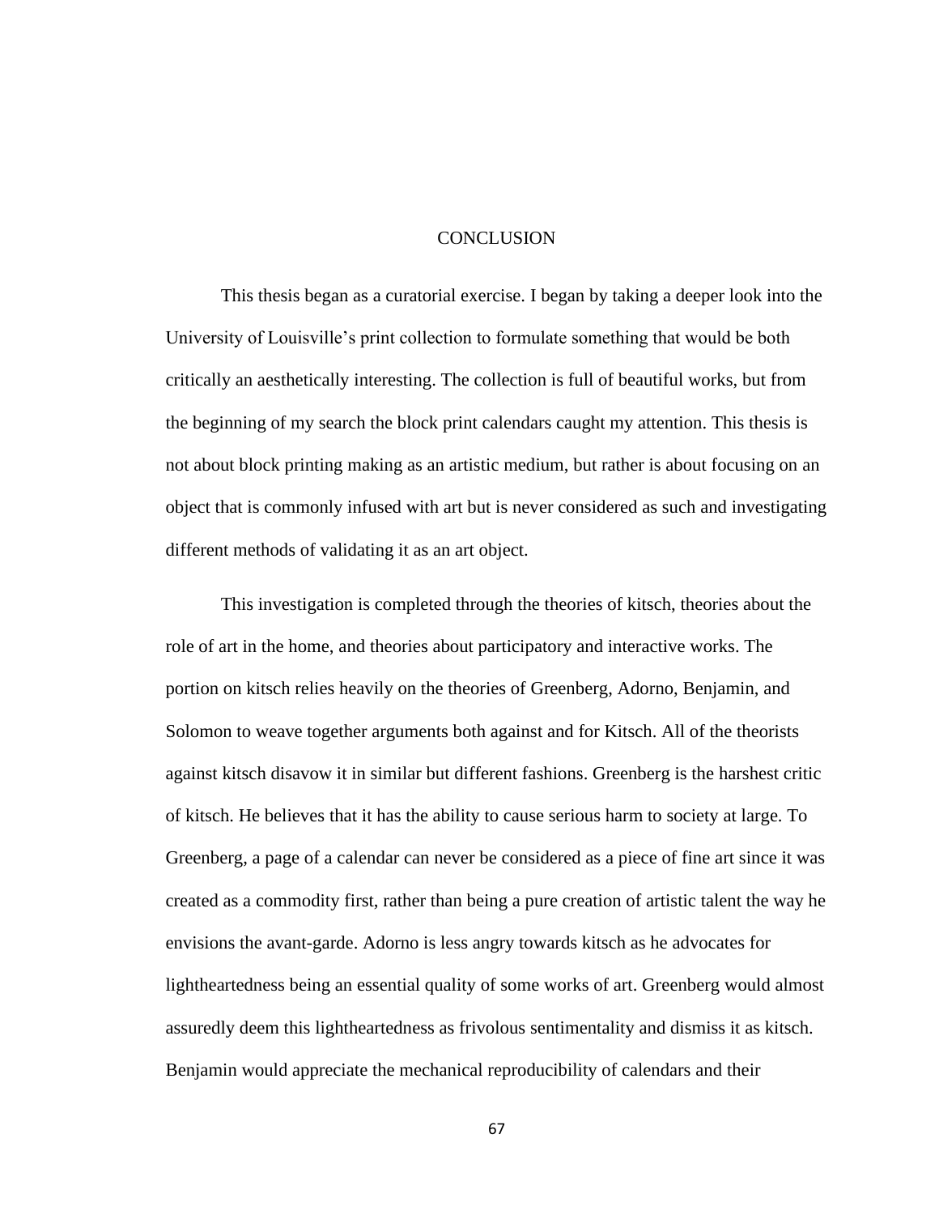# CONCLUSION

This thesis began as a curatorial exercise. I began by taking a deeper look into the University of Louisville's print collection to formulate something that would be both critically an aesthetically interesting. The collection is full of beautiful works, but from the beginning of my search the block print calendars caught my attention. This thesis is not about block printing making as an artistic medium, but rather is about focusing on an object that is commonly infused with art but is never considered as such and investigating different methods of validating it as an art object.

This investigation is completed through the theories of kitsch, theories about the role of art in the home, and theories about participatory and interactive works. The portion on kitsch relies heavily on the theories of Greenberg, Adorno, Benjamin, and Solomon to weave together arguments both against and for Kitsch. All of the theorists against kitsch disavow it in similar but different fashions. Greenberg is the harshest critic of kitsch. He believes that it has the ability to cause serious harm to society at large. To Greenberg, a page of a calendar can never be considered as a piece of fine art since it was created as a commodity first, rather than being a pure creation of artistic talent the way he envisions the avant-garde. Adorno is less angry towards kitsch as he advocates for lightheartedness being an essential quality of some works of art. Greenberg would almost assuredly deem this lightheartedness as frivolous sentimentality and dismiss it as kitsch. Benjamin would appreciate the mechanical reproducibility of calendars and their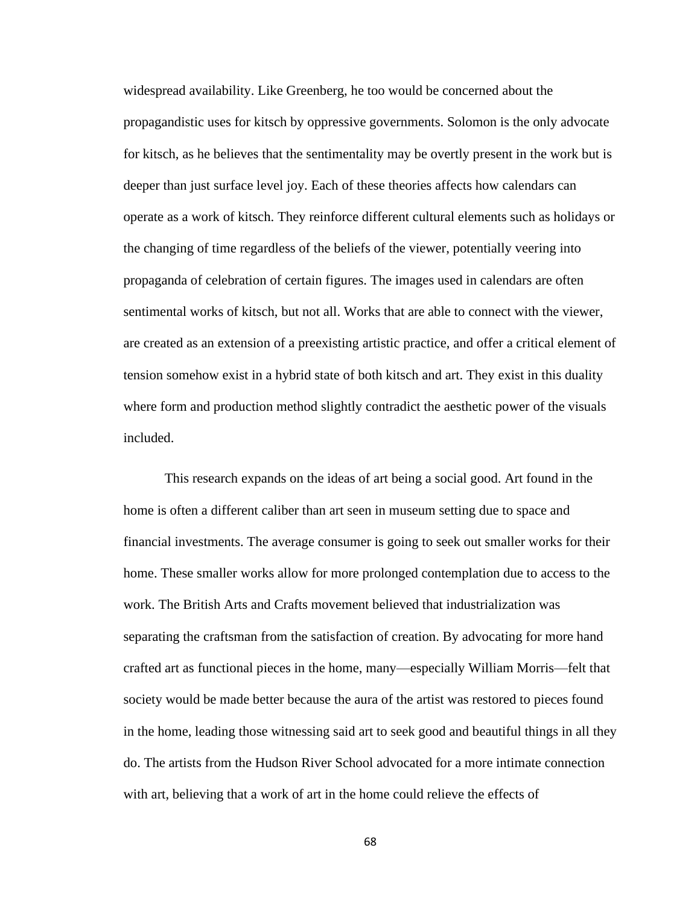widespread availability. Like Greenberg, he too would be concerned about the propagandistic uses for kitsch by oppressive governments. Solomon is the only advocate for kitsch, as he believes that the sentimentality may be overtly present in the work but is deeper than just surface level joy. Each of these theories affects how calendars can operate as a work of kitsch. They reinforce different cultural elements such as holidays or the changing of time regardless of the beliefs of the viewer, potentially veering into propaganda of celebration of certain figures. The images used in calendars are often sentimental works of kitsch, but not all. Works that are able to connect with the viewer, are created as an extension of a preexisting artistic practice, and offer a critical element of tension somehow exist in a hybrid state of both kitsch and art. They exist in this duality where form and production method slightly contradict the aesthetic power of the visuals included.

This research expands on the ideas of art being a social good. Art found in the home is often a different caliber than art seen in museum setting due to space and financial investments. The average consumer is going to seek out smaller works for their home. These smaller works allow for more prolonged contemplation due to access to the work. The British Arts and Crafts movement believed that industrialization was separating the craftsman from the satisfaction of creation. By advocating for more hand crafted art as functional pieces in the home, many—especially William Morris—felt that society would be made better because the aura of the artist was restored to pieces found in the home, leading those witnessing said art to seek good and beautiful things in all they do. The artists from the Hudson River School advocated for a more intimate connection with art, believing that a work of art in the home could relieve the effects of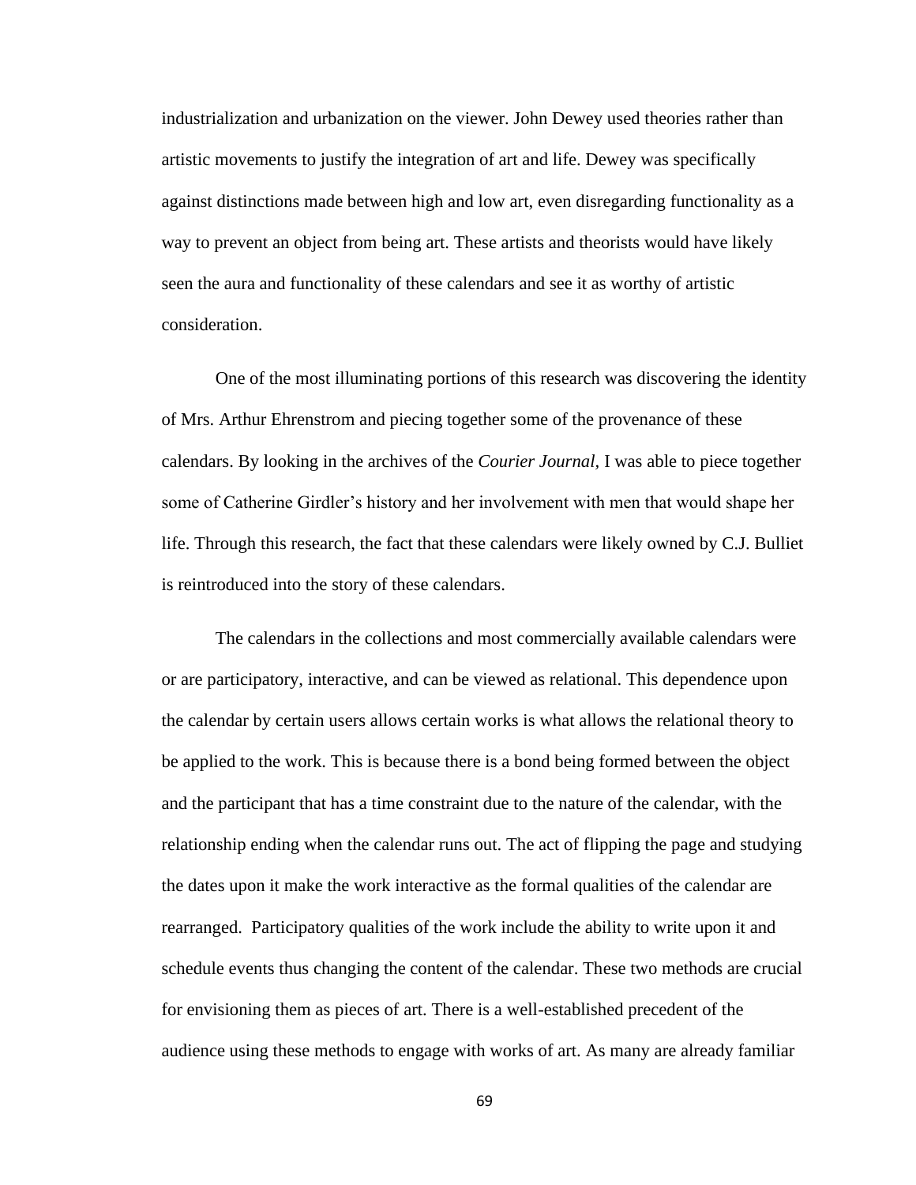industrialization and urbanization on the viewer. John Dewey used theories rather than artistic movements to justify the integration of art and life. Dewey was specifically against distinctions made between high and low art, even disregarding functionality as a way to prevent an object from being art. These artists and theorists would have likely seen the aura and functionality of these calendars and see it as worthy of artistic consideration.

One of the most illuminating portions of this research was discovering the identity of Mrs. Arthur Ehrenstrom and piecing together some of the provenance of these calendars. By looking in the archives of the *Courier Journal*, I was able to piece together some of Catherine Girdler's history and her involvement with men that would shape her life. Through this research, the fact that these calendars were likely owned by C.J. Bulliet is reintroduced into the story of these calendars.

The calendars in the collections and most commercially available calendars were or are participatory, interactive, and can be viewed as relational. This dependence upon the calendar by certain users allows certain works is what allows the relational theory to be applied to the work. This is because there is a bond being formed between the object and the participant that has a time constraint due to the nature of the calendar, with the relationship ending when the calendar runs out. The act of flipping the page and studying the dates upon it make the work interactive as the formal qualities of the calendar are rearranged. Participatory qualities of the work include the ability to write upon it and schedule events thus changing the content of the calendar. These two methods are crucial for envisioning them as pieces of art. There is a well-established precedent of the audience using these methods to engage with works of art. As many are already familiar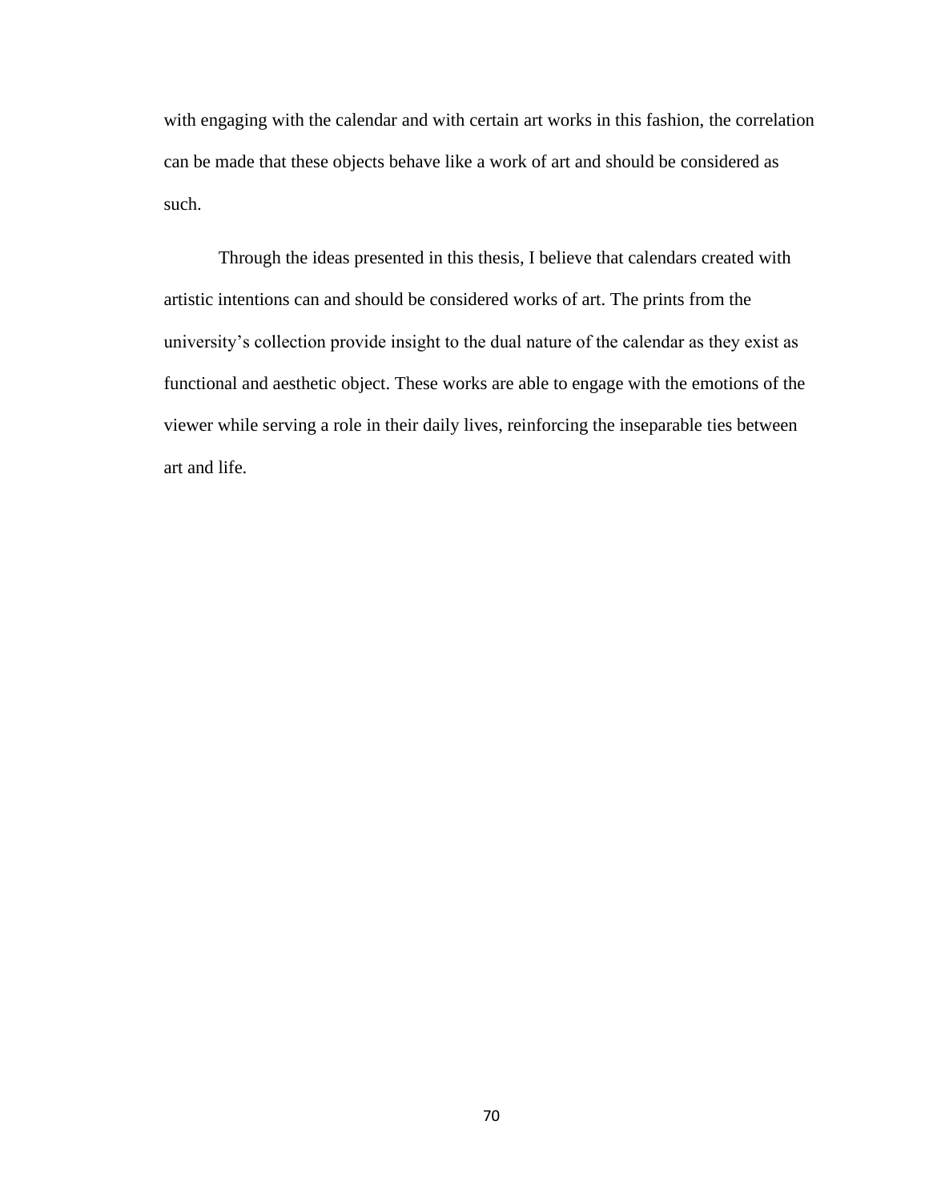with engaging with the calendar and with certain art works in this fashion, the correlation can be made that these objects behave like a work of art and should be considered as such.

Through the ideas presented in this thesis, I believe that calendars created with artistic intentions can and should be considered works of art. The prints from the university's collection provide insight to the dual nature of the calendar as they exist as functional and aesthetic object. These works are able to engage with the emotions of the viewer while serving a role in their daily lives, reinforcing the inseparable ties between art and life.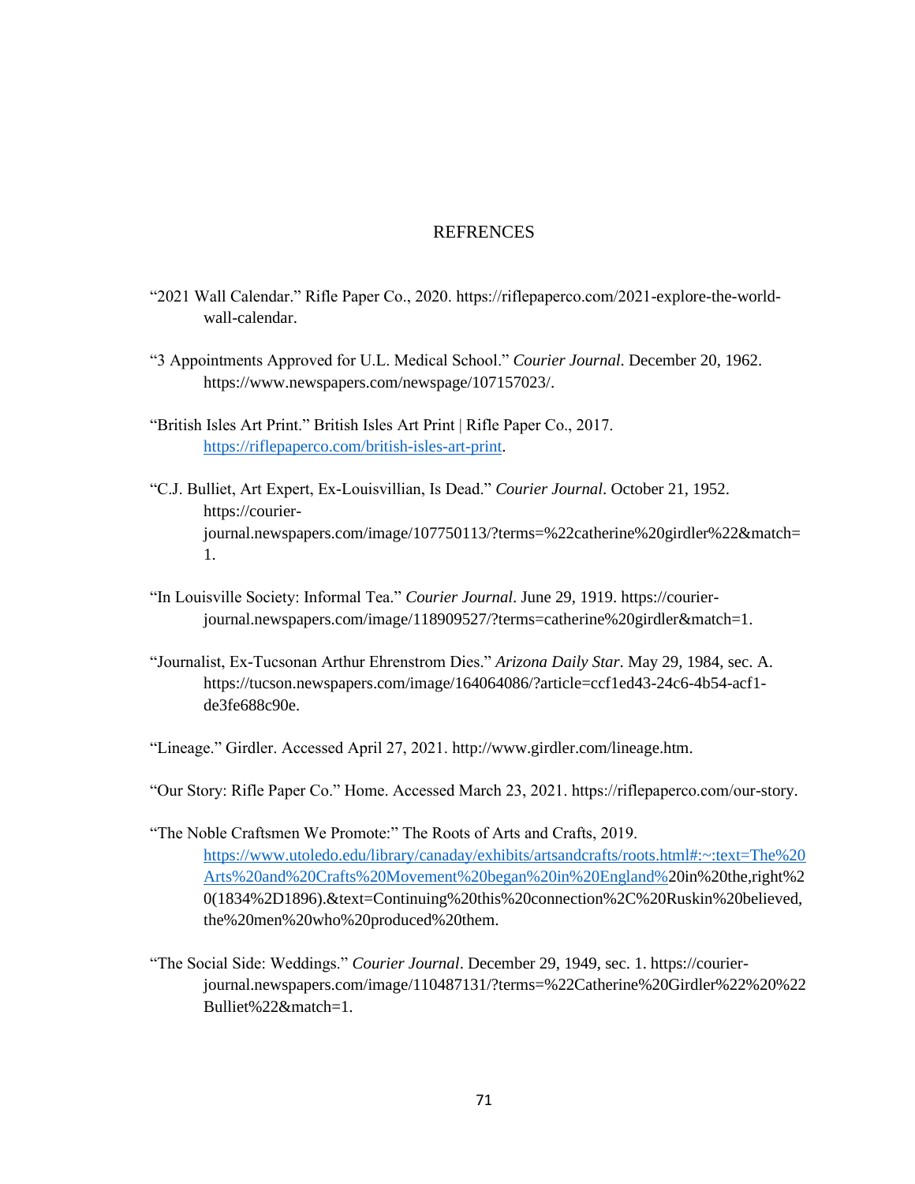# REFRENCES

"2021 Wall Calendar." Rifle Paper Co., 2020. https://riflepaperco.com/2021-explore-the-world-wall-calendar.

"3 Appointments Approved for U.L. Medical School." *Courier Journal*. December 20, 1962. https://www.newspapers.com/newspage/107157023/.

"British Isles Art Print." British Isles Art Print | Rifle Paper Co., 2017. https://riflepaperco.com/british-isles-art-print.

"C.J. Bulliet, Art Expert, Ex-Louisvillian, Is Dead." *Courier Journal*. October 21, 1952. https://courier-journal.newspapers.com/image/107750113/?terms=%22catherine%20girdler%22&match=1.

"In Louisville Society: Informal Tea." *Courier Journal*. June 29, 1919. https://courier-journal.newspapers.com/image/118909527/?terms=catherine%20girdler&match=1.

"Journalist, Ex-Tucsonan Arthur Ehrenstrom Dies." *Arizona Daily Star*. May 29, 1984, sec. A. https://tucson.newspapers.com/image/164064086/?article=ccf1ed43-24c6-4b54-acf1-de3fe688c90e.

"Lineage." Girdler. Accessed April 27, 2021. http://www.girdler.com/lineage.htm.

"Our Story: Rifle Paper Co." Home. Accessed March 23, 2021. https://riflepaperco.com/our-story.

"The Noble Craftsmen We Promote:" The Roots of Arts and Crafts, 2019. https://www.utoledo.edu/library/canaday/exhibits/artsandcrafts/roots.html#:~:text=The%20Arts%20and%20Crafts%20Movement%20began%20in%20England%20in%20the,right%20(1834%2D1896).&text=Continuing%20this%20connection%2C%20Ruskin%20believed,the%20men%20who%20produced%20them.

"The Social Side: Weddings." *Courier Journal*. December 29, 1949, sec. 1. https://courier-journal.newspapers.com/image/110487131/?terms=%22Catherine%20Girdler%22%20%22Bulliet%22&match=1.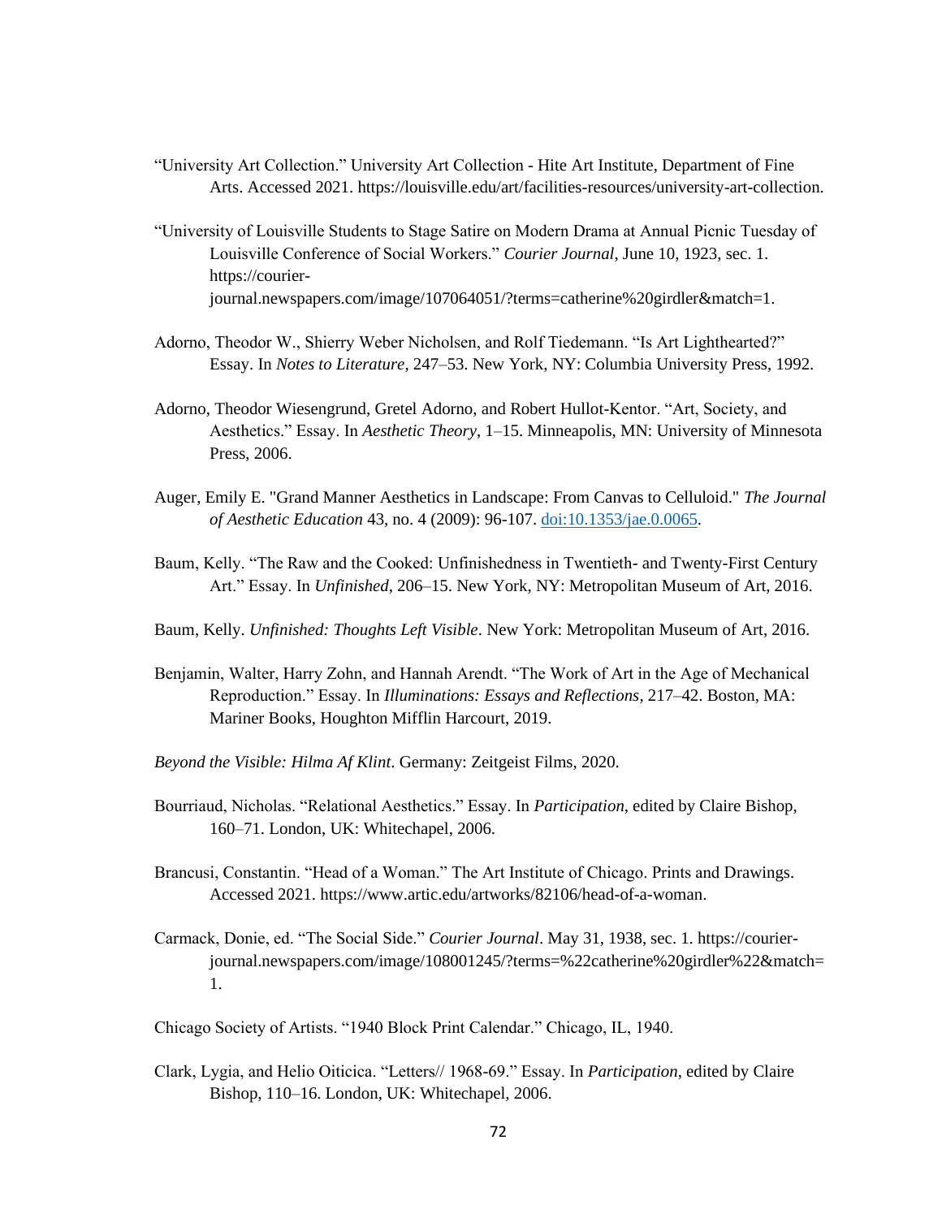“University Art Collection.” University Art Collection - Hite Art Institute, Department of Fine Arts. Accessed 2021. https://louisville.edu/art/facilities-resources/university-art-collection.

“University of Louisville Students to Stage Satire on Modern Drama at Annual Picnic Tuesday of Louisville Conference of Social Workers.” *Courier Journal*, June 10, 1923, sec. 1. https://courier-journal.newspapers.com/image/107064051/?terms=catherine%20girdler&match=1.

Adorno, Theodor W., Shierry Weber Nicholsen, and Rolf Tiedemann. “Is Art Lighthearted?” Essay. In *Notes to Literature*, 247–53. New York, NY: Columbia University Press, 1992.

Adorno, Theodor Wiesengrund, Gretel Adorno, and Robert Hullot-Kentor. “Art, Society, and Aesthetics.” Essay. In *Aesthetic Theory*, 1–15. Minneapolis, MN: University of Minnesota Press, 2006.

Auger, Emily E. "Grand Manner Aesthetics in Landscape: From Canvas to Celluloid." *The Journal of Aesthetic Education* 43, no. 4 (2009): 96-107. doi:10.1353/jae.0.0065.

Baum, Kelly. “The Raw and the Cooked: Unfinishedness in Twentieth- and Twenty-First Century Art.” Essay. In *Unfinished*, 206–15. New York, NY: Metropolitan Museum of Art, 2016.

Baum, Kelly. *Unfinished: Thoughts Left Visible*. New York: Metropolitan Museum of Art, 2016.

Benjamin, Walter, Harry Zohn, and Hannah Arendt. “The Work of Art in the Age of Mechanical Reproduction.” Essay. In *Illuminations: Essays and Reflections*, 217–42. Boston, MA: Mariner Books, Houghton Mifflin Harcourt, 2019.

*Beyond the Visible: Hilma Af Klint*. Germany: Zeitgeist Films, 2020.

Bourriaud, Nicholas. “Relational Aesthetics.” Essay. In *Participation*, edited by Claire Bishop, 160–71. London, UK: Whitechapel, 2006.

Brancusi, Constantin. “Head of a Woman.” The Art Institute of Chicago. Prints and Drawings. Accessed 2021. https://www.artic.edu/artworks/82106/head-of-a-woman.

Carmack, Donie, ed. “The Social Side.” *Courier Journal*. May 31, 1938, sec. 1. https://courier-journal.newspapers.com/image/108001245/?terms=%22catherine%20girdler%22&match=1.

Chicago Society of Artists. “1940 Block Print Calendar.” Chicago, IL, 1940.

Clark, Lygia, and Helio Oiticica. “Letters// 1968-69.” Essay. In *Participation*, edited by Claire Bishop, 110–16. London, UK: Whitechapel, 2006.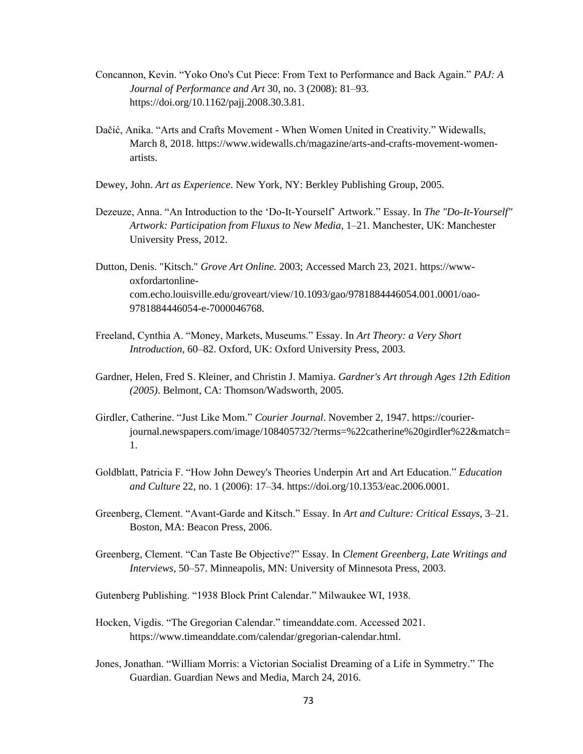Concannon, Kevin. “Yoko Ono's Cut Piece: From Text to Performance and Back Again.” *PAJ: A Journal of Performance and Art* 30, no. 3 (2008): 81–93. https://doi.org/10.1162/pajj.2008.30.3.81.

Dačić, Anika. “Arts and Crafts Movement - When Women United in Creativity.” Widewalls, March 8, 2018. https://www.widewalls.ch/magazine/arts-and-crafts-movement-women-artists.

Dewey, John. *Art as Experience*. New York, NY: Berkley Publishing Group, 2005.

Dezeuze, Anna. “An Introduction to the ‘Do-It-Yourself’ Artwork.” Essay. In *The "Do-It-Yourself" Artwork: Participation from Fluxus to New Media*, 1–21. Manchester, UK: Manchester University Press, 2012.

Dutton, Denis. "Kitsch." *Grove Art Online.* 2003; Accessed March 23, 2021. https://www-oxfordartonline-com.echo.louisville.edu/groveart/view/10.1093/gao/9781884446054.001.0001/oao-9781884446054-e-7000046768.

Freeland, Cynthia A. “Money, Markets, Museums.” Essay. In *Art Theory: a Very Short Introduction*, 60–82. Oxford, UK: Oxford University Press, 2003.

Gardner, Helen, Fred S. Kleiner, and Christin J. Mamiya. *Gardner's Art through Ages 12th Edition (2005)*. Belmont, CA: Thomson/Wadsworth, 2005.

Girdler, Catherine. “Just Like Mom.” *Courier Journal*. November 2, 1947. https://courier-journal.newspapers.com/image/108405732/?terms=%22catherine%20girdler%22&match=1.

Goldblatt, Patricia F. “How John Dewey's Theories Underpin Art and Art Education.” *Education and Culture* 22, no. 1 (2006): 17–34. https://doi.org/10.1353/eac.2006.0001.

Greenberg, Clement. “Avant-Garde and Kitsch.” Essay. In *Art and Culture: Critical Essays*, 3–21. Boston, MA: Beacon Press, 2006.

Greenberg, Clement. “Can Taste Be Objective?” Essay. In *Clement Greenberg, Late Writings and Interviews*, 50–57. Minneapolis, MN: University of Minnesota Press, 2003.

Gutenberg Publishing. “1938 Block Print Calendar.” Milwaukee WI, 1938.

Hocken, Vigdis. “The Gregorian Calendar.” timeanddate.com. Accessed 2021. https://www.timeanddate.com/calendar/gregorian-calendar.html.

Jones, Jonathan. “William Morris: a Victorian Socialist Dreaming of a Life in Symmetry.” The Guardian. Guardian News and Media, March 24, 2016.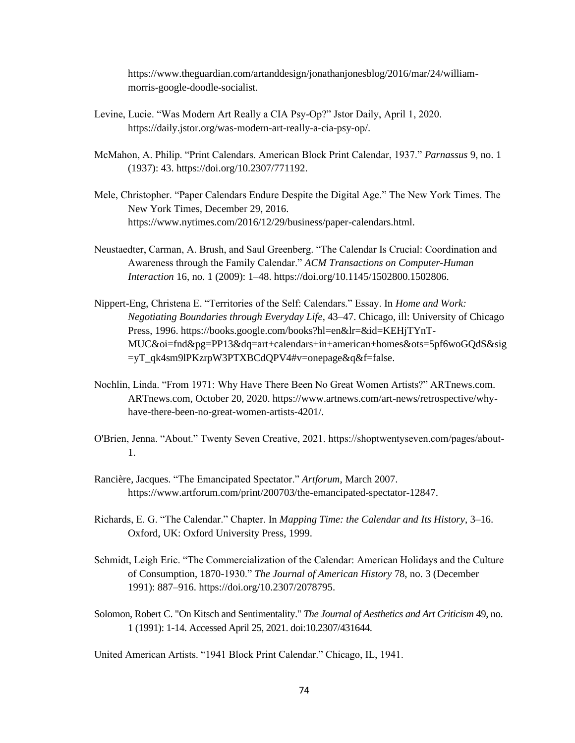https://www.theguardian.com/artanddesign/jonathanjonesblog/2016/mar/24/william-morris-google-doodle-socialist.

Levine, Lucie. "Was Modern Art Really a CIA Psy-Op?" Jstor Daily, April 1, 2020. https://daily.jstor.org/was-modern-art-really-a-cia-psy-op/.

McMahon, A. Philip. "Print Calendars. American Block Print Calendar, 1937." *Parnassus* 9, no. 1 (1937): 43. https://doi.org/10.2307/771192.

Mele, Christopher. "Paper Calendars Endure Despite the Digital Age." The New York Times. The New York Times, December 29, 2016. https://www.nytimes.com/2016/12/29/business/paper-calendars.html.

Neustaedter, Carman, A. Brush, and Saul Greenberg. "The Calendar Is Crucial: Coordination and Awareness through the Family Calendar." *ACM Transactions on Computer-Human Interaction* 16, no. 1 (2009): 1–48. https://doi.org/10.1145/1502800.1502806.

Nippert-Eng, Christena E. "Territories of the Self: Calendars." Essay. In *Home and Work: Negotiating Boundaries through Everyday Life*, 43–47. Chicago, ill: University of Chicago Press, 1996. https://books.google.com/books?hl=en&lr=&id=KEHjTYnT-MUC&oi=fnd&pg=PP13&dq=art+calendars+in+american+homes&ots=5pf6woGQdS&sig=yT_qk4sm9lPKzrpW3PTXBCdQPV4#v=onepage&q&f=false.

Nochlin, Linda. "From 1971: Why Have There Been No Great Women Artists?" ARTnews.com. ARTnews.com, October 20, 2020. https://www.artnews.com/art-news/retrospective/why-have-there-been-no-great-women-artists-4201/.

O'Brien, Jenna. "About." Twenty Seven Creative, 2021. https://shoptwentyseven.com/pages/about-1.

Rancière, Jacques. "The Emancipated Spectator." *Artforum*, March 2007. https://www.artforum.com/print/200703/the-emancipated-spectator-12847.

Richards, E. G. "The Calendar." Chapter. In *Mapping Time: the Calendar and Its History*, 3–16. Oxford, UK: Oxford University Press, 1999.

Schmidt, Leigh Eric. "The Commercialization of the Calendar: American Holidays and the Culture of Consumption, 1870-1930." *The Journal of American History* 78, no. 3 (December 1991): 887–916. https://doi.org/10.2307/2078795.

Solomon, Robert C. "On Kitsch and Sentimentality." *The Journal of Aesthetics and Art Criticism* 49, no. 1 (1991): 1-14. Accessed April 25, 2021. doi:10.2307/431644.

United American Artists. "1941 Block Print Calendar." Chicago, IL, 1941.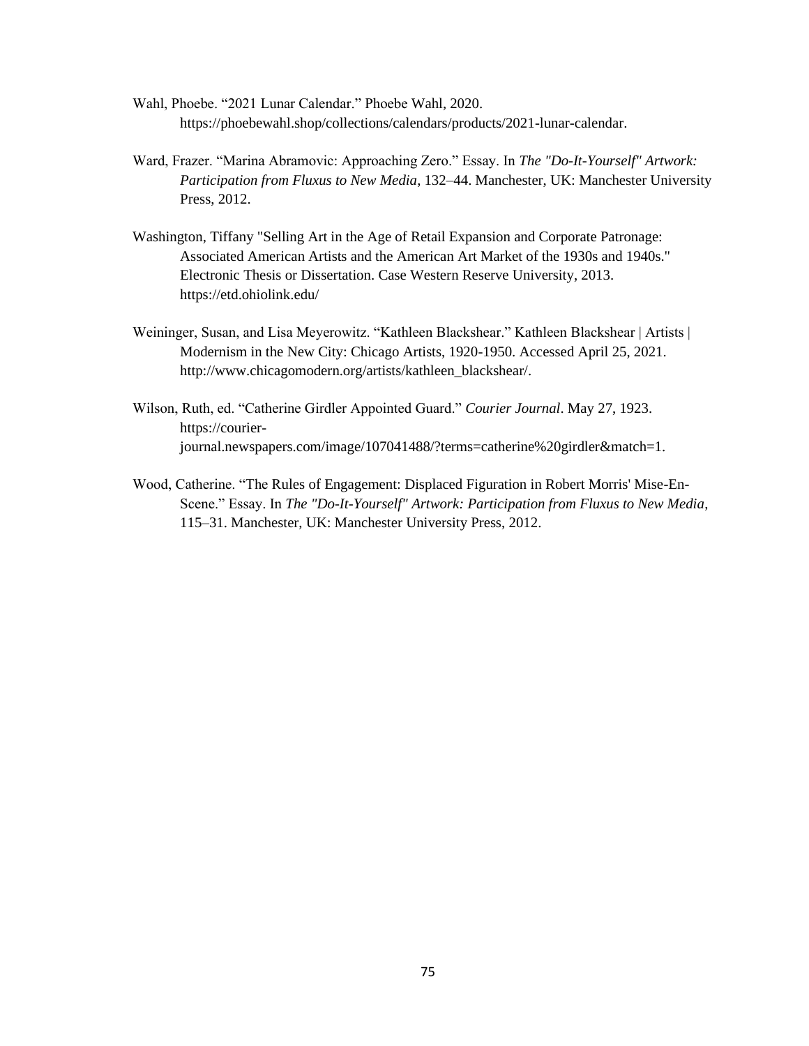Wahl, Phoebe. "2021 Lunar Calendar." Phoebe Wahl, 2020. https://phoebewahl.shop/collections/calendars/products/2021-lunar-calendar.

Ward, Frazer. "Marina Abramovic: Approaching Zero." Essay. In *The "Do-It-Yourself" Artwork: Participation from Fluxus to New Media*, 132–44. Manchester, UK: Manchester University Press, 2012.

Washington, Tiffany "Selling Art in the Age of Retail Expansion and Corporate Patronage: Associated American Artists and the American Art Market of the 1930s and 1940s." Electronic Thesis or Dissertation. Case Western Reserve University, 2013. https://etd.ohiolink.edu/

Weininger, Susan, and Lisa Meyerowitz. "Kathleen Blackshear." Kathleen Blackshear | Artists | Modernism in the New City: Chicago Artists, 1920-1950. Accessed April 25, 2021. http://www.chicagomodern.org/artists/kathleen_blackshear/.

Wilson, Ruth, ed. "Catherine Girdler Appointed Guard." *Courier Journal*. May 27, 1923. https://courier-journal.newspapers.com/image/107041488/?terms=catherine%20girdler&match=1.

Wood, Catherine. "The Rules of Engagement: Displaced Figuration in Robert Morris' Mise-En-Scene." Essay. In *The "Do-It-Yourself" Artwork: Participation from Fluxus to New Media*, 115–31. Manchester, UK: Manchester University Press, 2012.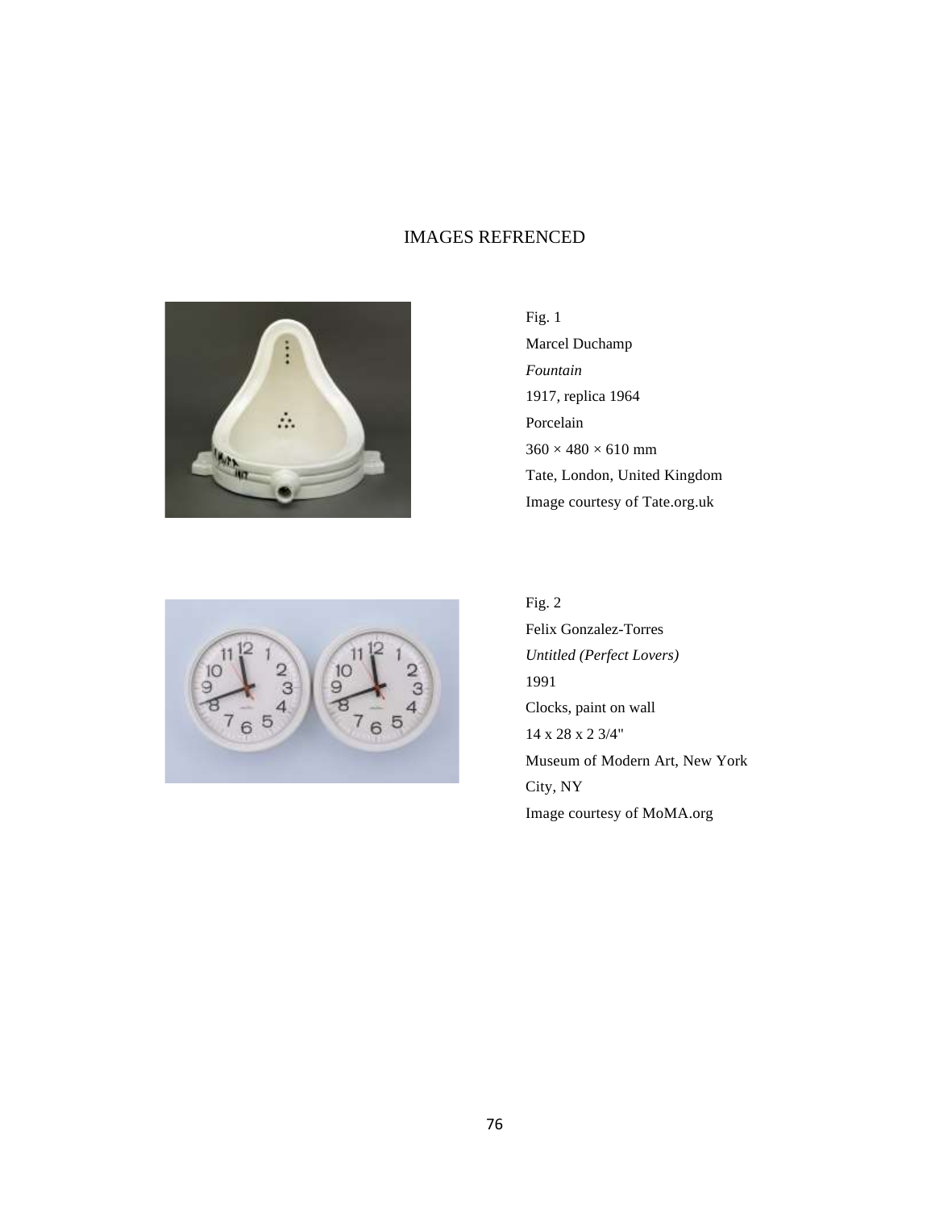# IMAGES REFRENCED

Fig. 1
Marcel Duchamp
*Fountain*
1917, replica 1964
Porcelain
360 × 480 × 610 mm
Tate, London, United Kingdom
Image courtesy of Tate.org.uk

Fig. 2
Felix Gonzalez-Torres
*Untitled (Perfect Lovers)*
1991
Clocks, paint on wall
14 x 28 x 2 3/4"
Museum of Modern Art, New York City, NY
Image courtesy of MoMA.org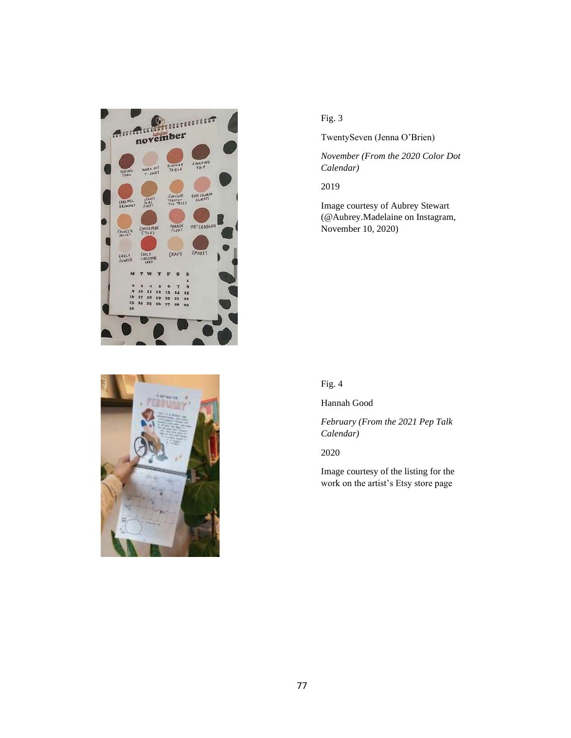Fig. 3

TwentySeven (Jenna O'Brien)

*November (From the 2020 Color Dot Calendar)*

2019

Image courtesy of Aubrey Stewart (@Aubrey.Madelaine on Instagram, November 10, 2020)

Fig. 4

Hannah Good

*February (From the 2021 Pep Talk Calendar)*

2020

Image courtesy of the listing for the work on the artist's Etsy store page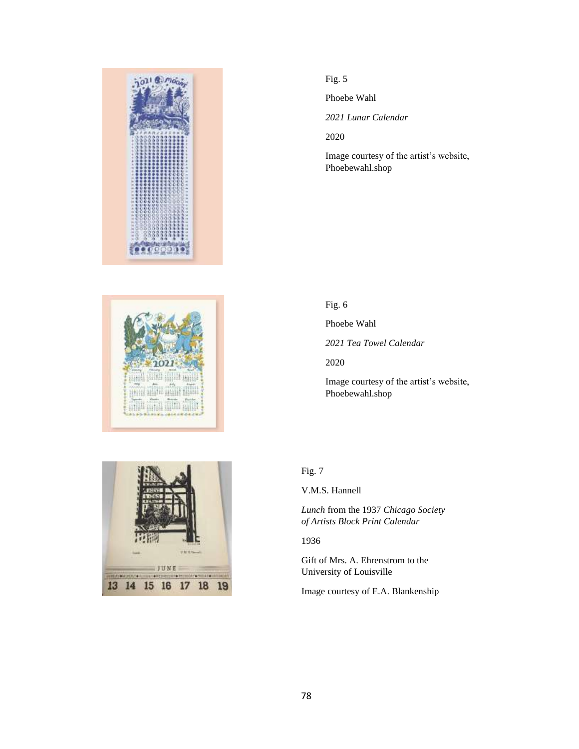Fig. 5

Phoebe Wahl

*2021 Lunar Calendar*

2020

Image courtesy of the artist's website, Phoebewahl.shop

Fig. 6

Phoebe Wahl

*2021 Tea Towel Calendar*

2020

Image courtesy of the artist's website, Phoebewahl.shop

Fig. 7

V.M.S. Hannell

*Lunch* from the 1937 *Chicago Society of Artists Block Print Calendar*

1936

Gift of Mrs. A. Ehrenstrom to the University of Louisville

Image courtesy of E.A. Blankenship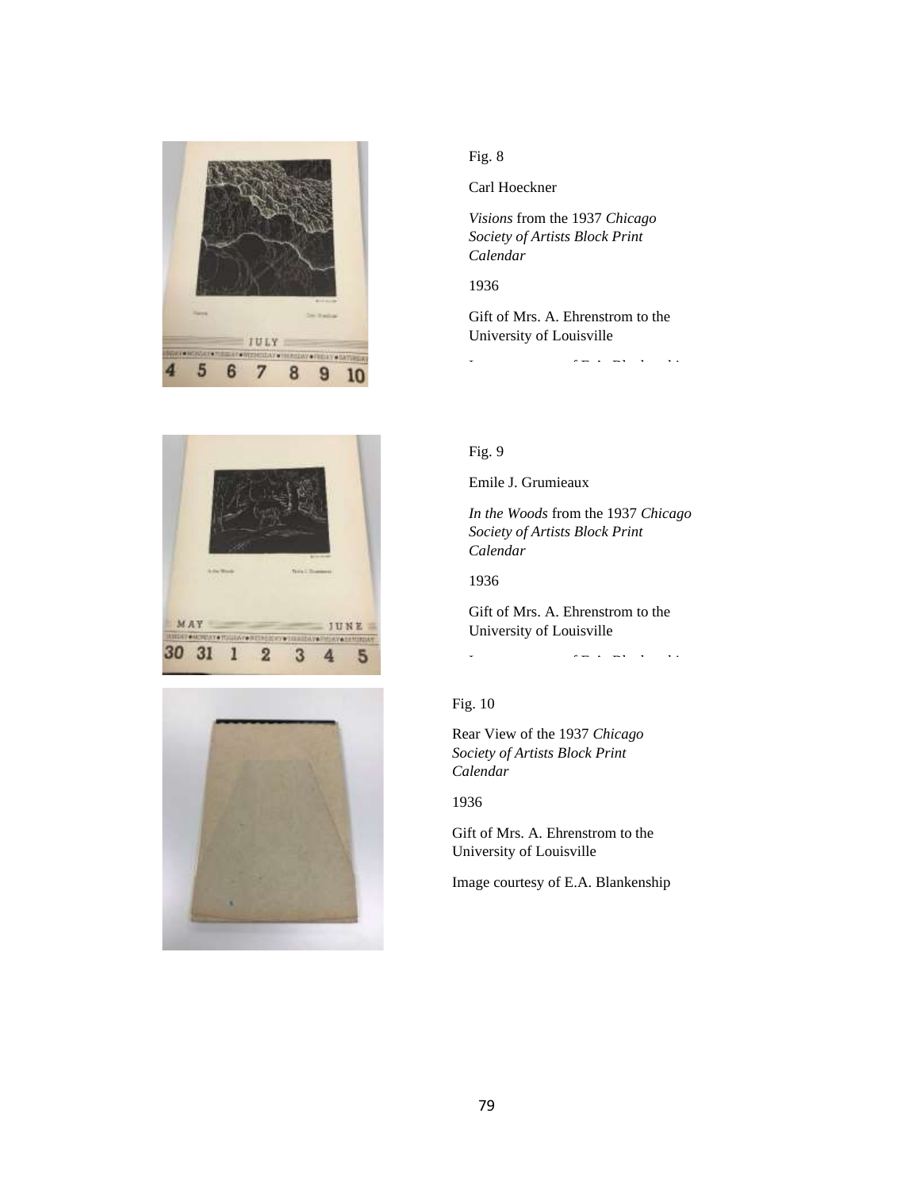Fig. 8

Carl Hoeckner

*Visions* from the 1937 *Chicago Society of Artists Block Print Calendar*

1936

Gift of Mrs. A. Ehrenstrom to the University of Louisville

Image courtesy of E.A. Blankenship

Fig. 9

Emile J. Grumieaux

*In the Woods* from the 1937 *Chicago Society of Artists Block Print Calendar*

1936

Gift of Mrs. A. Ehrenstrom to the University of Louisville

Image courtesy of E.A. Blankenship

Fig. 10

Rear View of the 1937 *Chicago Society of Artists Block Print Calendar*

1936

Gift of Mrs. A. Ehrenstrom to the University of Louisville

Image courtesy of E.A. Blankenship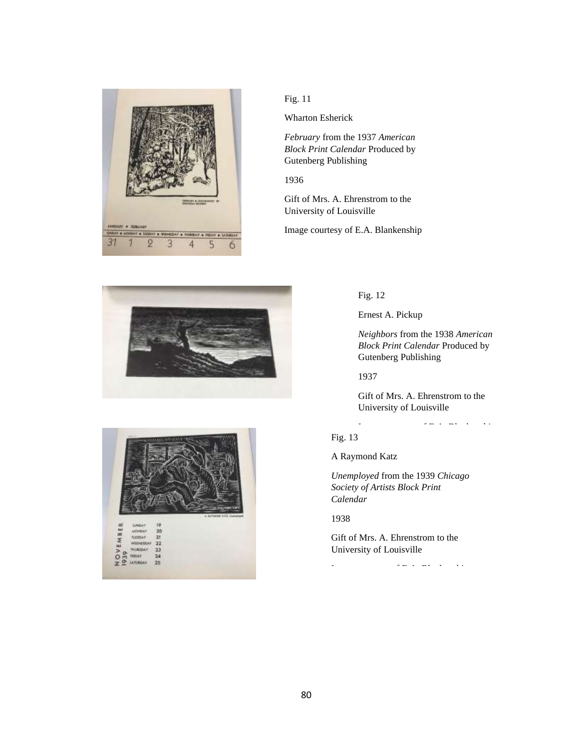Fig. 11

Wharton Esherick

*February* from the 1937 *American Block Print Calendar* Produced by Gutenberg Publishing

1936

Gift of Mrs. A. Ehrenstrom to the University of Louisville

Image courtesy of E.A. Blankenship

Fig. 12

Ernest A. Pickup

*Neighbors* from the 1938 *American Block Print Calendar* Produced by Gutenberg Publishing

1937

Gift of Mrs. A. Ehrenstrom to the University of Louisville

Image courtesy of E.A. Blankenship

Fig. 13

A Raymond Katz

*Unemployed* from the 1939 *Chicago Society of Artists Block Print Calendar*

1938

Gift of Mrs. A. Ehrenstrom to the University of Louisville

Image courtesy of E.A. Blankenship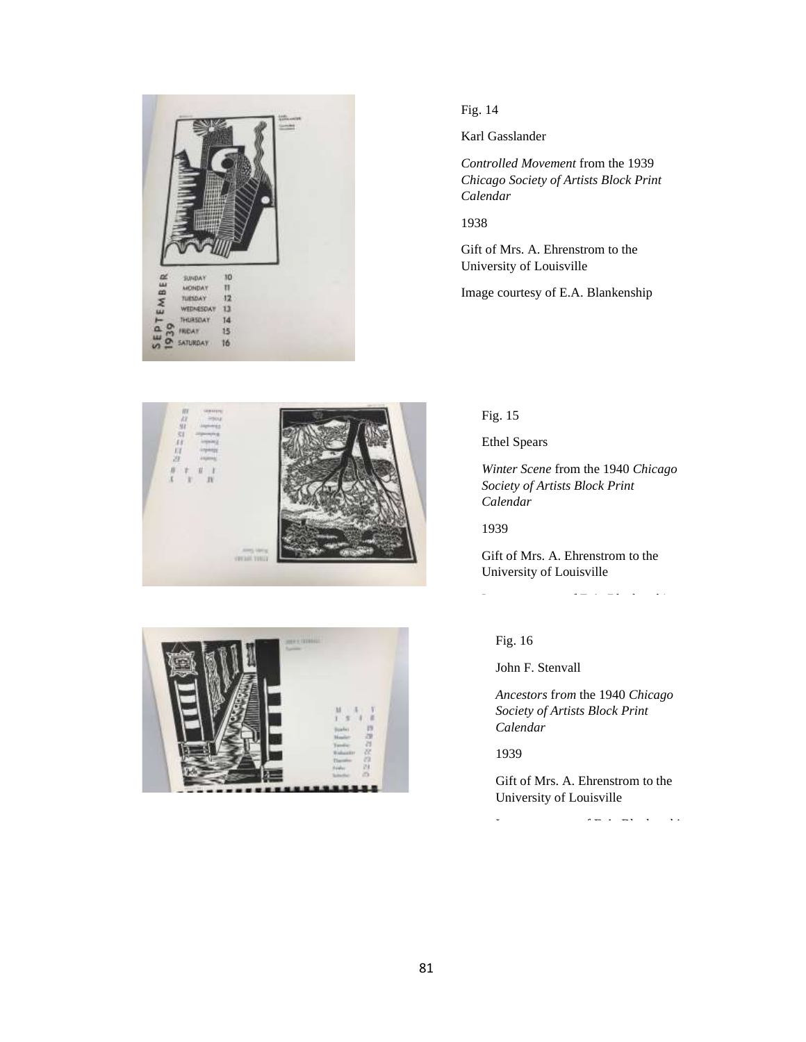Fig. 14

Karl Gasslander

*Controlled Movement* from the 1939 *Chicago Society of Artists Block Print Calendar*

1938

Gift of Mrs. A. Ehrenstrom to the University of Louisville

Image courtesy of E.A. Blankenship

Fig. 15

Ethel Spears

*Winter Scene* from the 1940 *Chicago Society of Artists Block Print Calendar*

1939

Gift of Mrs. A. Ehrenstrom to the University of Louisville

Fig. 16

John F. Stenvall

*Ancestors from* the 1940 *Chicago Society of Artists Block Print Calendar*

1939

Gift of Mrs. A. Ehrenstrom to the University of Louisville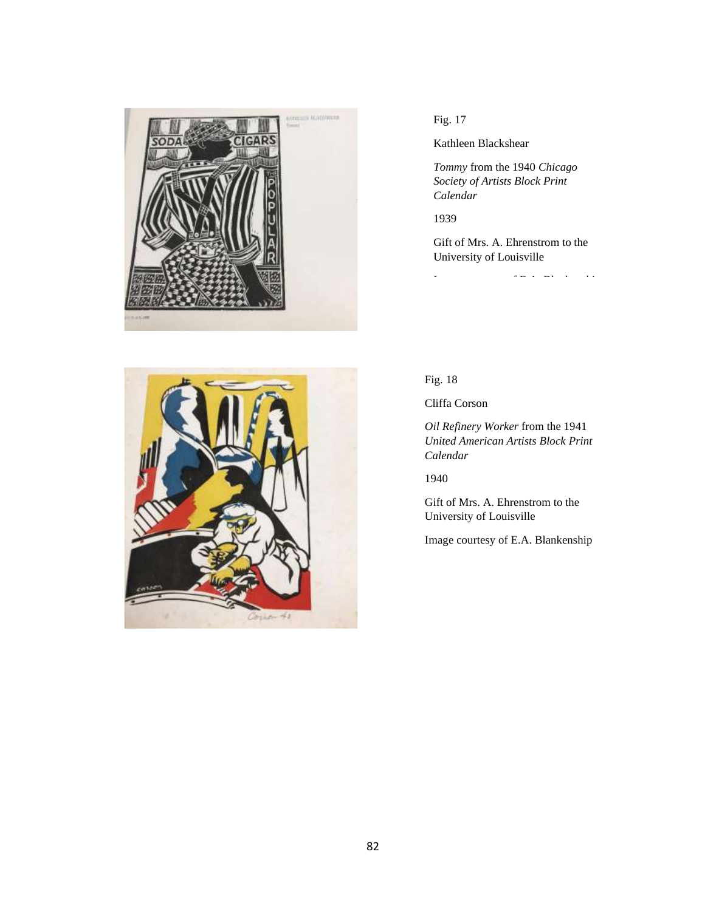Fig. 17

Kathleen Blackshear

*Tommy* from the 1940 *Chicago Society of Artists Block Print Calendar*

1939

Gift of Mrs. A. Ehrenstrom to the University of Louisville

Image courtesy of E.A. Blankenship

Fig. 18

Cliffa Corson

*Oil Refinery Worker* from the 1941 *United American Artists Block Print Calendar*

1940

Gift of Mrs. A. Ehrenstrom to the University of Louisville

Image courtesy of E.A. Blankenship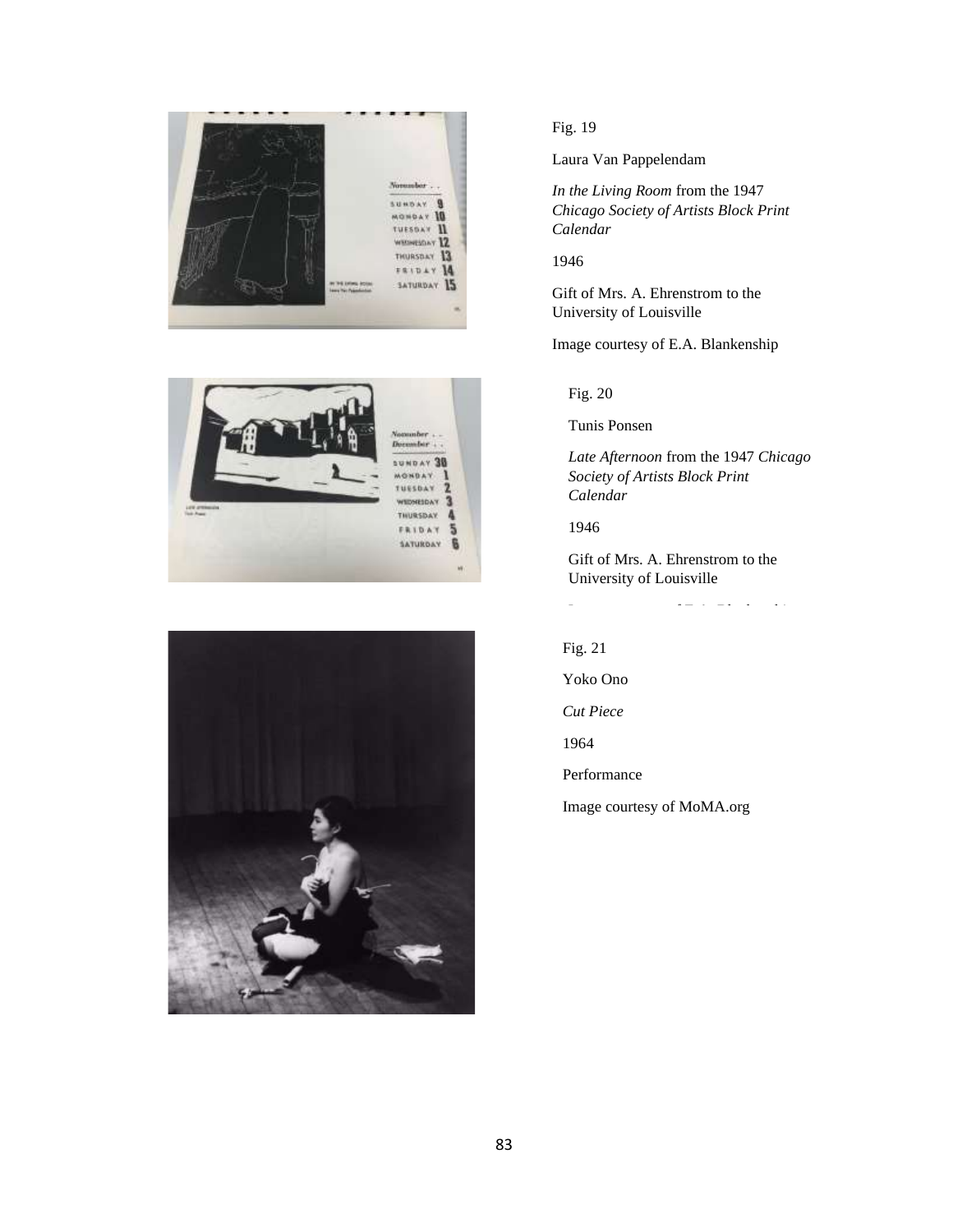Fig. 19

Laura Van Pappelendam

*In the Living Room* from the 1947 *Chicago Society of Artists Block Print Calendar*

1946

Gift of Mrs. A. Ehrenstrom to the University of Louisville

Image courtesy of E.A. Blankenship

Fig. 20

Tunis Ponsen

*Late Afternoon* from the 1947 *Chicago Society of Artists Block Print Calendar*

1946

Gift of Mrs. A. Ehrenstrom to the University of Louisville

Fig. 21

Yoko Ono

*Cut Piece*

1964

Performance

Image courtesy of MoMA.org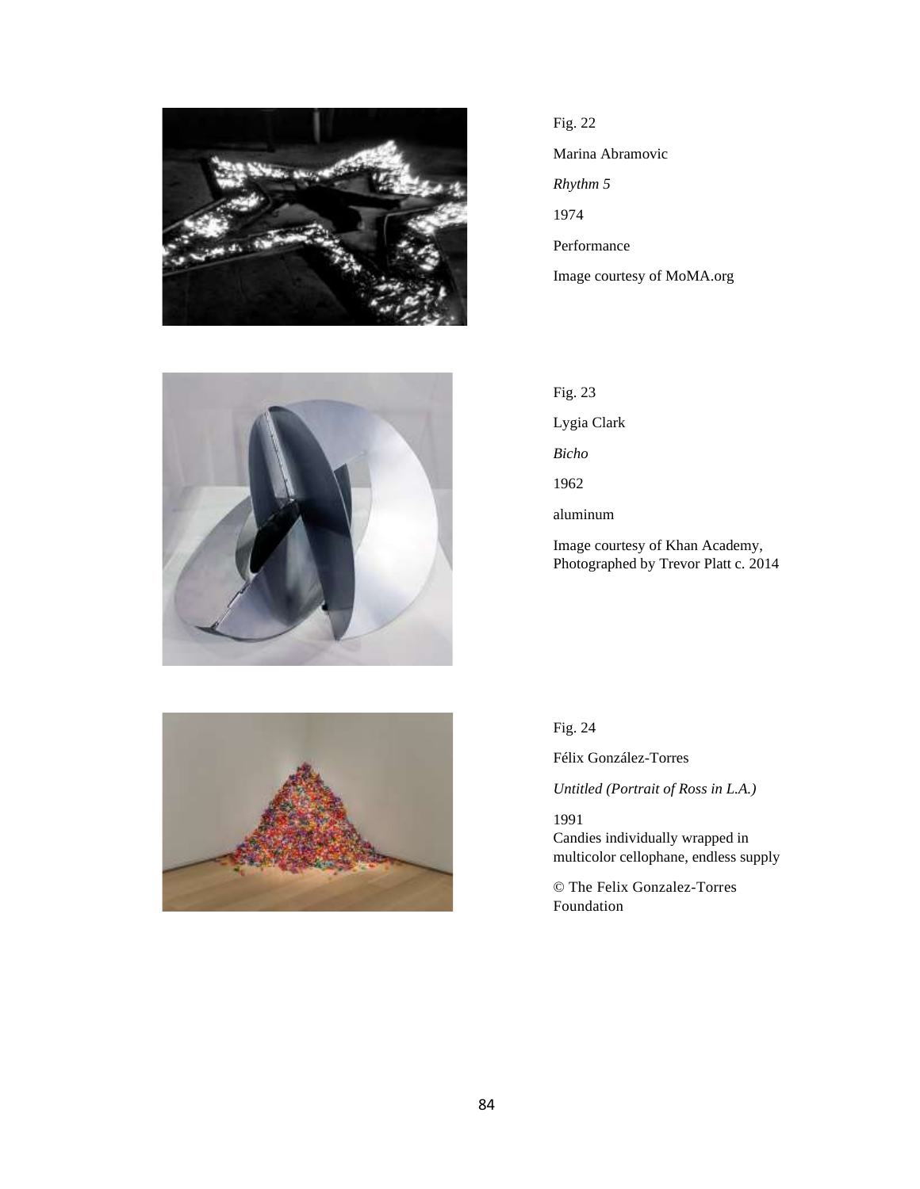Fig. 22

Marina Abramovic

*Rhythm 5*

1974

Performance

Image courtesy of MoMA.org

Fig. 23

Lygia Clark

*Bicho*

1962

aluminum

Image courtesy of Khan Academy, Photographed by Trevor Platt c. 2014

Fig. 24

Félix González-Torres

*Untitled (Portrait of Ross in L.A.)*

1991

Candies individually wrapped in multicolor cellophane, endless supply

© The Felix Gonzalez-Torres Foundation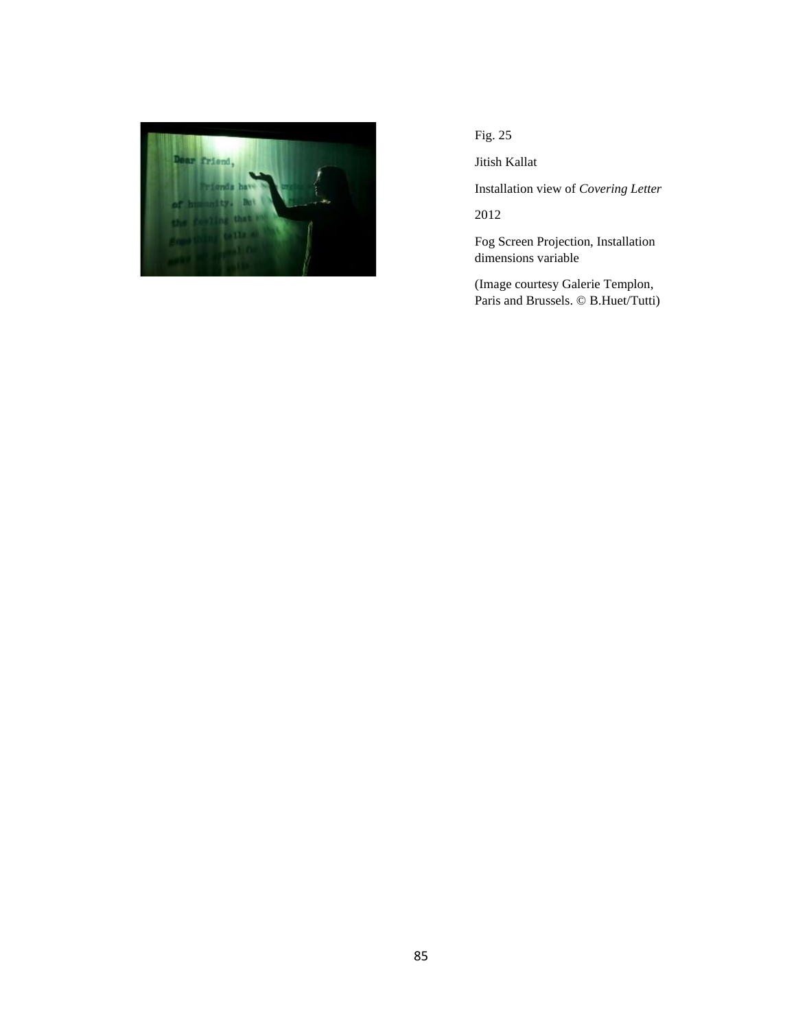Fig. 25

Jitish Kallat

Installation view of *Covering Letter*

2012

Fog Screen Projection, Installation dimensions variable

(Image courtesy Galerie Templon, Paris and Brussels. © B.Huet/Tutti)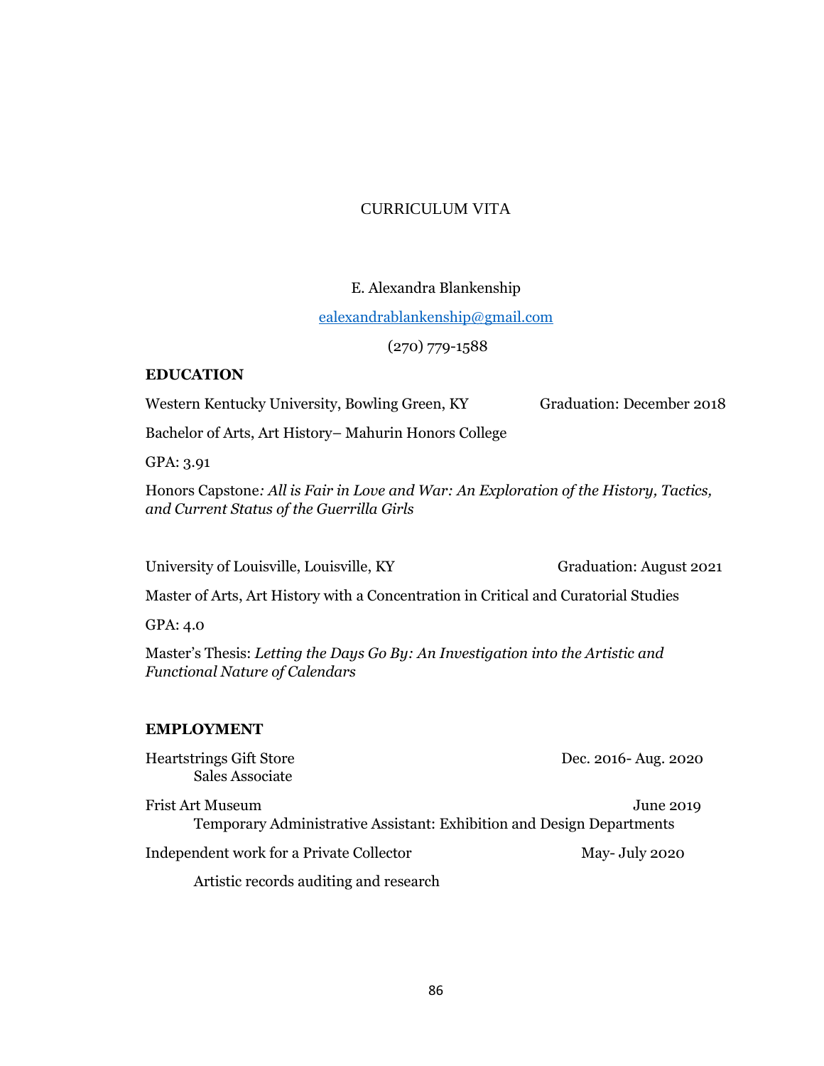# CURRICULUM VITA

E. Alexandra Blankenship

ealexandrablankenship@gmail.com

(270) 779-1588

**EDUCATION**

Western Kentucky University, Bowling Green, KY — Graduation: December 2018

Bachelor of Arts, Art History– Mahurin Honors College

GPA: 3.91

Honors Capstone*: All is Fair in Love and War: An Exploration of the History, Tactics, and Current Status of the Guerrilla Girls*

University of Louisville, Louisville, KY — Graduation: August 2021

Master of Arts, Art History with a Concentration in Critical and Curatorial Studies

GPA: 4.0

Master's Thesis: *Letting the Days Go By: An Investigation into the Artistic and Functional Nature of Calendars*

**EMPLOYMENT**

Heartstrings Gift Store — Dec. 2016- Aug. 2020
Sales Associate

Frist Art Museum — June 2019
Temporary Administrative Assistant: Exhibition and Design Departments

Independent work for a Private Collector — May- July 2020
Artistic records auditing and research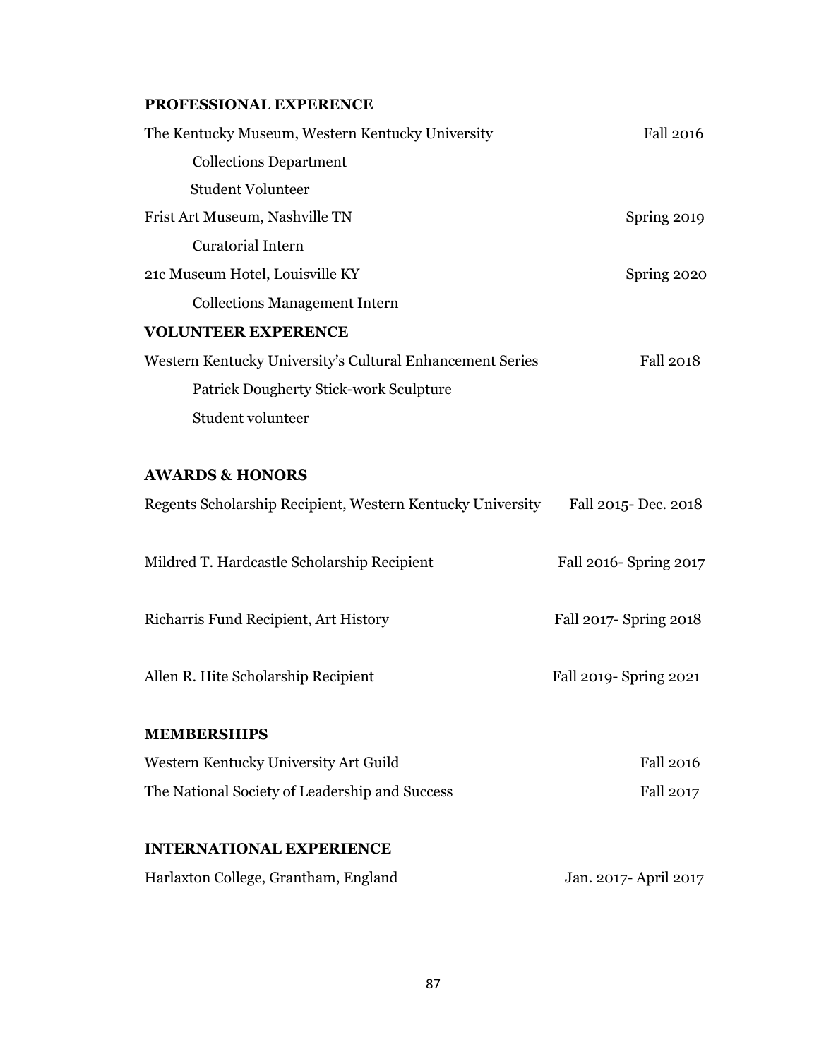**PROFESSIONAL EXPERENCE**

The Kentucky Museum, Western Kentucky University — Fall 2016

Collections Department

Student Volunteer

Frist Art Museum, Nashville TN — Spring 2019

Curatorial Intern

21c Museum Hotel, Louisville KY — Spring 2020

Collections Management Intern

**VOLUNTEER EXPERENCE**

Western Kentucky University's Cultural Enhancement Series — Fall 2018

Patrick Dougherty Stick-work Sculpture

Student volunteer

**AWARDS & HONORS**

Regents Scholarship Recipient, Western Kentucky University — Fall 2015- Dec. 2018

Mildred T. Hardcastle Scholarship Recipient — Fall 2016- Spring 2017

Richarris Fund Recipient, Art History — Fall 2017- Spring 2018

Allen R. Hite Scholarship Recipient — Fall 2019- Spring 2021

**MEMBERSHIPS**

Western Kentucky University Art Guild — Fall 2016

The National Society of Leadership and Success — Fall 2017

**INTERNATIONAL EXPERIENCE**

Harlaxton College, Grantham, England — Jan. 2017- April 2017